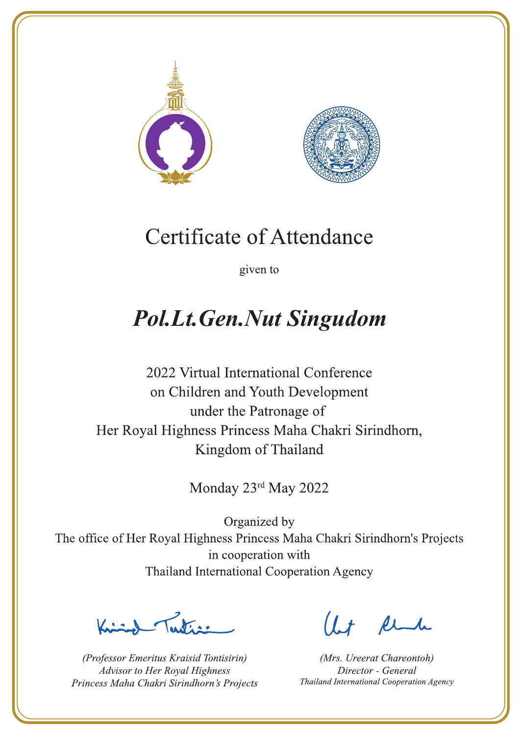# Certificate of Attendance

given to

## ***Pol.Lt.Gen.Nut Singudom***

2022 Virtual International Conference
on Children and Youth Development
under the Patronage of
Her Royal Highness Princess Maha Chakri Sirindhorn,
Kingdom of Thailand

Monday 23rd May 2022

Organized by
The office of Her Royal Highness Princess Maha Chakri Sirindhorn's Projects
in cooperation with
Thailand International Cooperation Agency

*(Professor Emeritus Kraisid Tontisirin)*
*Advisor to Her Royal Highness*
*Princess Maha Chakri Sirindhorn's Projects*

*(Mrs. Ureerat Chareontoh)*
*Director - General*
*Thailand International Cooperation Agency*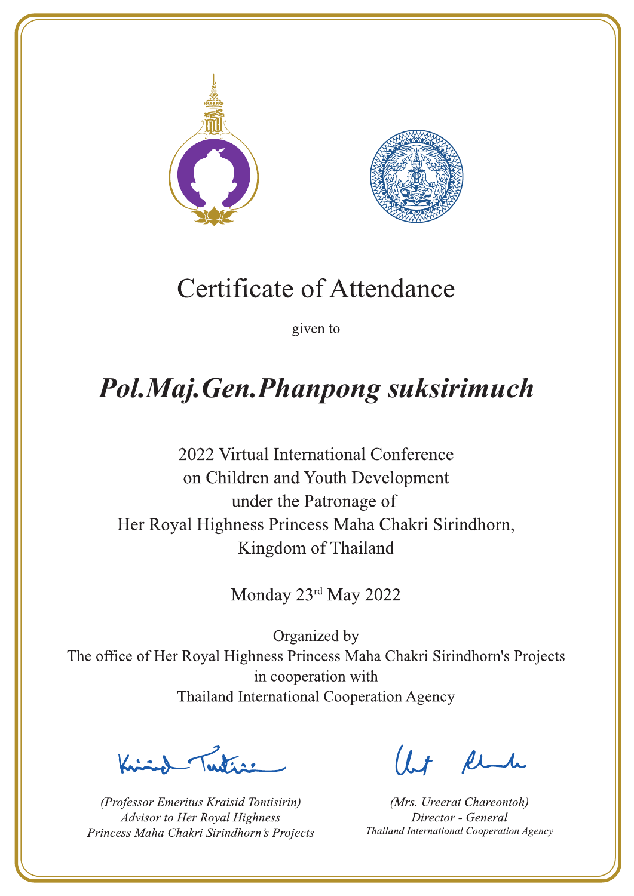# Certificate of Attendance

given to

## *Pol.Maj.Gen.Phanpong suksirimuch*

2022 Virtual International Conference
on Children and Youth Development
under the Patronage of
Her Royal Highness Princess Maha Chakri Sirindhorn,
Kingdom of Thailand

Monday 23rd May 2022

Organized by
The office of Her Royal Highness Princess Maha Chakri Sirindhorn's Projects
in cooperation with
Thailand International Cooperation Agency

*(Professor Emeritus Kraisid Tontisirin)*
*Advisor to Her Royal Highness*
*Princess Maha Chakri Sirindhorn's Projects*

*(Mrs. Ureerat Chareontoh)*
*Director - General*
*Thailand International Cooperation Agency*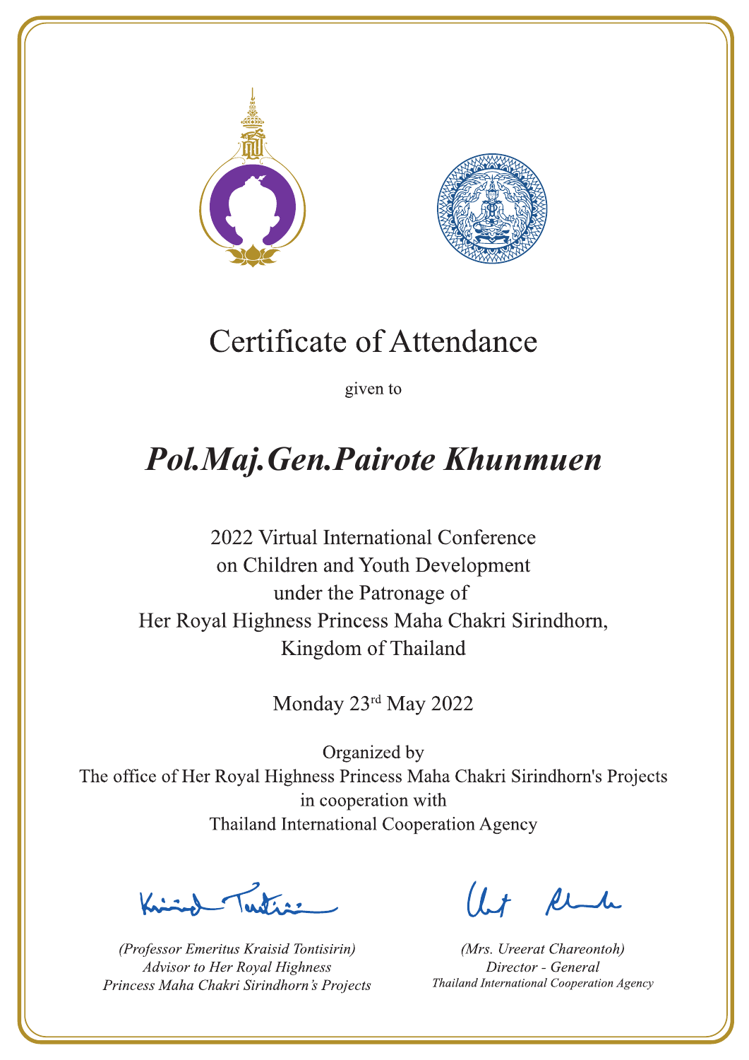# Certificate of Attendance

given to

## *Pol.Maj.Gen.Pairote Khunmuen*

2022 Virtual International Conference
on Children and Youth Development
under the Patronage of
Her Royal Highness Princess Maha Chakri Sirindhorn,
Kingdom of Thailand

Monday 23rd May 2022

Organized by
The office of Her Royal Highness Princess Maha Chakri Sirindhorn's Projects
in cooperation with
Thailand International Cooperation Agency

*(Professor Emeritus Kraisid Tontisirin)*
*Advisor to Her Royal Highness*
*Princess Maha Chakri Sirindhorn's Projects*

*(Mrs. Ureerat Chareontoh)*
*Director - General*
*Thailand International Cooperation Agency*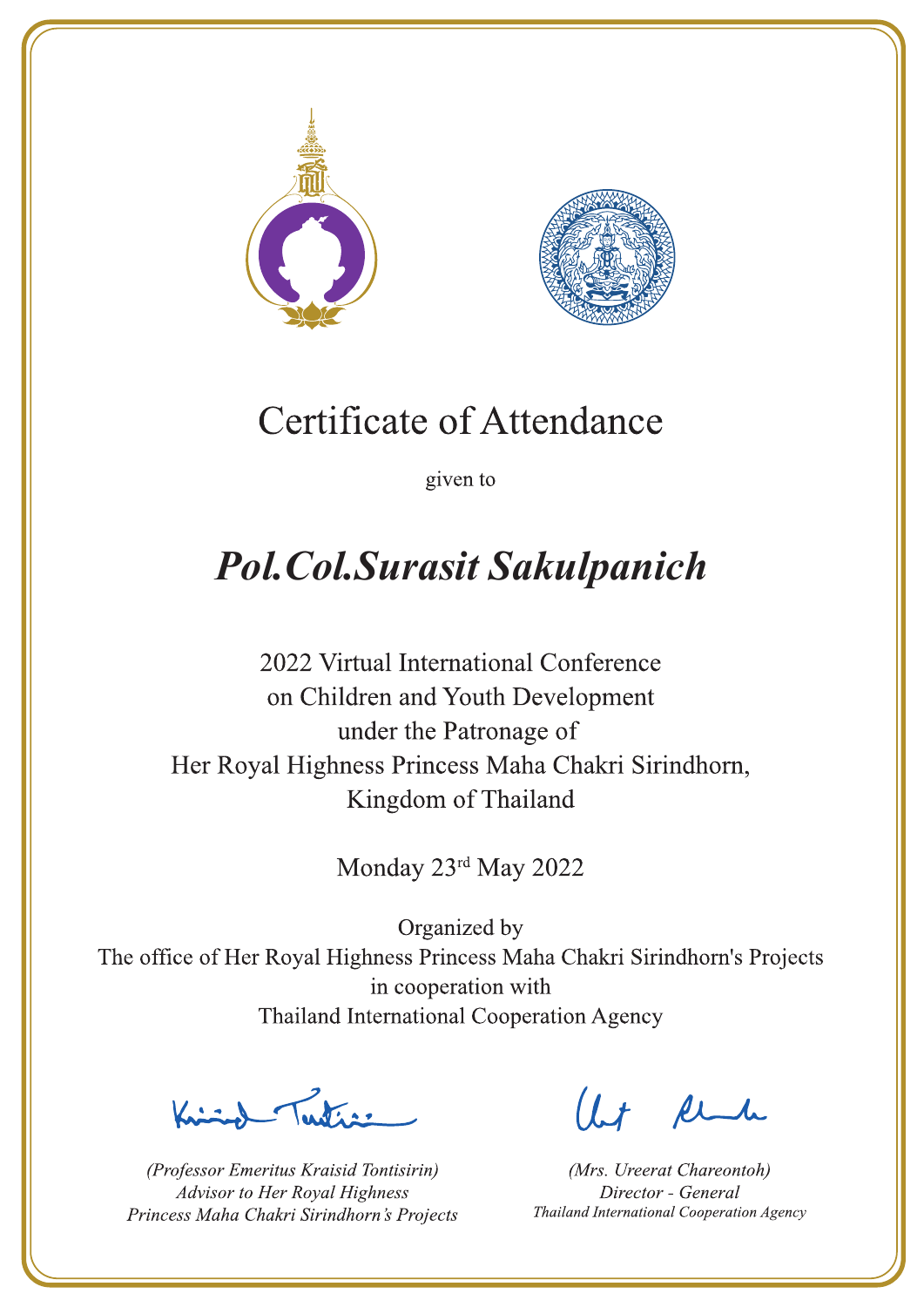# Certificate of Attendance

given to

## *Pol.Col.Surasit Sakulpanich*

2022 Virtual International Conference
on Children and Youth Development
under the Patronage of
Her Royal Highness Princess Maha Chakri Sirindhorn,
Kingdom of Thailand

Monday 23rd May 2022

Organized by
The office of Her Royal Highness Princess Maha Chakri Sirindhorn's Projects
in cooperation with
Thailand International Cooperation Agency

*(Professor Emeritus Kraisid Tontisirin)*
*Advisor to Her Royal Highness*
*Princess Maha Chakri Sirindhorn's Projects*

*(Mrs. Ureerat Chareontoh)*
*Director - General*
*Thailand International Cooperation Agency*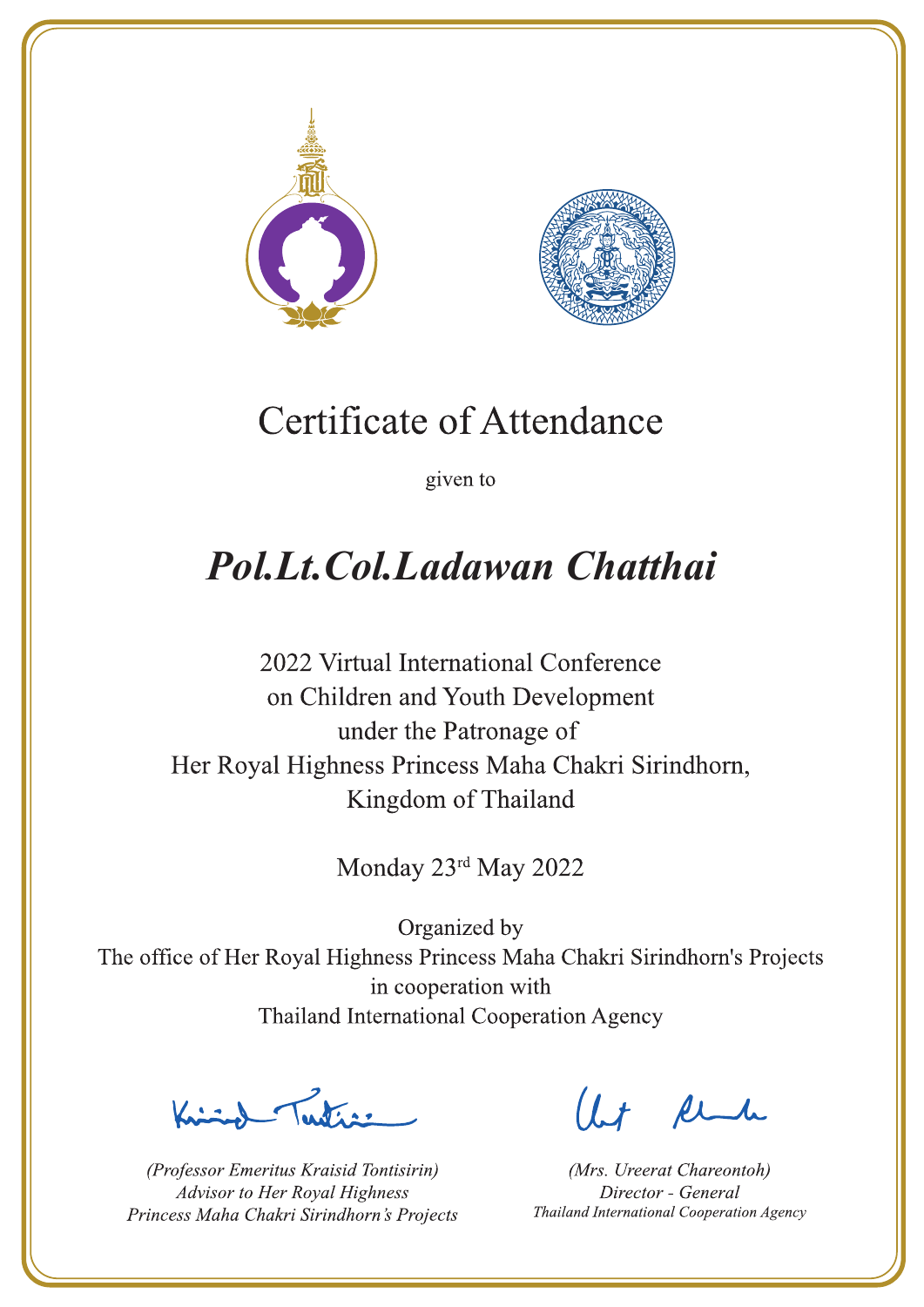# Certificate of Attendance

given to

## *Pol.Lt.Col.Ladawan Chatthai*

2022 Virtual International Conference
on Children and Youth Development
under the Patronage of
Her Royal Highness Princess Maha Chakri Sirindhorn,
Kingdom of Thailand

Monday 23rd May 2022

Organized by
The office of Her Royal Highness Princess Maha Chakri Sirindhorn's Projects
in cooperation with
Thailand International Cooperation Agency

*(Professor Emeritus Kraisid Tontisirin)*
*Advisor to Her Royal Highness*
*Princess Maha Chakri Sirindhorn's Projects*

*(Mrs. Ureerat Chareontoh)*
*Director - General*
*Thailand International Cooperation Agency*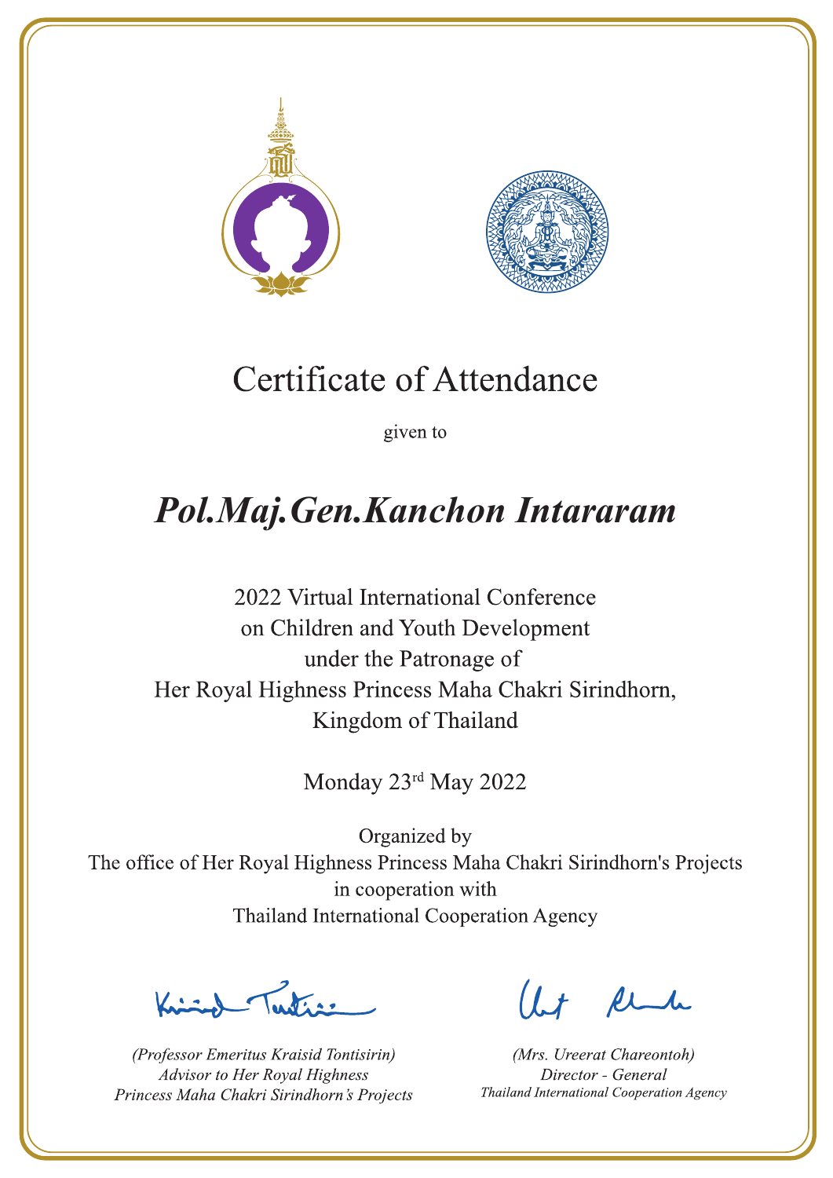# Certificate of Attendance

given to

## ***Pol.Maj.Gen.Kanchon Intararam***

2022 Virtual International Conference
on Children and Youth Development
under the Patronage of
Her Royal Highness Princess Maha Chakri Sirindhorn,
Kingdom of Thailand

Monday 23rd May 2022

Organized by
The office of Her Royal Highness Princess Maha Chakri Sirindhorn's Projects
in cooperation with
Thailand International Cooperation Agency

*(Professor Emeritus Kraisid Tontisirin)*
*Advisor to Her Royal Highness*
*Princess Maha Chakri Sirindhorn's Projects*

*(Mrs. Ureerat Chareontoh)*
*Director - General*
*Thailand International Cooperation Agency*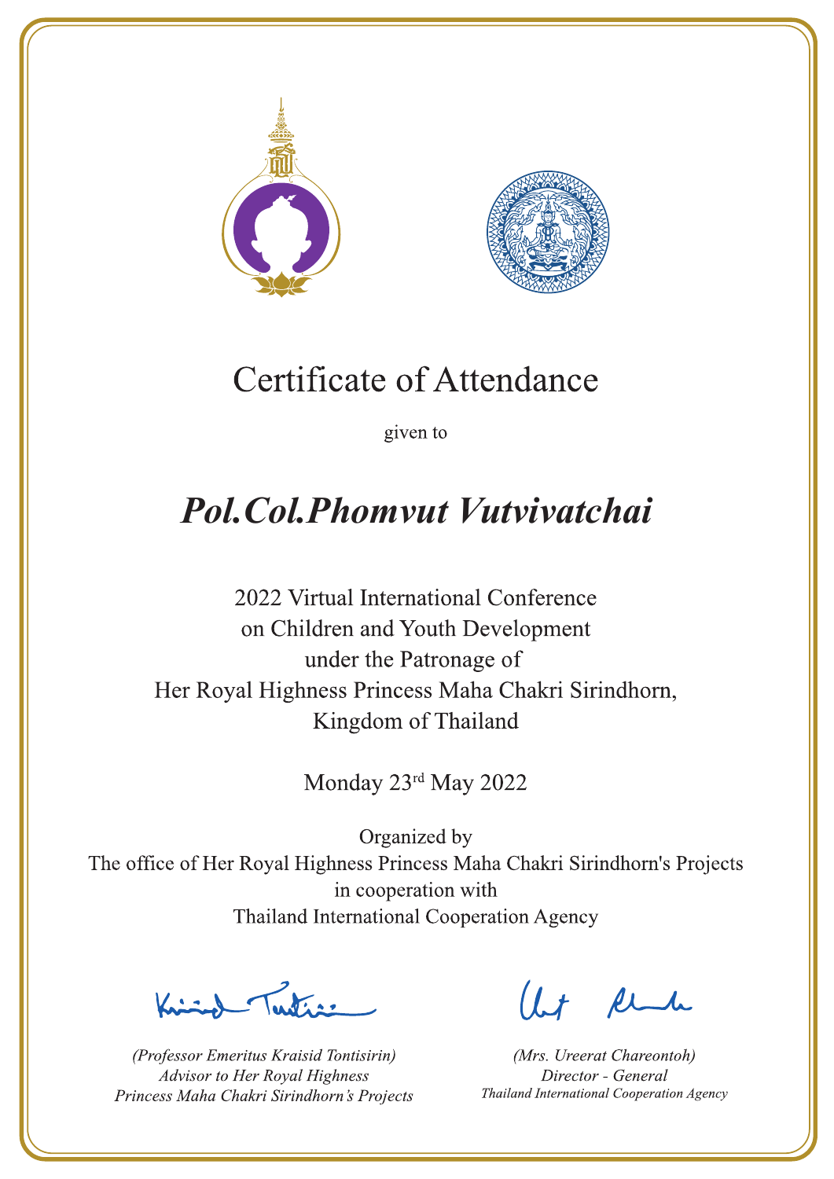# Certificate of Attendance

given to

## *Pol.Col.Phomvut Vutvivatchai*

2022 Virtual International Conference
on Children and Youth Development
under the Patronage of
Her Royal Highness Princess Maha Chakri Sirindhorn,
Kingdom of Thailand

Monday 23rd May 2022

Organized by
The office of Her Royal Highness Princess Maha Chakri Sirindhorn's Projects
in cooperation with
Thailand International Cooperation Agency

*(Professor Emeritus Kraisid Tontisirin)*
*Advisor to Her Royal Highness*
*Princess Maha Chakri Sirindhorn's Projects*

*(Mrs. Ureerat Chareontoh)*
*Director - General*
*Thailand International Cooperation Agency*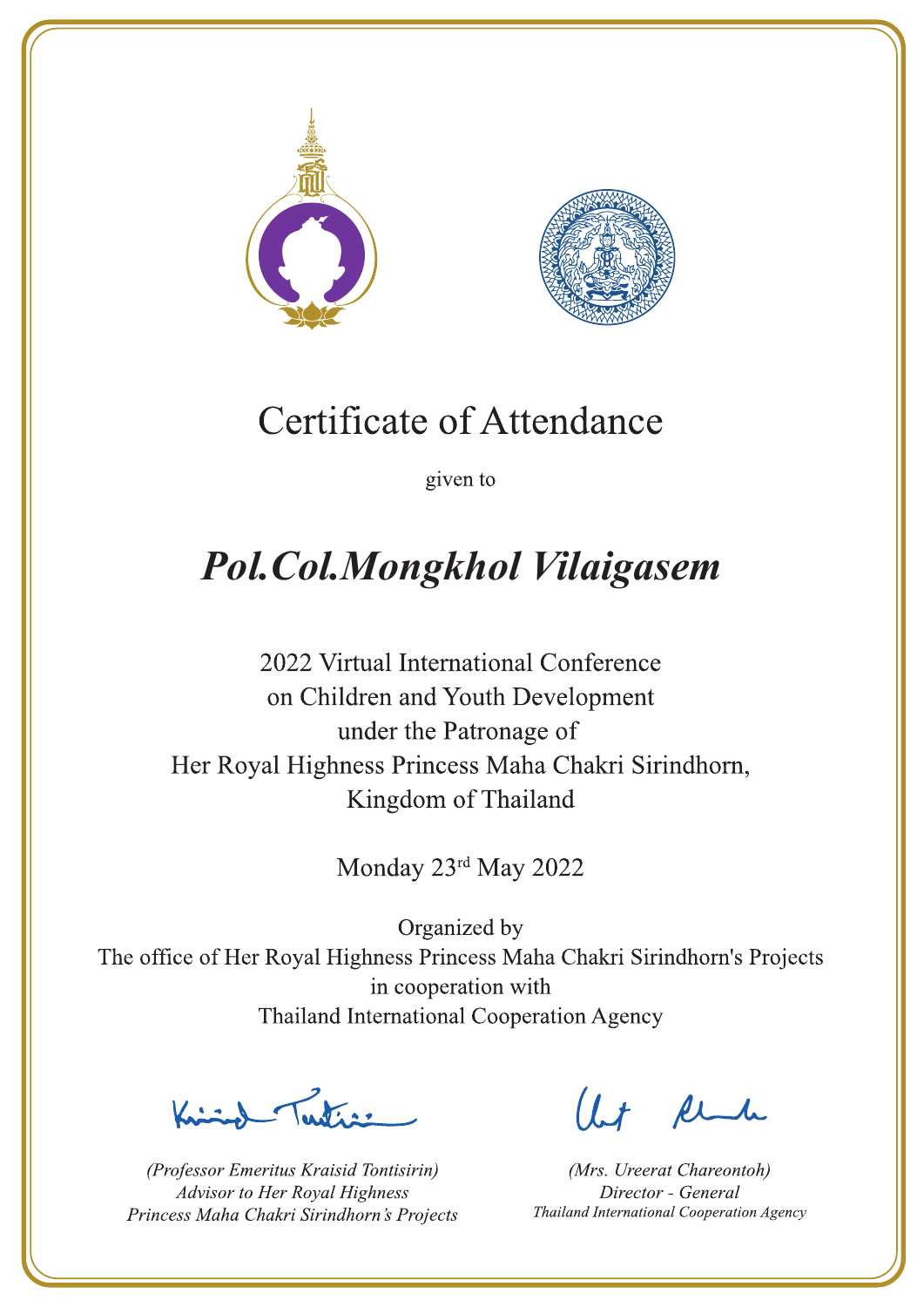# Certificate of Attendance

given to

## *Pol.Col.Mongkhol Vilaigasem*

2022 Virtual International Conference
on Children and Youth Development
under the Patronage of
Her Royal Highness Princess Maha Chakri Sirindhorn,
Kingdom of Thailand

Monday 23rd May 2022

Organized by
The office of Her Royal Highness Princess Maha Chakri Sirindhorn's Projects
in cooperation with
Thailand International Cooperation Agency

*(Professor Emeritus Kraisid Tontisirin)*
*Advisor to Her Royal Highness*
*Princess Maha Chakri Sirindhorn's Projects*

*(Mrs. Ureerat Chareontoh)*
*Director - General*
*Thailand International Cooperation Agency*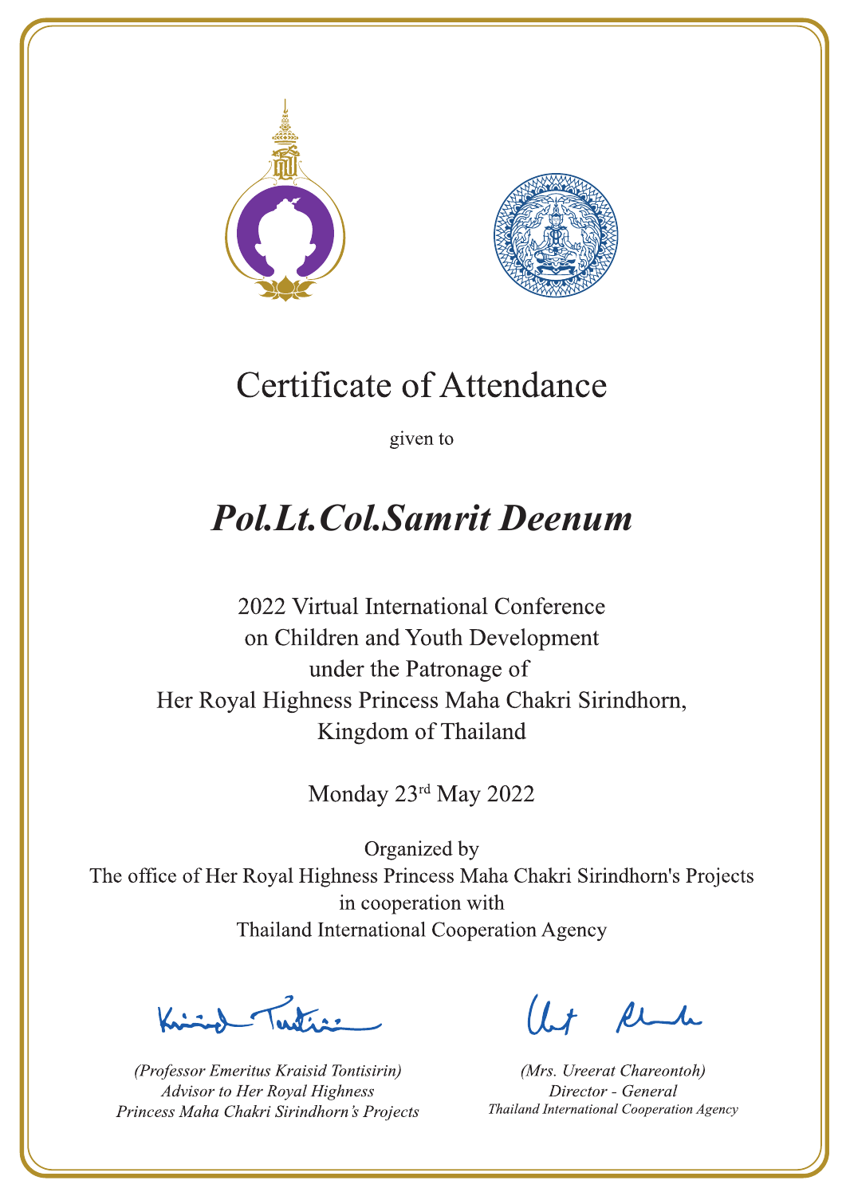# Certificate of Attendance

given to

## ***Pol.Lt.Col.Samrit Deenum***

2022 Virtual International Conference
on Children and Youth Development
under the Patronage of
Her Royal Highness Princess Maha Chakri Sirindhorn,
Kingdom of Thailand

Monday 23rd May 2022

Organized by
The office of Her Royal Highness Princess Maha Chakri Sirindhorn's Projects
in cooperation with
Thailand International Cooperation Agency

*(Professor Emeritus Kraisid Tontisirin)*
*Advisor to Her Royal Highness*
*Princess Maha Chakri Sirindhorn's Projects*

*(Mrs. Ureerat Chareontoh)*
*Director - General*
*Thailand International Cooperation Agency*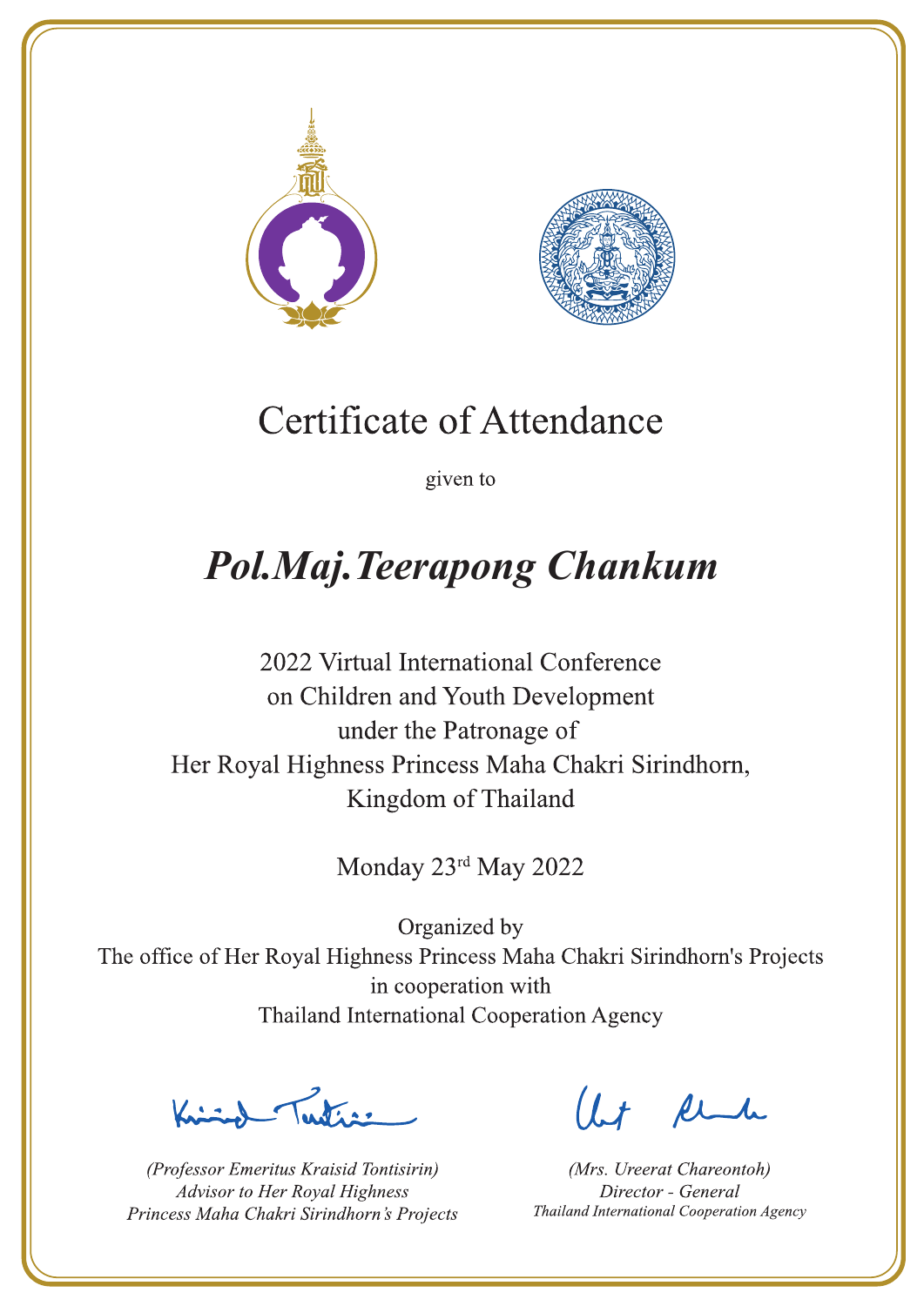# Certificate of Attendance

given to

## *Pol.Maj.Teerapong Chankum*

2022 Virtual International Conference
on Children and Youth Development
under the Patronage of
Her Royal Highness Princess Maha Chakri Sirindhorn,
Kingdom of Thailand

Monday 23rd May 2022

Organized by
The office of Her Royal Highness Princess Maha Chakri Sirindhorn's Projects
in cooperation with
Thailand International Cooperation Agency

*(Professor Emeritus Kraisid Tontisirin)*
*Advisor to Her Royal Highness*
*Princess Maha Chakri Sirindhorn's Projects*

*(Mrs. Ureerat Chareontoh)*
*Director - General*
*Thailand International Cooperation Agency*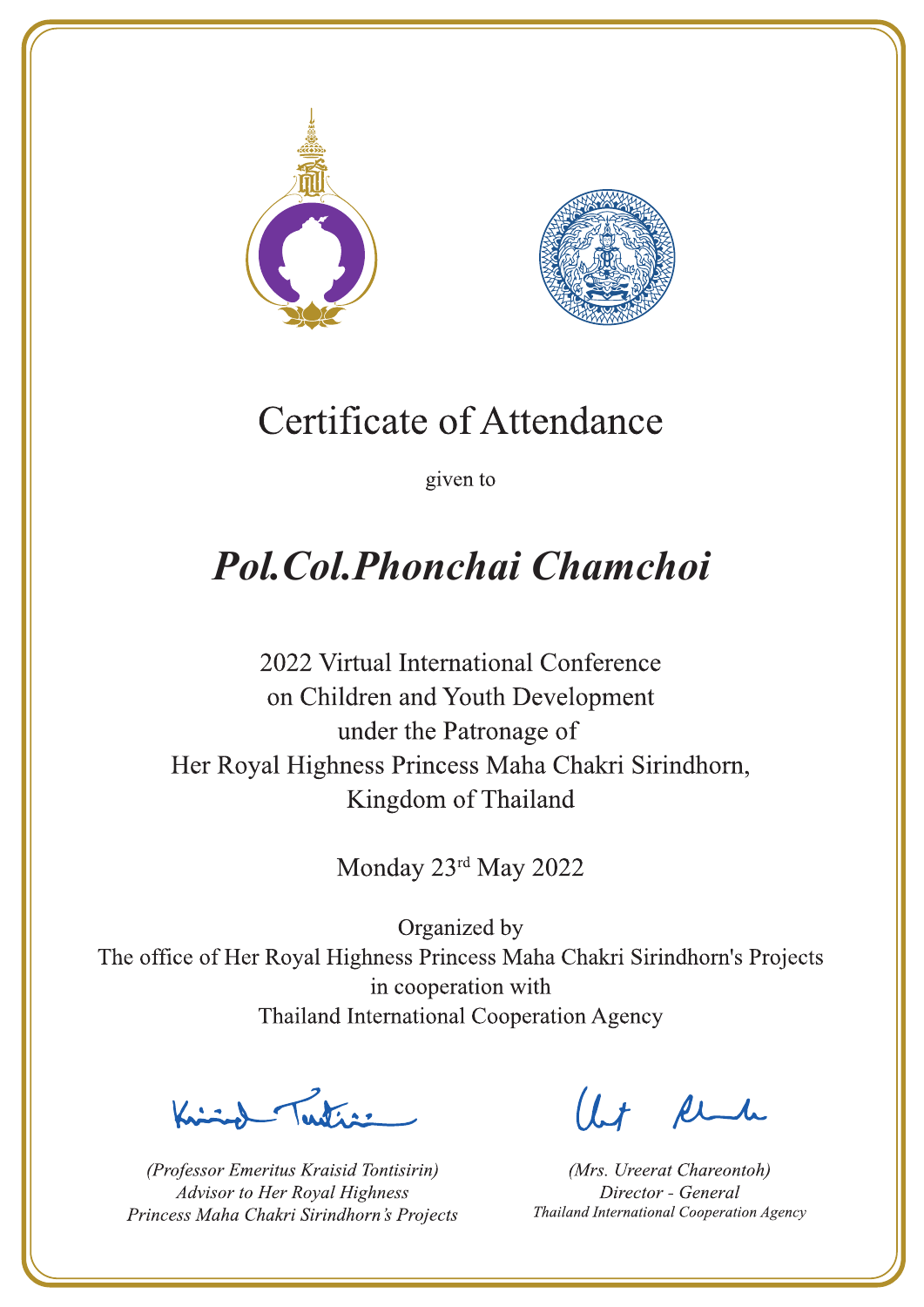# Certificate of Attendance

given to

## *Pol.Col.Phonchai Chamchoi*

2022 Virtual International Conference
on Children and Youth Development
under the Patronage of
Her Royal Highness Princess Maha Chakri Sirindhorn,
Kingdom of Thailand

Monday 23rd May 2022

Organized by
The office of Her Royal Highness Princess Maha Chakri Sirindhorn's Projects
in cooperation with
Thailand International Cooperation Agency

*(Professor Emeritus Kraisid Tontisirin)*
*Advisor to Her Royal Highness*
*Princess Maha Chakri Sirindhorn's Projects*

*(Mrs. Ureerat Chareontoh)*
*Director - General*
*Thailand International Cooperation Agency*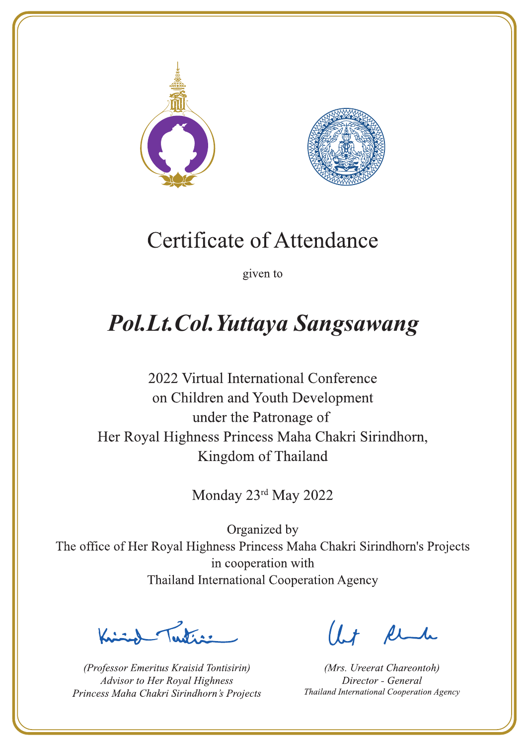# Certificate of Attendance

given to

## *Pol.Lt.Col.Yuttaya Sangsawang*

2022 Virtual International Conference
on Children and Youth Development
under the Patronage of
Her Royal Highness Princess Maha Chakri Sirindhorn,
Kingdom of Thailand

Monday 23rd May 2022

Organized by
The office of Her Royal Highness Princess Maha Chakri Sirindhorn's Projects
in cooperation with
Thailand International Cooperation Agency

*(Professor Emeritus Kraisid Tontisirin)*
*Advisor to Her Royal Highness*
*Princess Maha Chakri Sirindhorn's Projects*

*(Mrs. Ureerat Chareontoh)*
*Director - General*
*Thailand International Cooperation Agency*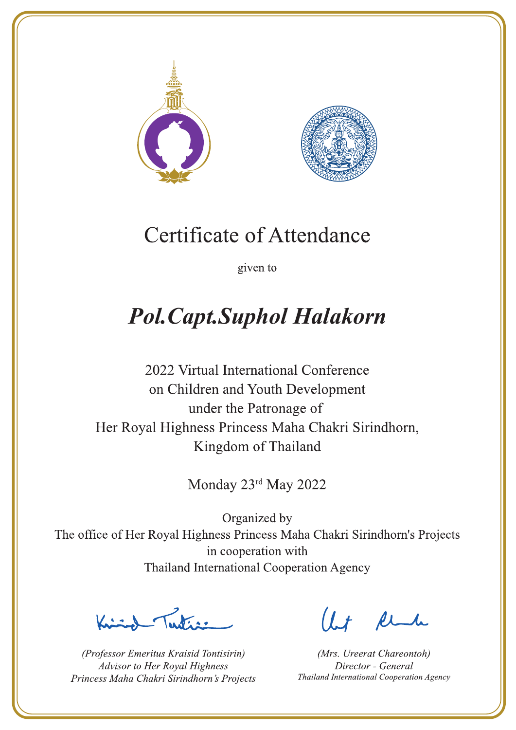# Certificate of Attendance

given to

## ***Pol.Capt.Suphol Halakorn***

2022 Virtual International Conference
on Children and Youth Development
under the Patronage of
Her Royal Highness Princess Maha Chakri Sirindhorn,
Kingdom of Thailand

Monday 23rd May 2022

Organized by
The office of Her Royal Highness Princess Maha Chakri Sirindhorn's Projects
in cooperation with
Thailand International Cooperation Agency

*(Professor Emeritus Kraisid Tontisirin)*
*Advisor to Her Royal Highness*
*Princess Maha Chakri Sirindhorn's Projects*

*(Mrs. Ureerat Chareontoh)*
*Director - General*
*Thailand International Cooperation Agency*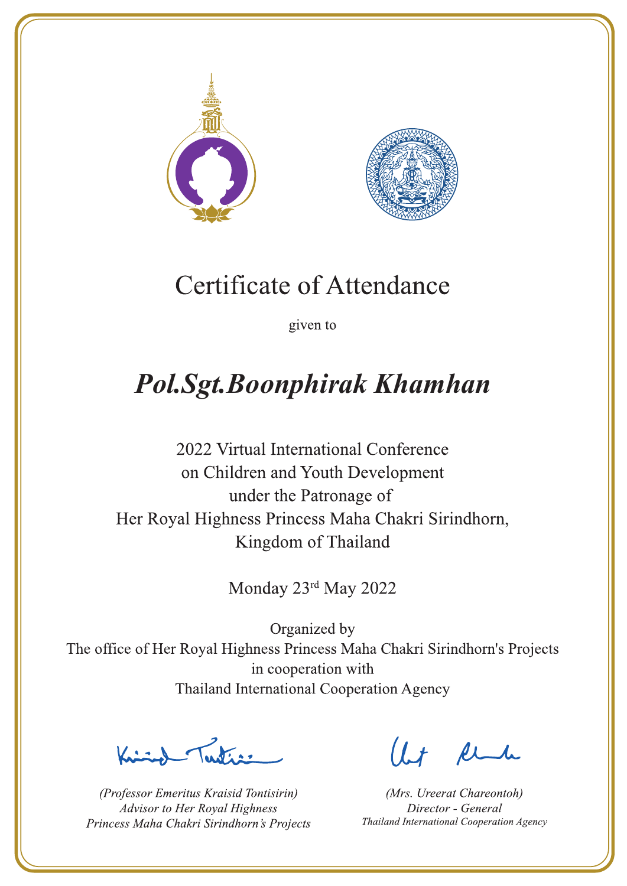# Certificate of Attendance

given to

## *Pol.Sgt.Boonphirak Khamhan*

2022 Virtual International Conference
on Children and Youth Development
under the Patronage of
Her Royal Highness Princess Maha Chakri Sirindhorn,
Kingdom of Thailand

Monday 23rd May 2022

Organized by
The office of Her Royal Highness Princess Maha Chakri Sirindhorn's Projects
in cooperation with
Thailand International Cooperation Agency

*(Professor Emeritus Kraisid Tontisirin)*
*Advisor to Her Royal Highness*
*Princess Maha Chakri Sirindhorn's Projects*

*(Mrs. Ureerat Chareontoh)*
*Director - General*
*Thailand International Cooperation Agency*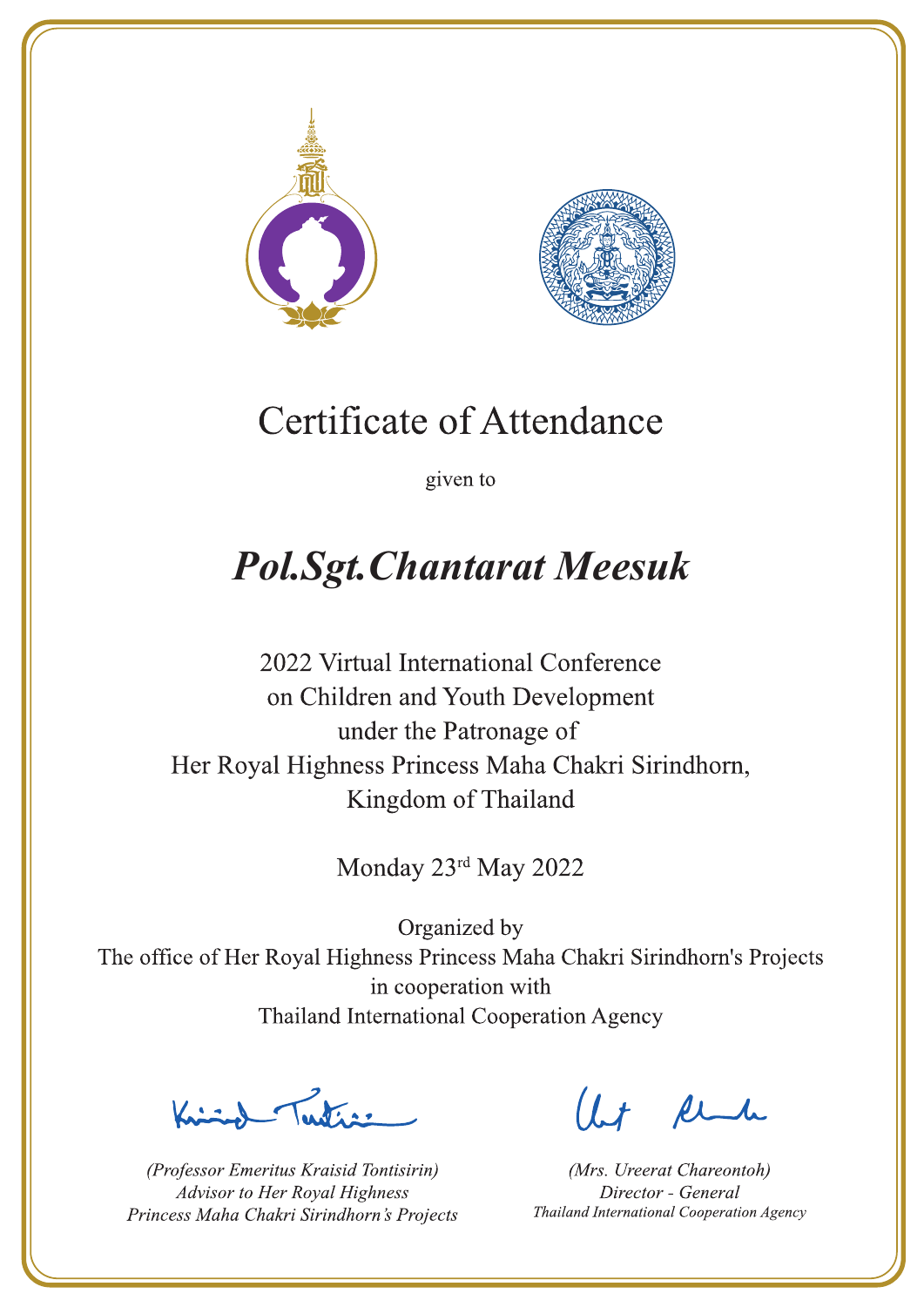# Certificate of Attendance

given to

## *Pol.Sgt.Chantarat Meesuk*

2022 Virtual International Conference
on Children and Youth Development
under the Patronage of
Her Royal Highness Princess Maha Chakri Sirindhorn,
Kingdom of Thailand

Monday 23rd May 2022

Organized by
The office of Her Royal Highness Princess Maha Chakri Sirindhorn's Projects
in cooperation with
Thailand International Cooperation Agency

*(Professor Emeritus Kraisid Tontisirin)*
*Advisor to Her Royal Highness*
*Princess Maha Chakri Sirindhorn's Projects*

*(Mrs. Ureerat Chareontoh)*
*Director - General*
*Thailand International Cooperation Agency*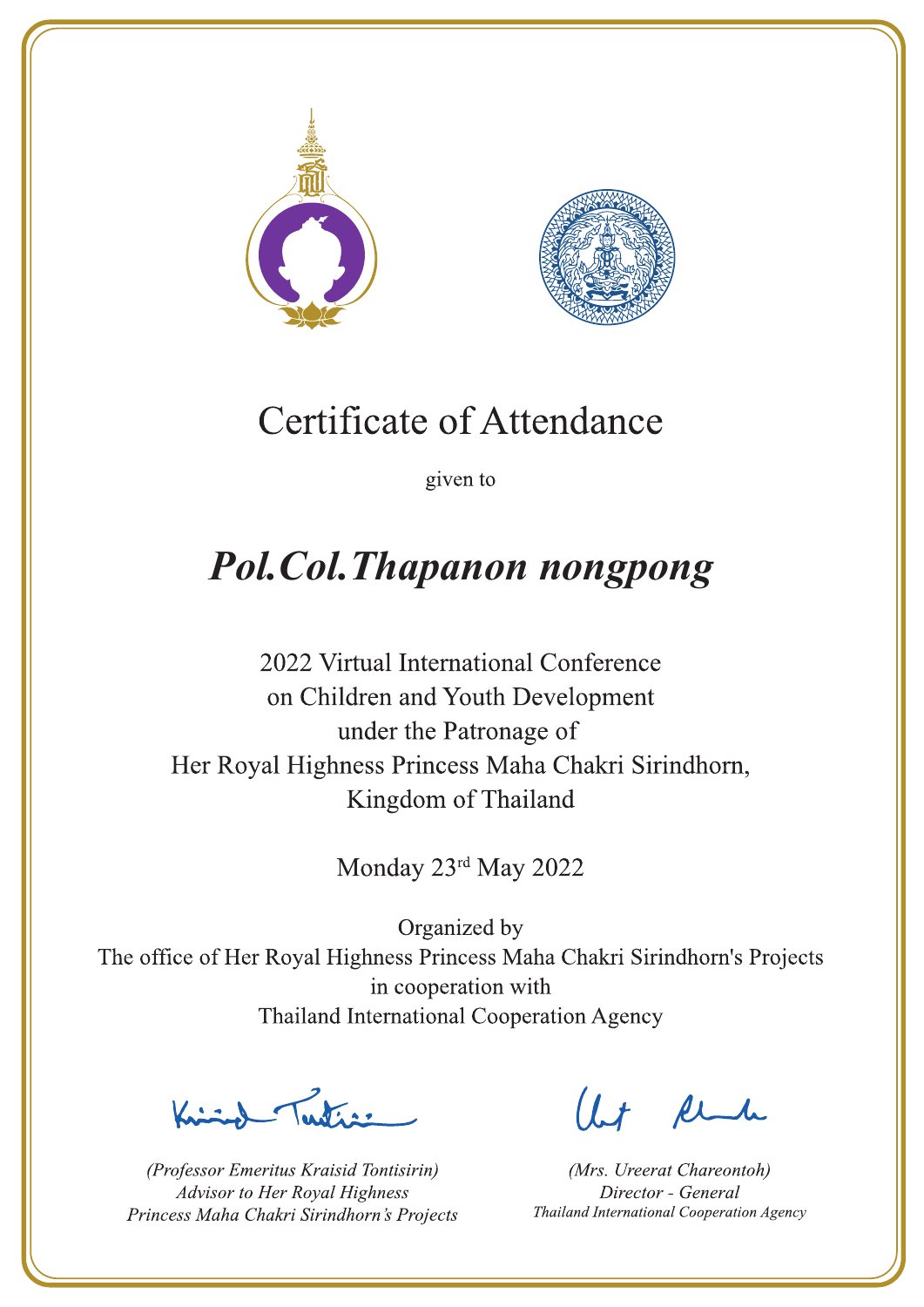# Certificate of Attendance

given to

## *Pol.Col.Thapanon nongpong*

2022 Virtual International Conference
on Children and Youth Development
under the Patronage of
Her Royal Highness Princess Maha Chakri Sirindhorn,
Kingdom of Thailand

Monday 23rd May 2022

Organized by
The office of Her Royal Highness Princess Maha Chakri Sirindhorn's Projects
in cooperation with
Thailand International Cooperation Agency

*(Professor Emeritus Kraisid Tontisirin)*
*Advisor to Her Royal Highness*
*Princess Maha Chakri Sirindhorn's Projects*

*(Mrs. Ureerat Chareontoh)*
*Director - General*
*Thailand International Cooperation Agency*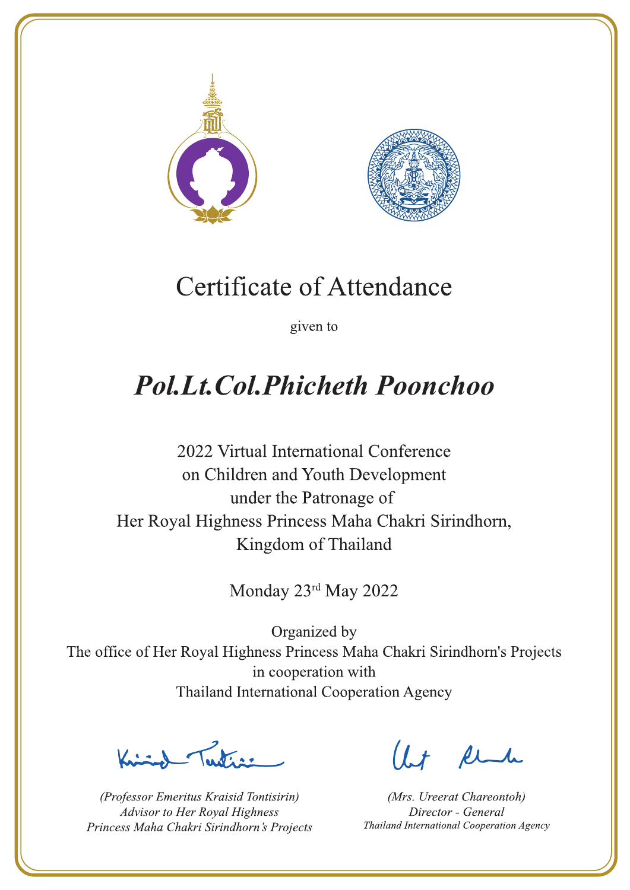# Certificate of Attendance

given to

## *Pol.Lt.Col.Phicheth Poonchoo*

2022 Virtual International Conference
on Children and Youth Development
under the Patronage of
Her Royal Highness Princess Maha Chakri Sirindhorn,
Kingdom of Thailand

Monday 23rd May 2022

Organized by
The office of Her Royal Highness Princess Maha Chakri Sirindhorn's Projects
in cooperation with
Thailand International Cooperation Agency

*(Professor Emeritus Kraisid Tontisirin)*
*Advisor to Her Royal Highness*
*Princess Maha Chakri Sirindhorn's Projects*

*(Mrs. Ureerat Chareontoh)*
*Director - General*
*Thailand International Cooperation Agency*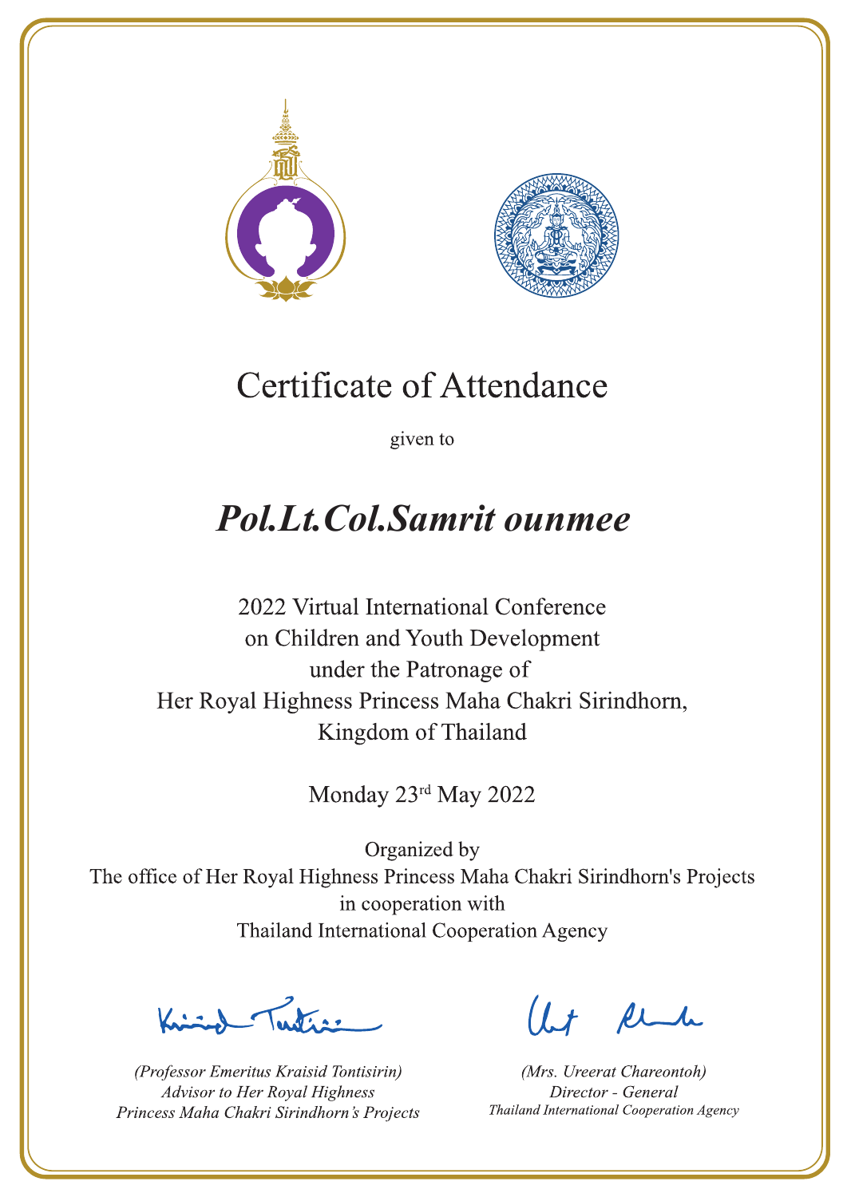# Certificate of Attendance

given to

## *Pol.Lt.Col.Samrit ounmee*

2022 Virtual International Conference
on Children and Youth Development
under the Patronage of
Her Royal Highness Princess Maha Chakri Sirindhorn,
Kingdom of Thailand

Monday 23rd May 2022

Organized by
The office of Her Royal Highness Princess Maha Chakri Sirindhorn's Projects
in cooperation with
Thailand International Cooperation Agency

*(Professor Emeritus Kraisid Tontisirin)*
*Advisor to Her Royal Highness*
*Princess Maha Chakri Sirindhorn's Projects*

*(Mrs. Ureerat Chareontoh)*
*Director - General*
*Thailand International Cooperation Agency*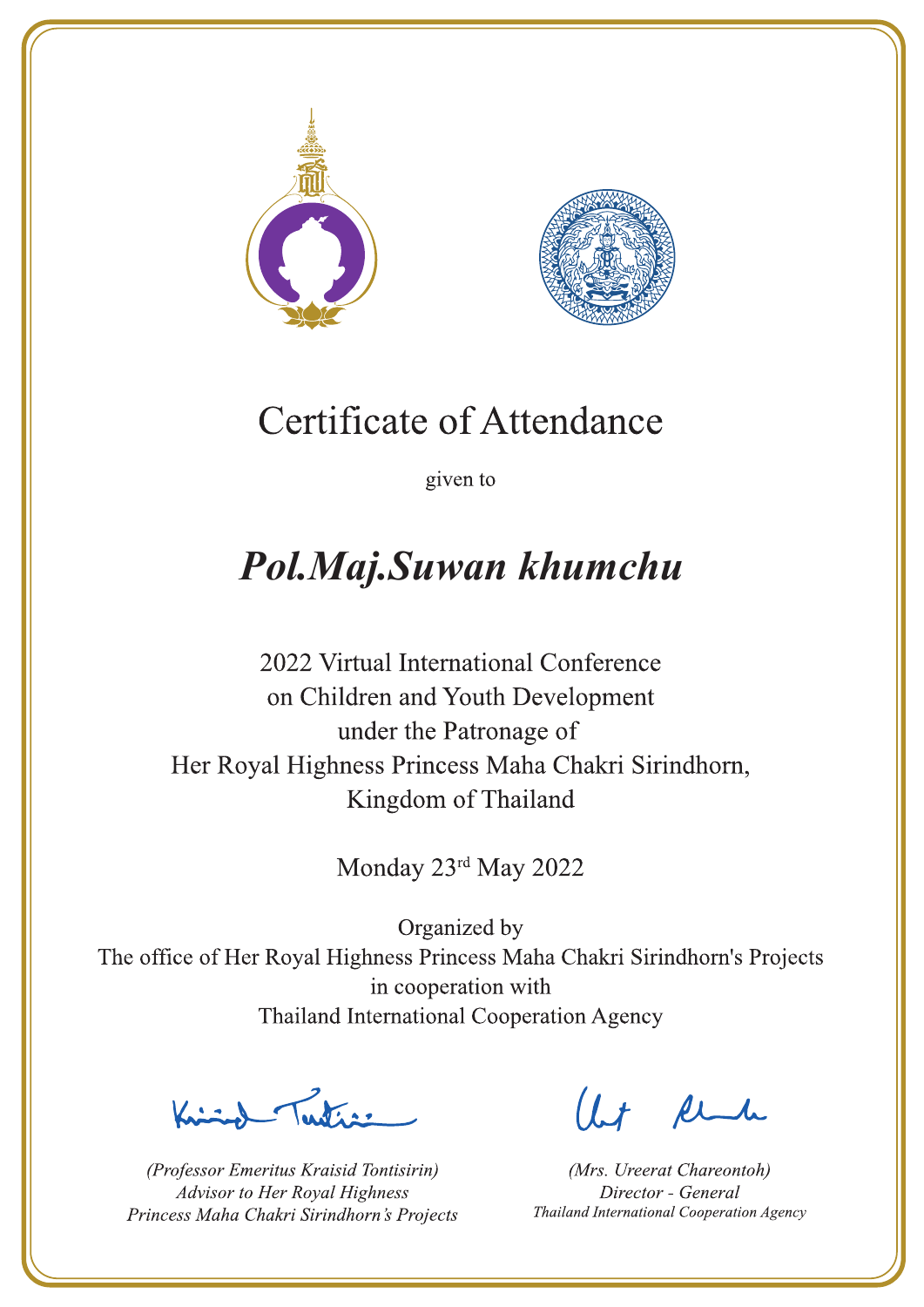# Certificate of Attendance

given to

## *Pol.Maj.Suwan khumchu*

2022 Virtual International Conference
on Children and Youth Development
under the Patronage of
Her Royal Highness Princess Maha Chakri Sirindhorn,
Kingdom of Thailand

Monday 23rd May 2022

Organized by
The office of Her Royal Highness Princess Maha Chakri Sirindhorn's Projects
in cooperation with
Thailand International Cooperation Agency

*(Professor Emeritus Kraisid Tontisirin)*
*Advisor to Her Royal Highness*
*Princess Maha Chakri Sirindhorn's Projects*

*(Mrs. Ureerat Chareontoh)*
*Director - General*
*Thailand International Cooperation Agency*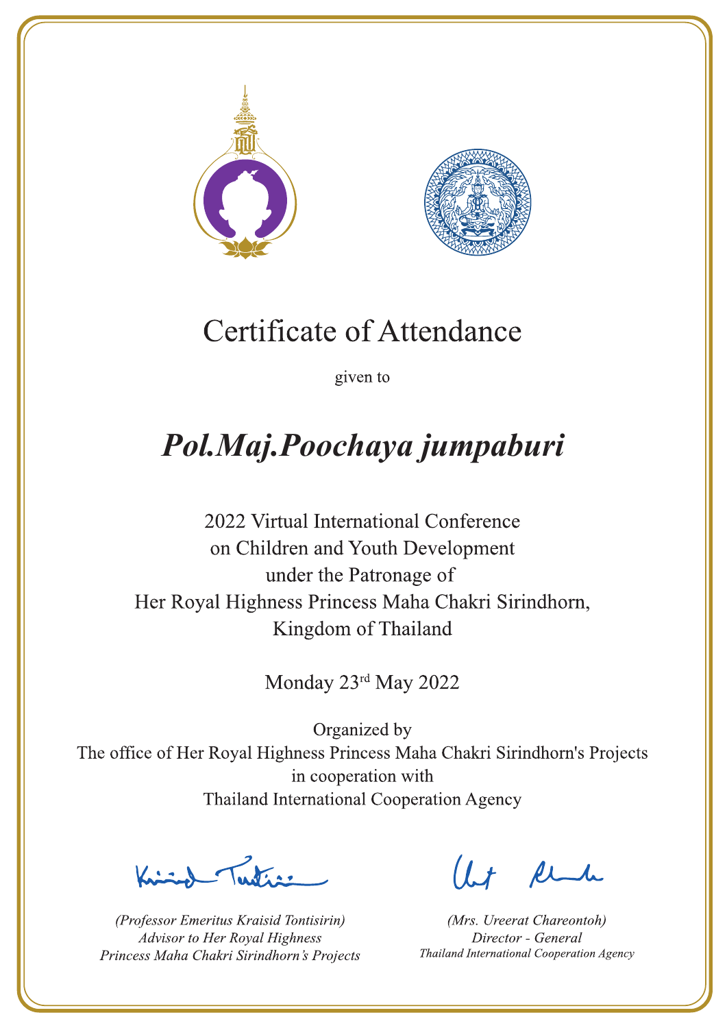# Certificate of Attendance

given to

## *Pol.Maj.Poochaya jumpaburi*

2022 Virtual International Conference
on Children and Youth Development
under the Patronage of
Her Royal Highness Princess Maha Chakri Sirindhorn,
Kingdom of Thailand

Monday 23rd May 2022

Organized by
The office of Her Royal Highness Princess Maha Chakri Sirindhorn's Projects
in cooperation with
Thailand International Cooperation Agency

*(Professor Emeritus Kraisid Tontisirin)*
*Advisor to Her Royal Highness*
*Princess Maha Chakri Sirindhorn's Projects*

*(Mrs. Ureerat Chareontoh)*
*Director - General*
*Thailand International Cooperation Agency*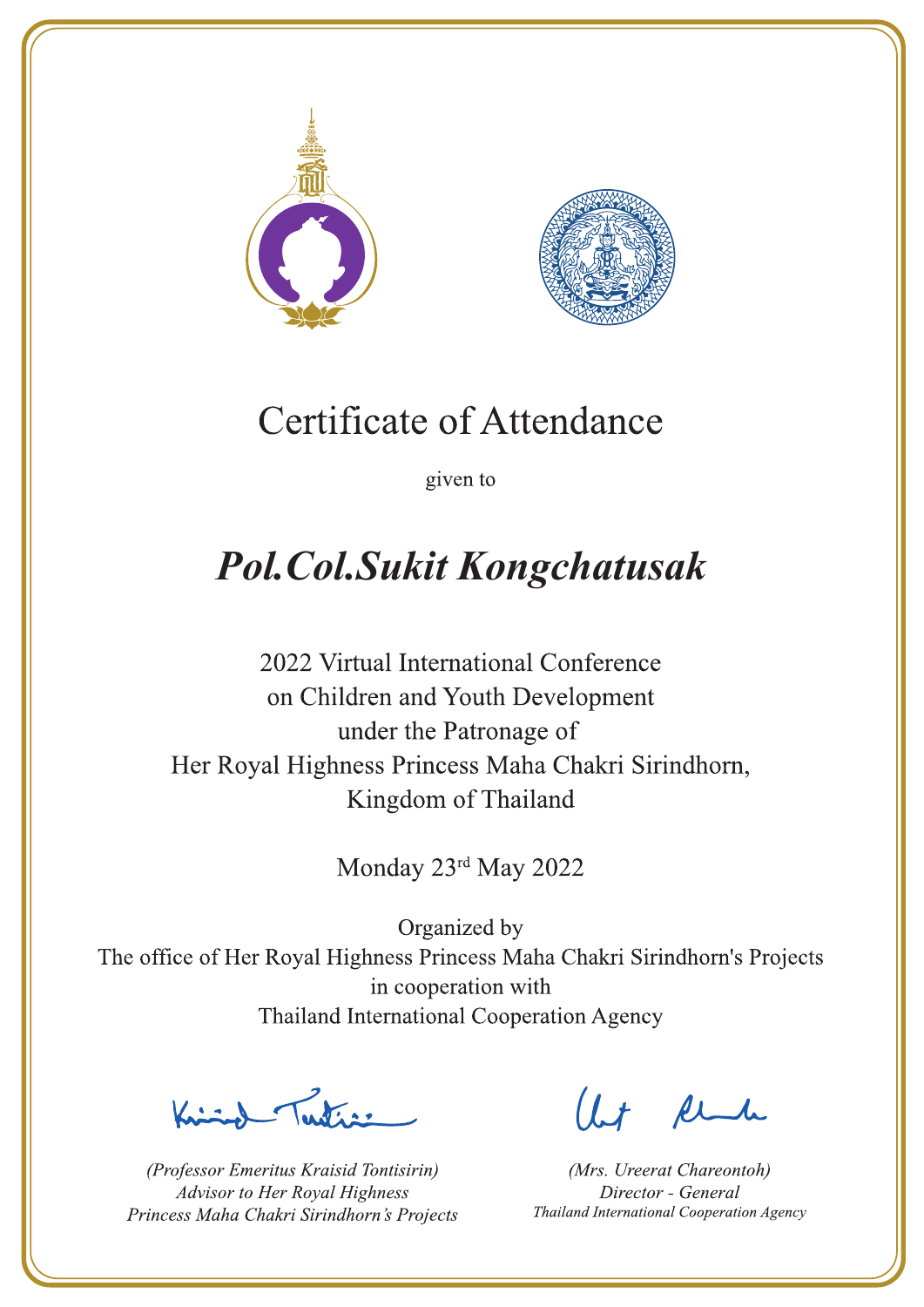# Certificate of Attendance

given to

## *Pol.Col.Sukit Kongchatusak*

2022 Virtual International Conference
on Children and Youth Development
under the Patronage of
Her Royal Highness Princess Maha Chakri Sirindhorn,
Kingdom of Thailand

Monday 23rd May 2022

Organized by
The office of Her Royal Highness Princess Maha Chakri Sirindhorn's Projects
in cooperation with
Thailand International Cooperation Agency

*(Professor Emeritus Kraisid Tontisirin)*
*Advisor to Her Royal Highness*
*Princess Maha Chakri Sirindhorn's Projects*

*(Mrs. Ureerat Chareontoh)*
*Director - General*
*Thailand International Cooperation Agency*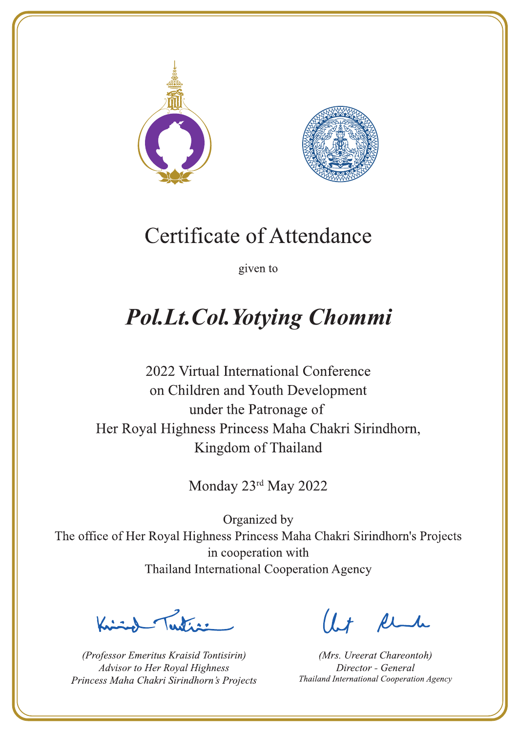# Certificate of Attendance

given to

## *Pol.Lt.Col.Yotying Chommi*

2022 Virtual International Conference
on Children and Youth Development
under the Patronage of
Her Royal Highness Princess Maha Chakri Sirindhorn,
Kingdom of Thailand

Monday 23rd May 2022

Organized by
The office of Her Royal Highness Princess Maha Chakri Sirindhorn's Projects
in cooperation with
Thailand International Cooperation Agency

*(Professor Emeritus Kraisid Tontisirin)*
*Advisor to Her Royal Highness*
*Princess Maha Chakri Sirindhorn's Projects*

*(Mrs. Ureerat Chareontoh)*
*Director - General*
*Thailand International Cooperation Agency*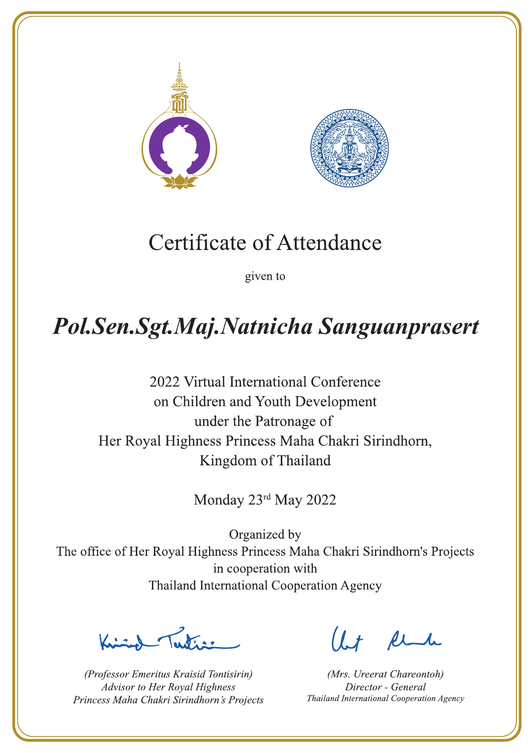# Certificate of Attendance

given to

***Pol.Sen.Sgt.Maj.Natnicha Sanguanprasert***

2022 Virtual International Conference
on Children and Youth Development
under the Patronage of
Her Royal Highness Princess Maha Chakri Sirindhorn,
Kingdom of Thailand

Monday 23rd May 2022

Organized by
The office of Her Royal Highness Princess Maha Chakri Sirindhorn's Projects
in cooperation with
Thailand International Cooperation Agency

*(Professor Emeritus Kraisid Tontisirin)*
*Advisor to Her Royal Highness*
*Princess Maha Chakri Sirindhorn's Projects*

*(Mrs. Ureerat Chareontoh)*
*Director - General*
*Thailand International Cooperation Agency*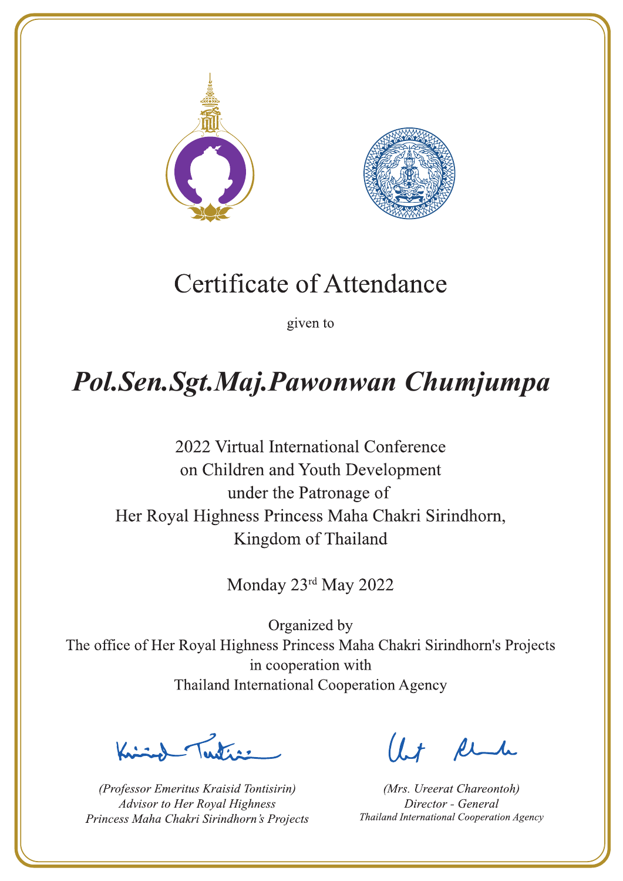# Certificate of Attendance

given to

## *Pol.Sen.Sgt.Maj.Pawonwan Chumjumpa*

2022 Virtual International Conference
on Children and Youth Development
under the Patronage of
Her Royal Highness Princess Maha Chakri Sirindhorn,
Kingdom of Thailand

Monday 23rd May 2022

Organized by
The office of Her Royal Highness Princess Maha Chakri Sirindhorn's Projects
in cooperation with
Thailand International Cooperation Agency

*(Professor Emeritus Kraisid Tontisirin)*
*Advisor to Her Royal Highness*
*Princess Maha Chakri Sirindhorn's Projects*

*(Mrs. Ureerat Chareontoh)*
*Director - General*
*Thailand International Cooperation Agency*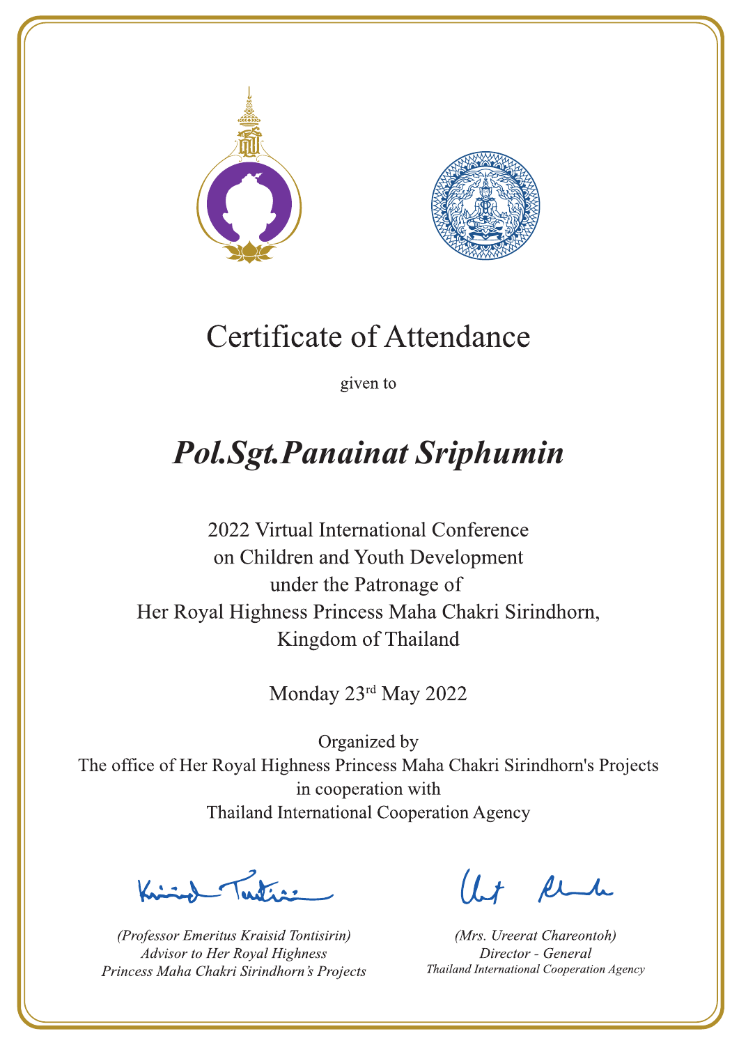# Certificate of Attendance

given to

## *Pol.Sgt.Panainat Sriphumin*

2022 Virtual International Conference
on Children and Youth Development
under the Patronage of
Her Royal Highness Princess Maha Chakri Sirindhorn,
Kingdom of Thailand

Monday 23rd May 2022

Organized by
The office of Her Royal Highness Princess Maha Chakri Sirindhorn's Projects
in cooperation with
Thailand International Cooperation Agency

*(Professor Emeritus Kraisid Tontisirin)*
*Advisor to Her Royal Highness*
*Princess Maha Chakri Sirindhorn's Projects*

*(Mrs. Ureerat Chareontoh)*
*Director - General*
*Thailand International Cooperation Agency*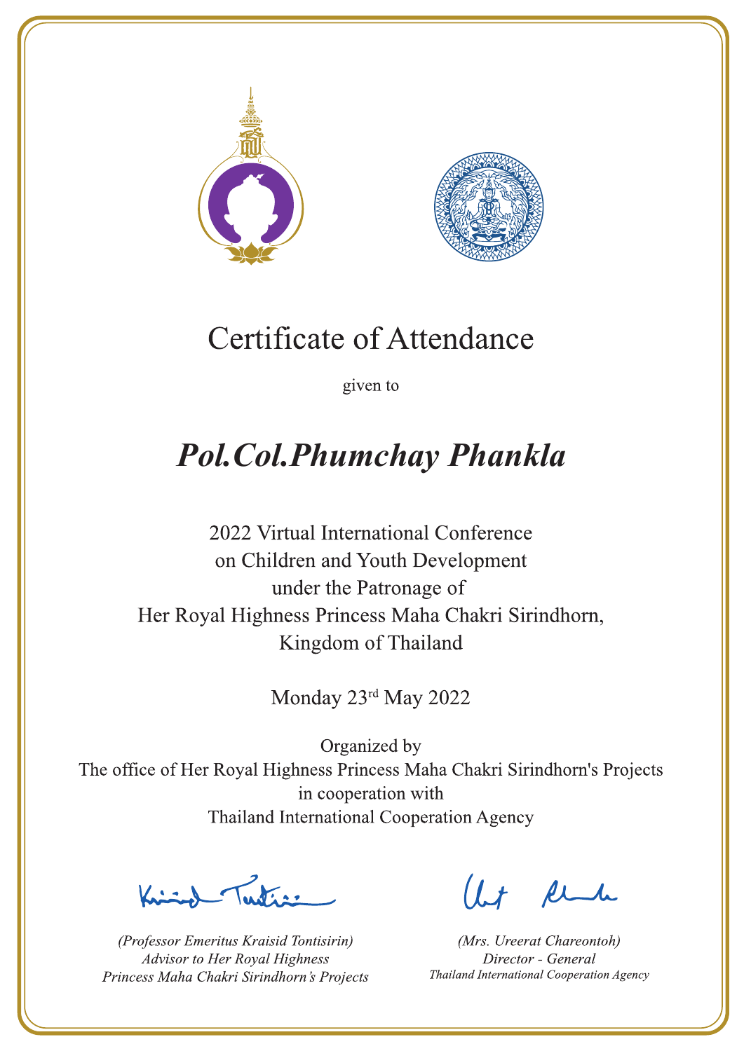# Certificate of Attendance

given to

## *Pol.Col.Phumchay Phankla*

2022 Virtual International Conference
on Children and Youth Development
under the Patronage of
Her Royal Highness Princess Maha Chakri Sirindhorn,
Kingdom of Thailand

Monday 23rd May 2022

Organized by
The office of Her Royal Highness Princess Maha Chakri Sirindhorn's Projects
in cooperation with
Thailand International Cooperation Agency

*(Professor Emeritus Kraisid Tontisirin)*
*Advisor to Her Royal Highness*
*Princess Maha Chakri Sirindhorn's Projects*

*(Mrs. Ureerat Chareontoh)*
*Director - General*
*Thailand International Cooperation Agency*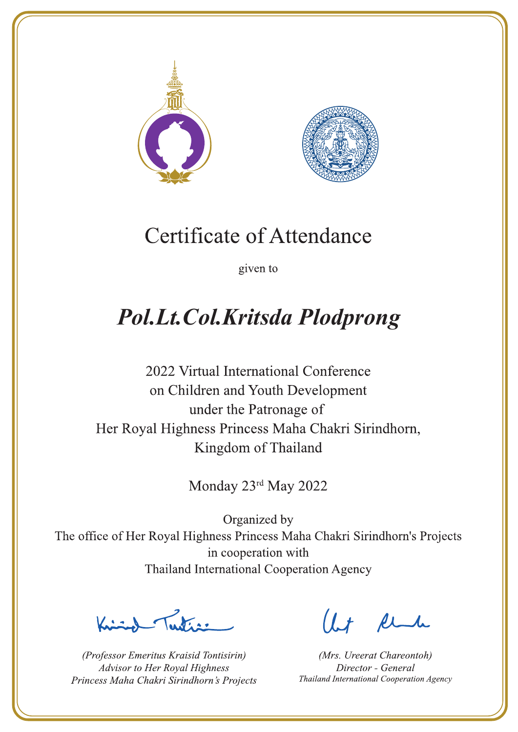# Certificate of Attendance

given to

## *Pol.Lt.Col.Kritsda Plodprong*

2022 Virtual International Conference
on Children and Youth Development
under the Patronage of
Her Royal Highness Princess Maha Chakri Sirindhorn,
Kingdom of Thailand

Monday 23rd May 2022

Organized by
The office of Her Royal Highness Princess Maha Chakri Sirindhorn's Projects
in cooperation with
Thailand International Cooperation Agency

*(Professor Emeritus Kraisid Tontisirin)*
*Advisor to Her Royal Highness*
*Princess Maha Chakri Sirindhorn's Projects*

*(Mrs. Ureerat Chareontoh)*
*Director - General*
*Thailand International Cooperation Agency*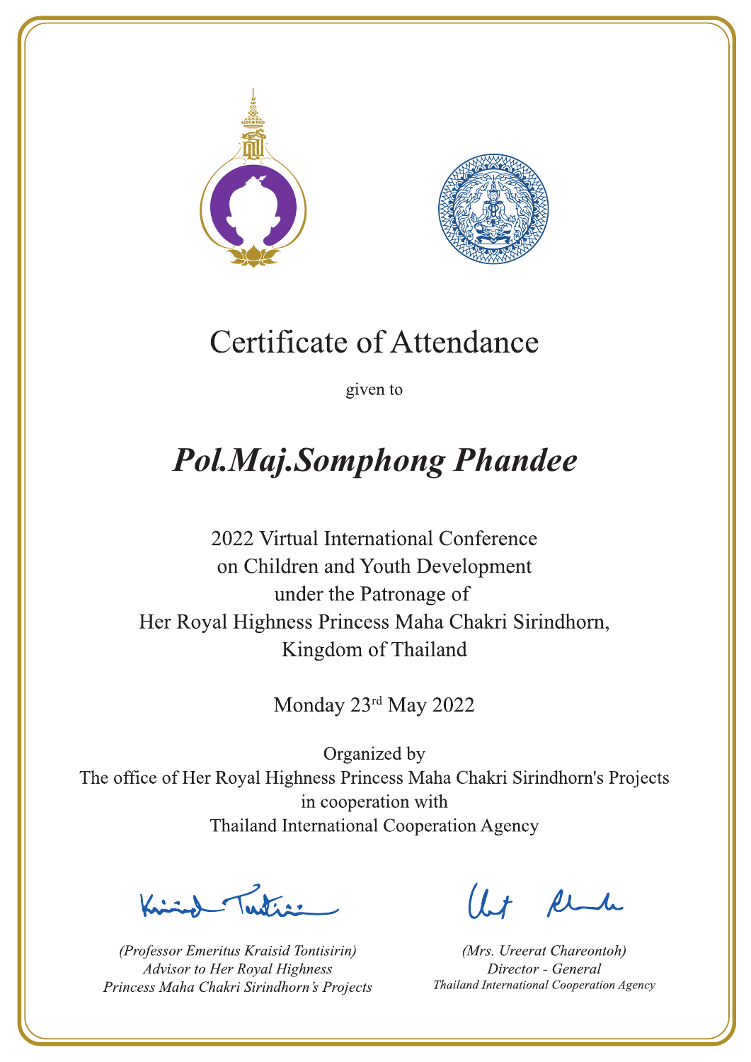# Certificate of Attendance

given to

## *Pol.Maj.Somphong Phandee*

2022 Virtual International Conference
on Children and Youth Development
under the Patronage of
Her Royal Highness Princess Maha Chakri Sirindhorn,
Kingdom of Thailand

Monday 23rd May 2022

Organized by
The office of Her Royal Highness Princess Maha Chakri Sirindhorn's Projects
in cooperation with
Thailand International Cooperation Agency

*(Professor Emeritus Kraisid Tontisirin)*
*Advisor to Her Royal Highness*
*Princess Maha Chakri Sirindhorn's Projects*

*(Mrs. Ureerat Chareontoh)*
*Director - General*
*Thailand International Cooperation Agency*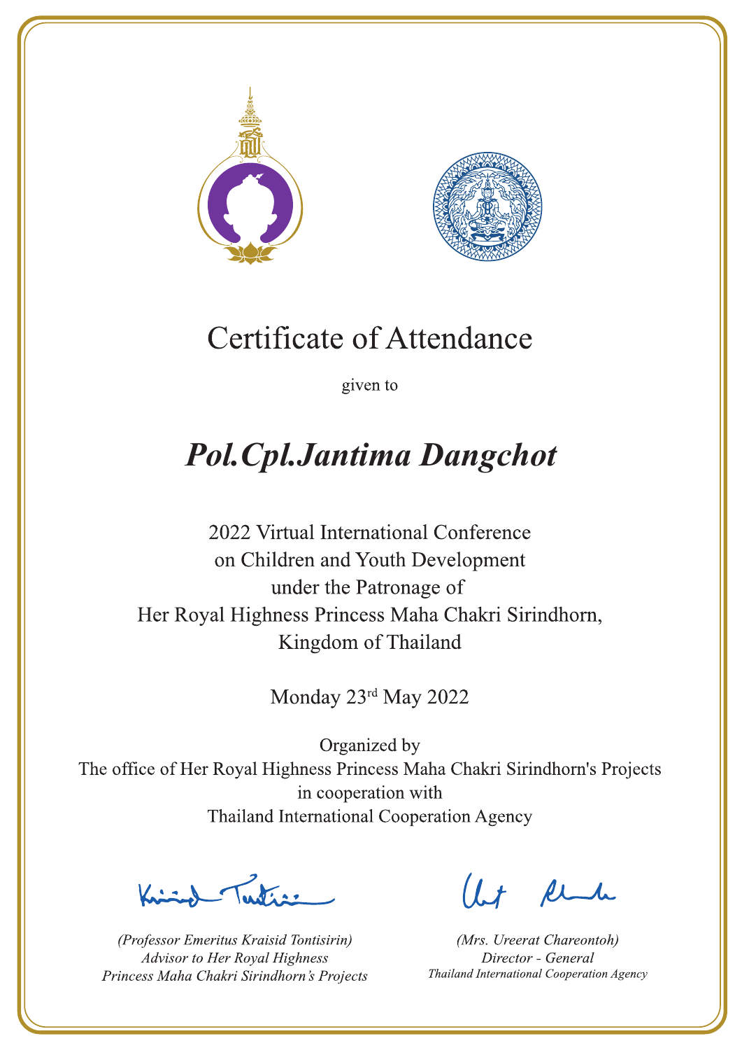# Certificate of Attendance

given to

## *Pol.Cpl.Jantima Dangchot*

2022 Virtual International Conference
on Children and Youth Development
under the Patronage of
Her Royal Highness Princess Maha Chakri Sirindhorn,
Kingdom of Thailand

Monday 23rd May 2022

Organized by
The office of Her Royal Highness Princess Maha Chakri Sirindhorn's Projects
in cooperation with
Thailand International Cooperation Agency

*(Professor Emeritus Kraisid Tontisirin)*
*Advisor to Her Royal Highness*
*Princess Maha Chakri Sirindhorn's Projects*

*(Mrs. Ureerat Chareontoh)*
*Director - General*
*Thailand International Cooperation Agency*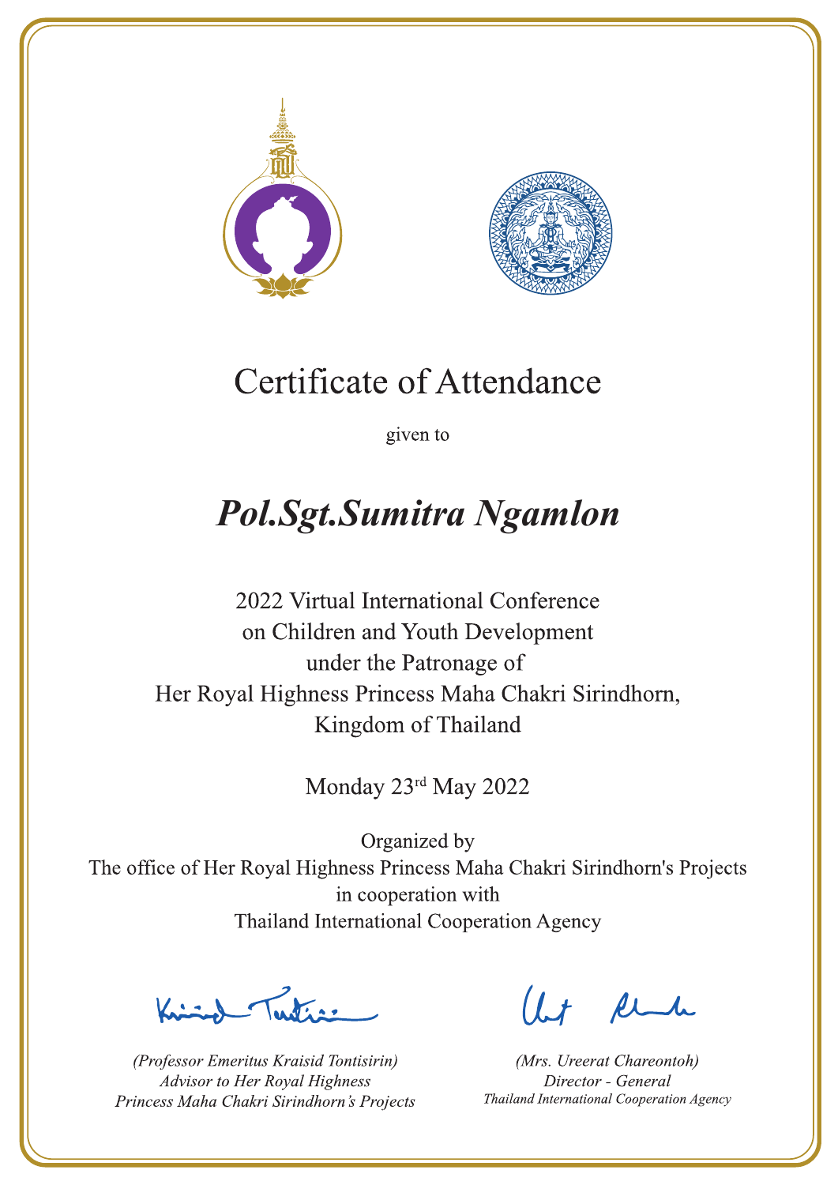# Certificate of Attendance

given to

## *Pol.Sgt.Sumitra Ngamlon*

2022 Virtual International Conference
on Children and Youth Development
under the Patronage of
Her Royal Highness Princess Maha Chakri Sirindhorn,
Kingdom of Thailand

Monday 23rd May 2022

Organized by
The office of Her Royal Highness Princess Maha Chakri Sirindhorn's Projects
in cooperation with
Thailand International Cooperation Agency

*(Professor Emeritus Kraisid Tontisirin)*
*Advisor to Her Royal Highness*
*Princess Maha Chakri Sirindhorn's Projects*

*(Mrs. Ureerat Chareontoh)*
*Director - General*
*Thailand International Cooperation Agency*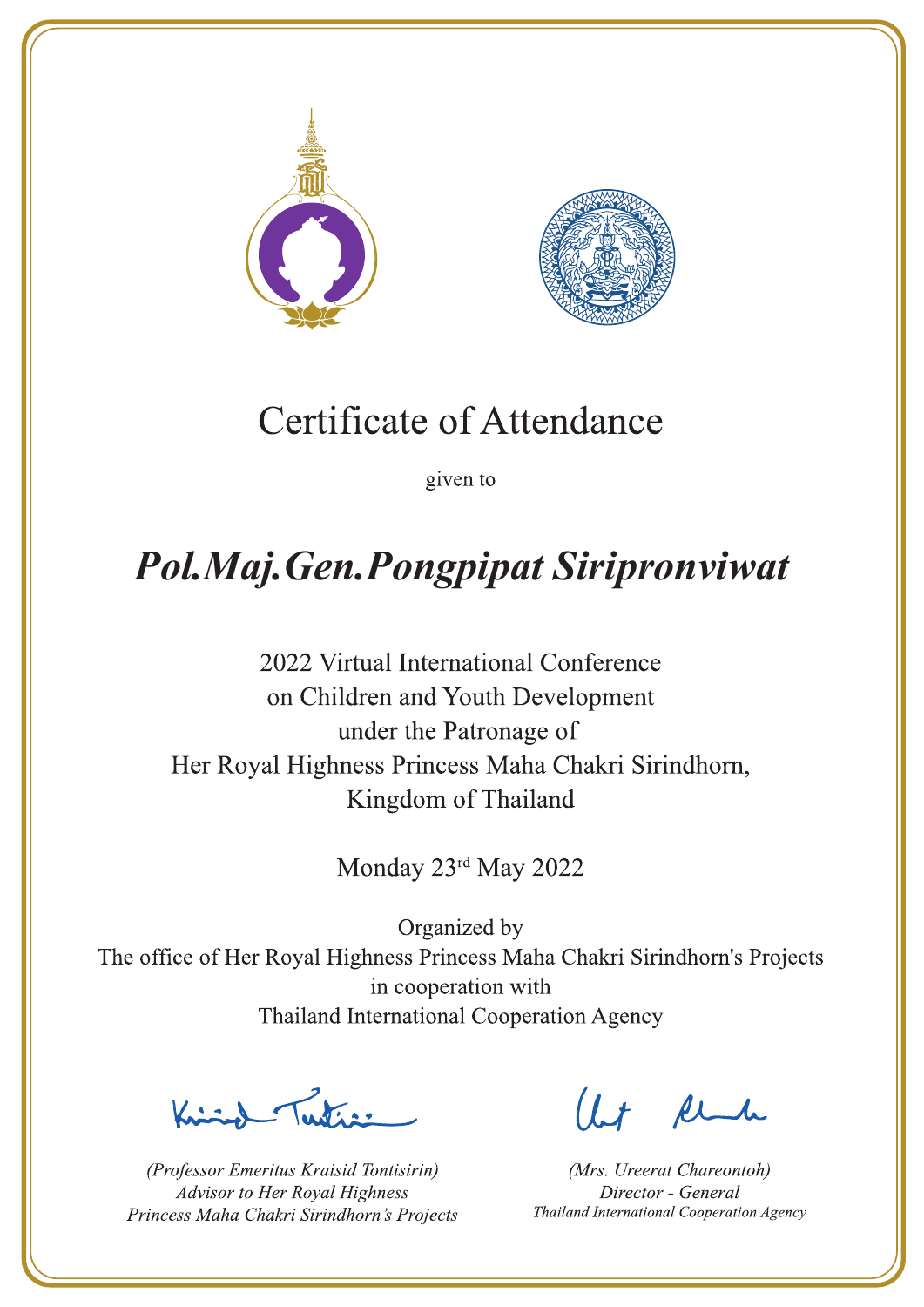# Certificate of Attendance

given to

## *Pol.Maj.Gen.Pongpipat Siripronviwat*

2022 Virtual International Conference
on Children and Youth Development
under the Patronage of
Her Royal Highness Princess Maha Chakri Sirindhorn,
Kingdom of Thailand

Monday 23rd May 2022

Organized by
The office of Her Royal Highness Princess Maha Chakri Sirindhorn's Projects
in cooperation with
Thailand International Cooperation Agency

*(Professor Emeritus Kraisid Tontisirin)*
*Advisor to Her Royal Highness*
*Princess Maha Chakri Sirindhorn's Projects*

*(Mrs. Ureerat Chareontoh)*
*Director - General*
*Thailand International Cooperation Agency*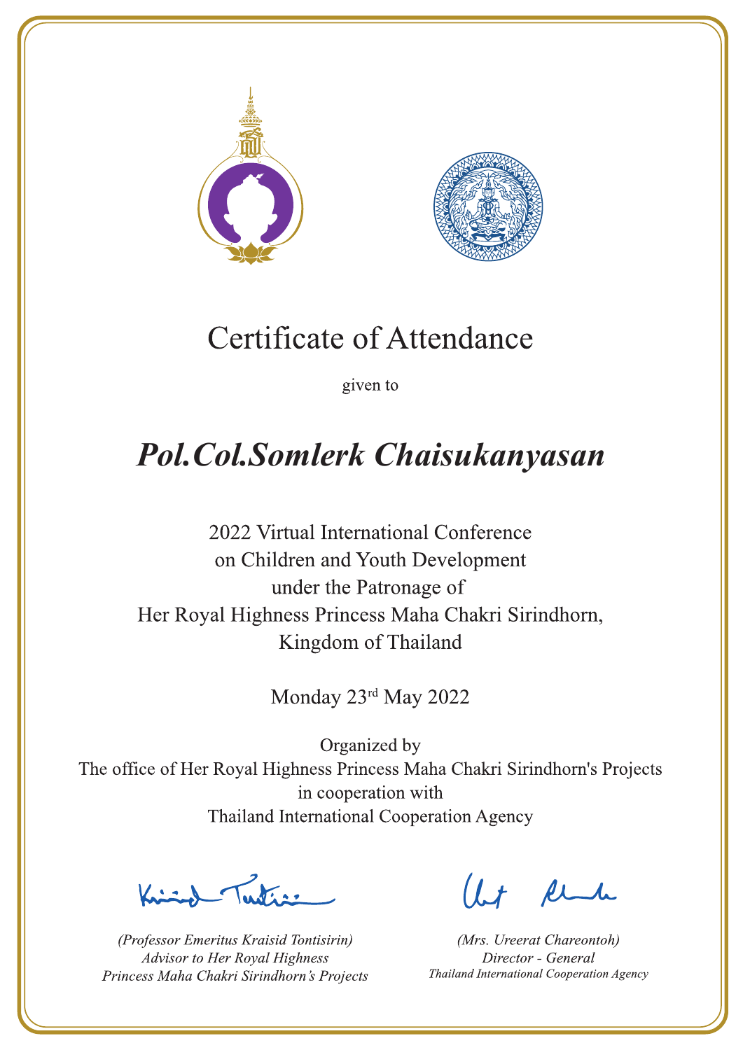# Certificate of Attendance

given to

## *Pol.Col.Somlerk Chaisukanyasan*

2022 Virtual International Conference
on Children and Youth Development
under the Patronage of
Her Royal Highness Princess Maha Chakri Sirindhorn,
Kingdom of Thailand

Monday 23rd May 2022

Organized by
The office of Her Royal Highness Princess Maha Chakri Sirindhorn's Projects
in cooperation with
Thailand International Cooperation Agency

*(Professor Emeritus Kraisid Tontisirin)*
*Advisor to Her Royal Highness*
*Princess Maha Chakri Sirindhorn's Projects*

*(Mrs. Ureerat Chareontoh)*
*Director - General*
*Thailand International Cooperation Agency*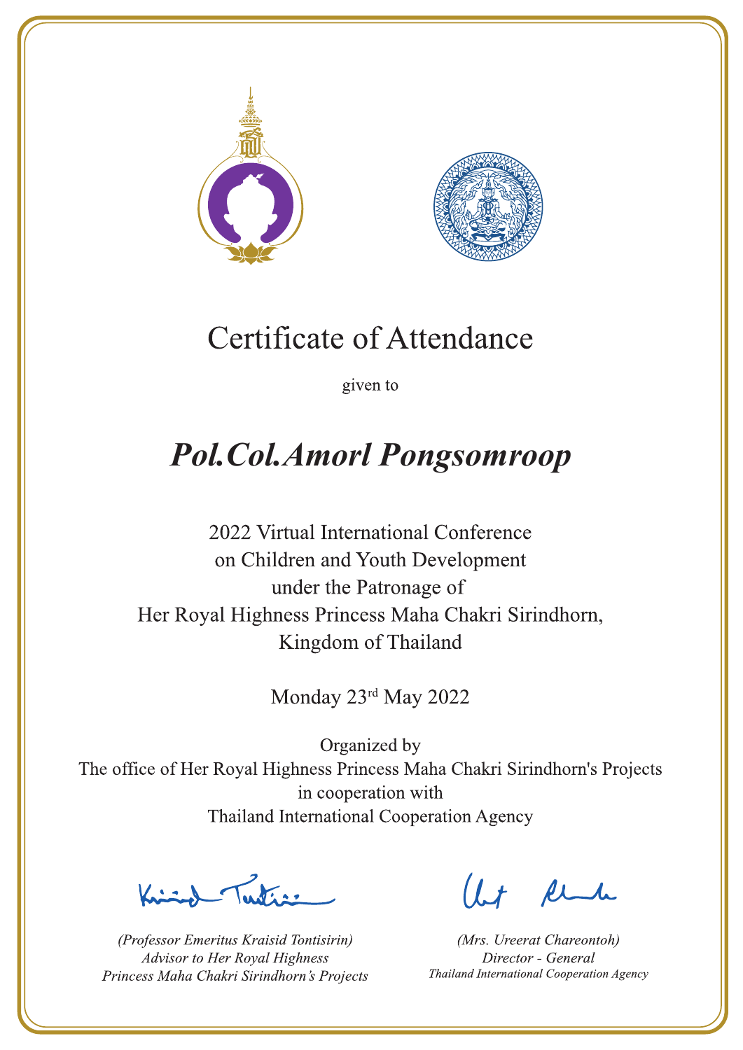# Certificate of Attendance

given to

## *Pol.Col.Amorl Pongsomroop*

2022 Virtual International Conference
on Children and Youth Development
under the Patronage of
Her Royal Highness Princess Maha Chakri Sirindhorn,
Kingdom of Thailand

Monday 23rd May 2022

Organized by
The office of Her Royal Highness Princess Maha Chakri Sirindhorn's Projects
in cooperation with
Thailand International Cooperation Agency

*(Professor Emeritus Kraisid Tontisirin)*
*Advisor to Her Royal Highness*
*Princess Maha Chakri Sirindhorn's Projects*

*(Mrs. Ureerat Chareontoh)*
*Director - General*
*Thailand International Cooperation Agency*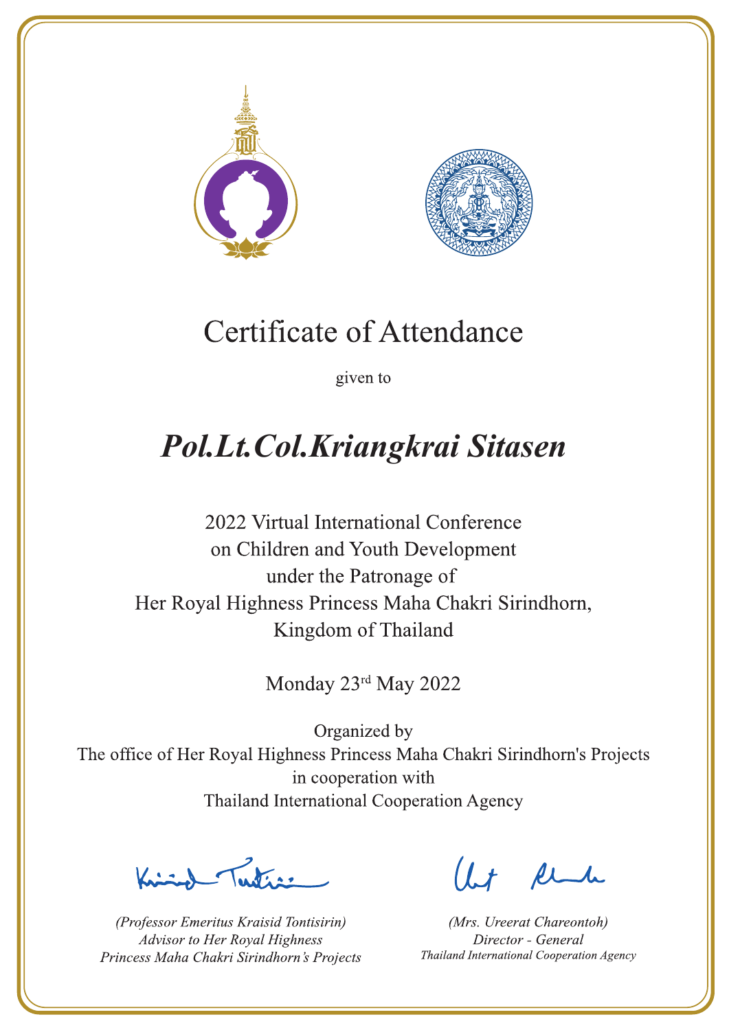# Certificate of Attendance

given to

## *Pol.Lt.Col.Kriangkrai Sitasen*

2022 Virtual International Conference
on Children and Youth Development
under the Patronage of
Her Royal Highness Princess Maha Chakri Sirindhorn,
Kingdom of Thailand

Monday 23rd May 2022

Organized by
The office of Her Royal Highness Princess Maha Chakri Sirindhorn's Projects
in cooperation with
Thailand International Cooperation Agency

*(Professor Emeritus Kraisid Tontisirin)*
*Advisor to Her Royal Highness*
*Princess Maha Chakri Sirindhorn's Projects*

*(Mrs. Ureerat Chareontoh)*
*Director - General*
*Thailand International Cooperation Agency*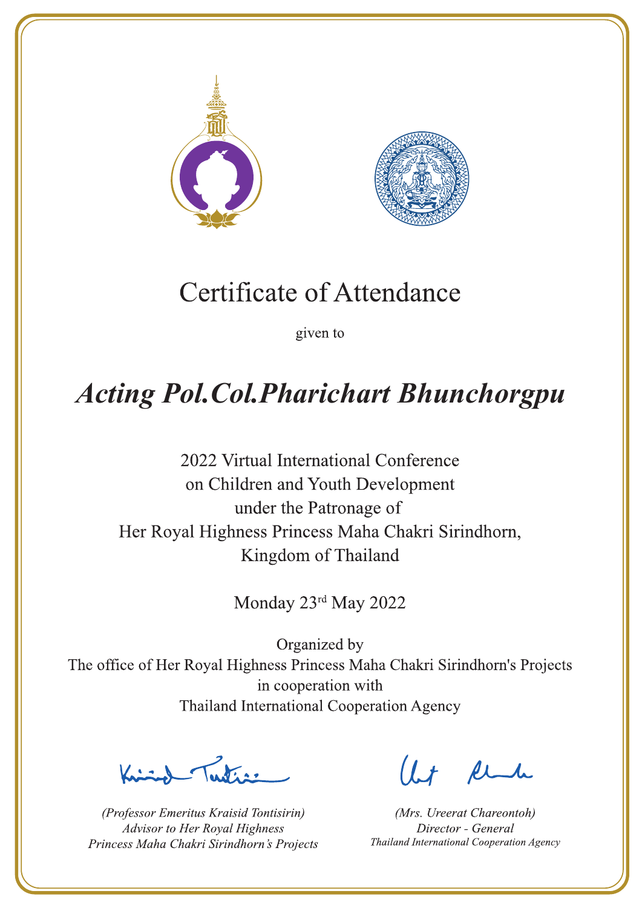# Certificate of Attendance

given to

## *Acting Pol.Col.Pharichart Bhunchorgpu*

2022 Virtual International Conference
on Children and Youth Development
under the Patronage of
Her Royal Highness Princess Maha Chakri Sirindhorn,
Kingdom of Thailand

Monday 23rd May 2022

Organized by
The office of Her Royal Highness Princess Maha Chakri Sirindhorn's Projects
in cooperation with
Thailand International Cooperation Agency

*(Professor Emeritus Kraisid Tontisirin)*
*Advisor to Her Royal Highness*
*Princess Maha Chakri Sirindhorn's Projects*

*(Mrs. Ureerat Chareontoh)*
*Director - General*
*Thailand International Cooperation Agency*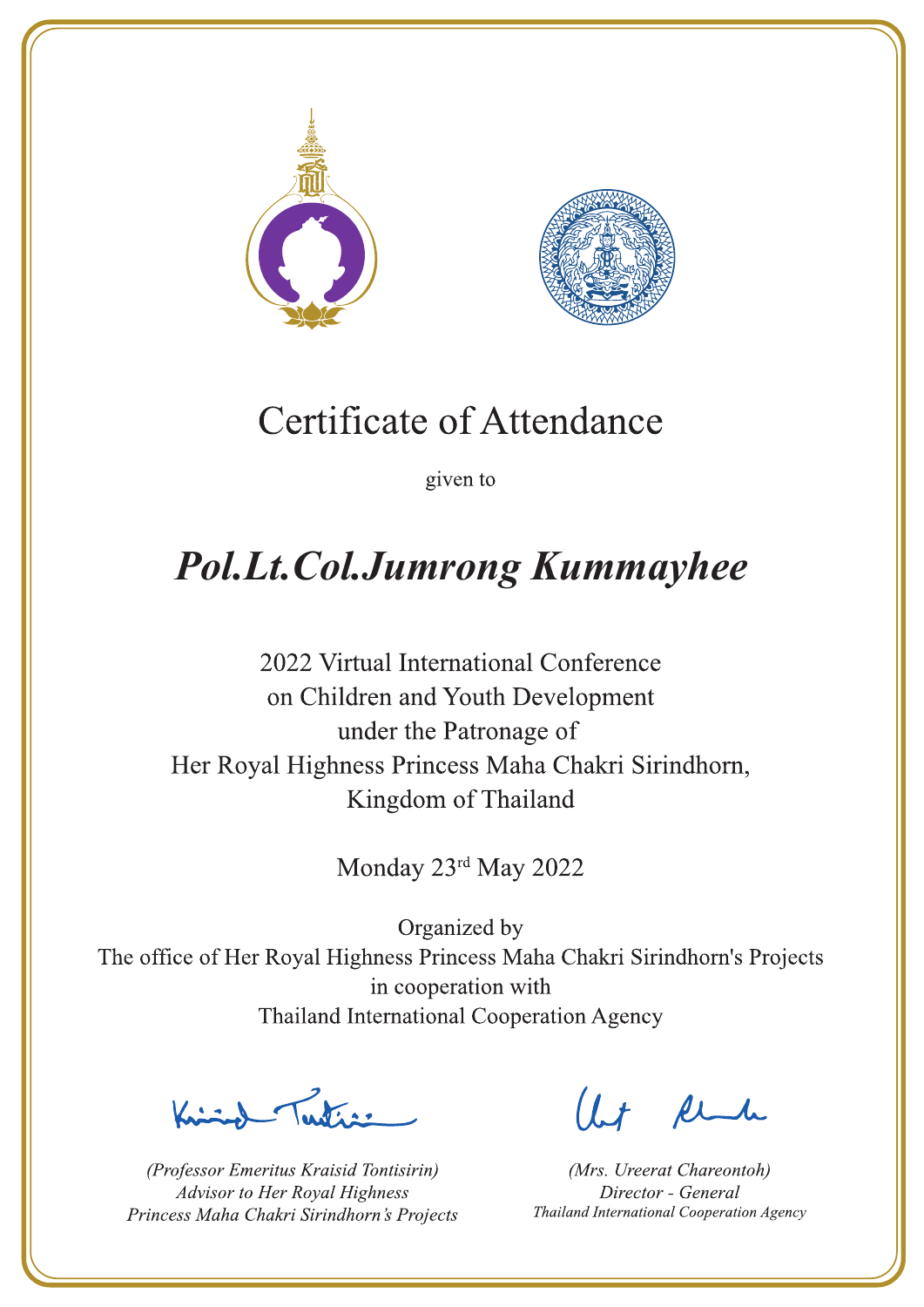# Certificate of Attendance

given to

## *Pol.Lt.Col.Jumrong Kummayhee*

2022 Virtual International Conference
on Children and Youth Development
under the Patronage of
Her Royal Highness Princess Maha Chakri Sirindhorn,
Kingdom of Thailand

Monday 23rd May 2022

Organized by
The office of Her Royal Highness Princess Maha Chakri Sirindhorn's Projects
in cooperation with
Thailand International Cooperation Agency

*(Professor Emeritus Kraisid Tontisirin)*
*Advisor to Her Royal Highness*
*Princess Maha Chakri Sirindhorn's Projects*

*(Mrs. Ureerat Chareontoh)*
*Director - General*
*Thailand International Cooperation Agency*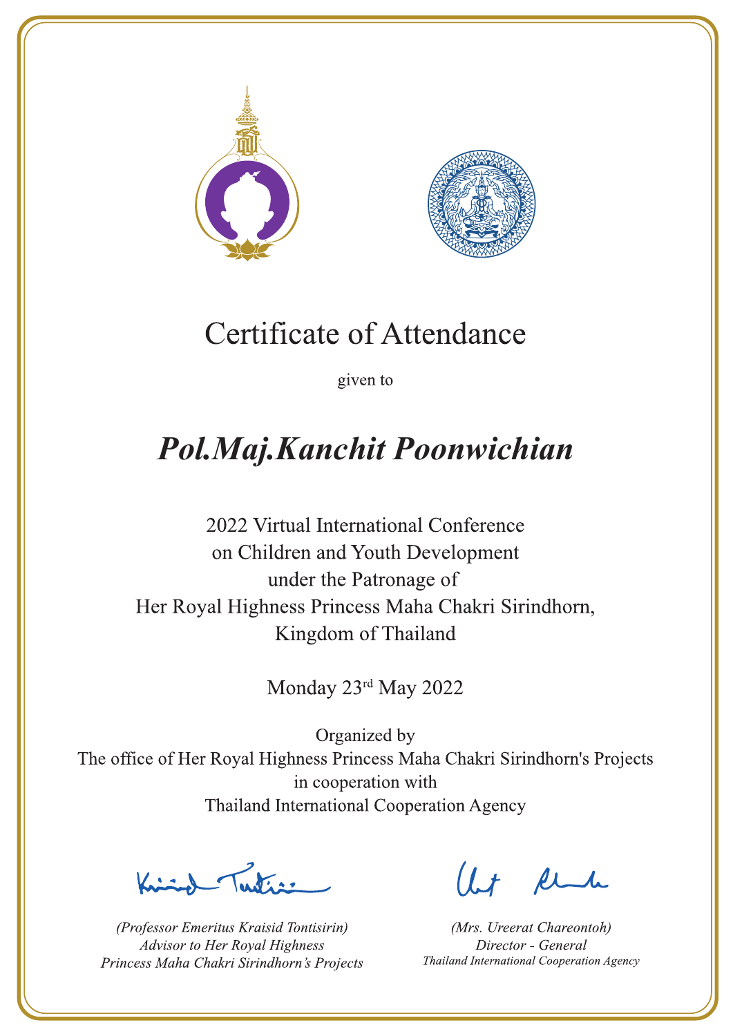# Certificate of Attendance

given to

## *Pol.Maj.Kanchit Poonwichian*

2022 Virtual International Conference
on Children and Youth Development
under the Patronage of
Her Royal Highness Princess Maha Chakri Sirindhorn,
Kingdom of Thailand

Monday 23rd May 2022

Organized by
The office of Her Royal Highness Princess Maha Chakri Sirindhorn's Projects
in cooperation with
Thailand International Cooperation Agency

*(Professor Emeritus Kraisid Tontisirin)*
*Advisor to Her Royal Highness*
*Princess Maha Chakri Sirindhorn's Projects*

*(Mrs. Ureerat Chareontoh)*
*Director - General*
*Thailand International Cooperation Agency*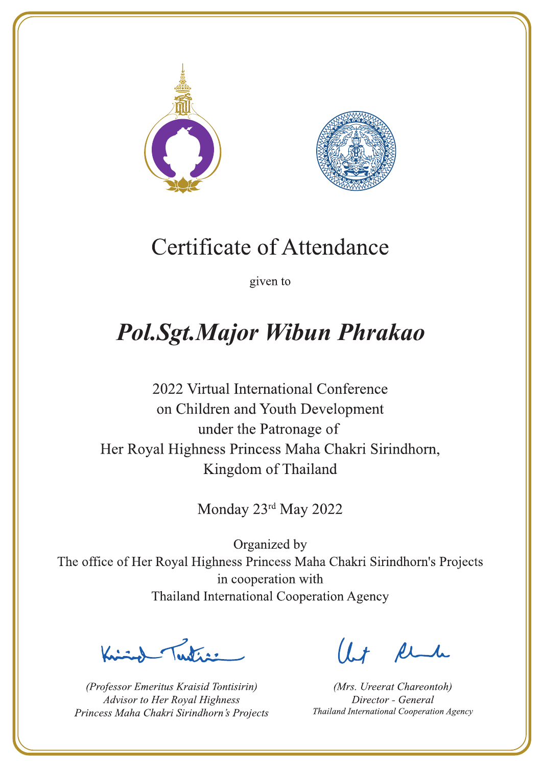# Certificate of Attendance

given to

## *Pol.Sgt.Major Wibun Phrakao*

2022 Virtual International Conference
on Children and Youth Development
under the Patronage of
Her Royal Highness Princess Maha Chakri Sirindhorn,
Kingdom of Thailand

Monday 23rd May 2022

Organized by
The office of Her Royal Highness Princess Maha Chakri Sirindhorn's Projects
in cooperation with
Thailand International Cooperation Agency

*(Professor Emeritus Kraisid Tontisirin)*
*Advisor to Her Royal Highness*
*Princess Maha Chakri Sirindhorn's Projects*

*(Mrs. Ureerat Chareontoh)*
*Director - General*
*Thailand International Cooperation Agency*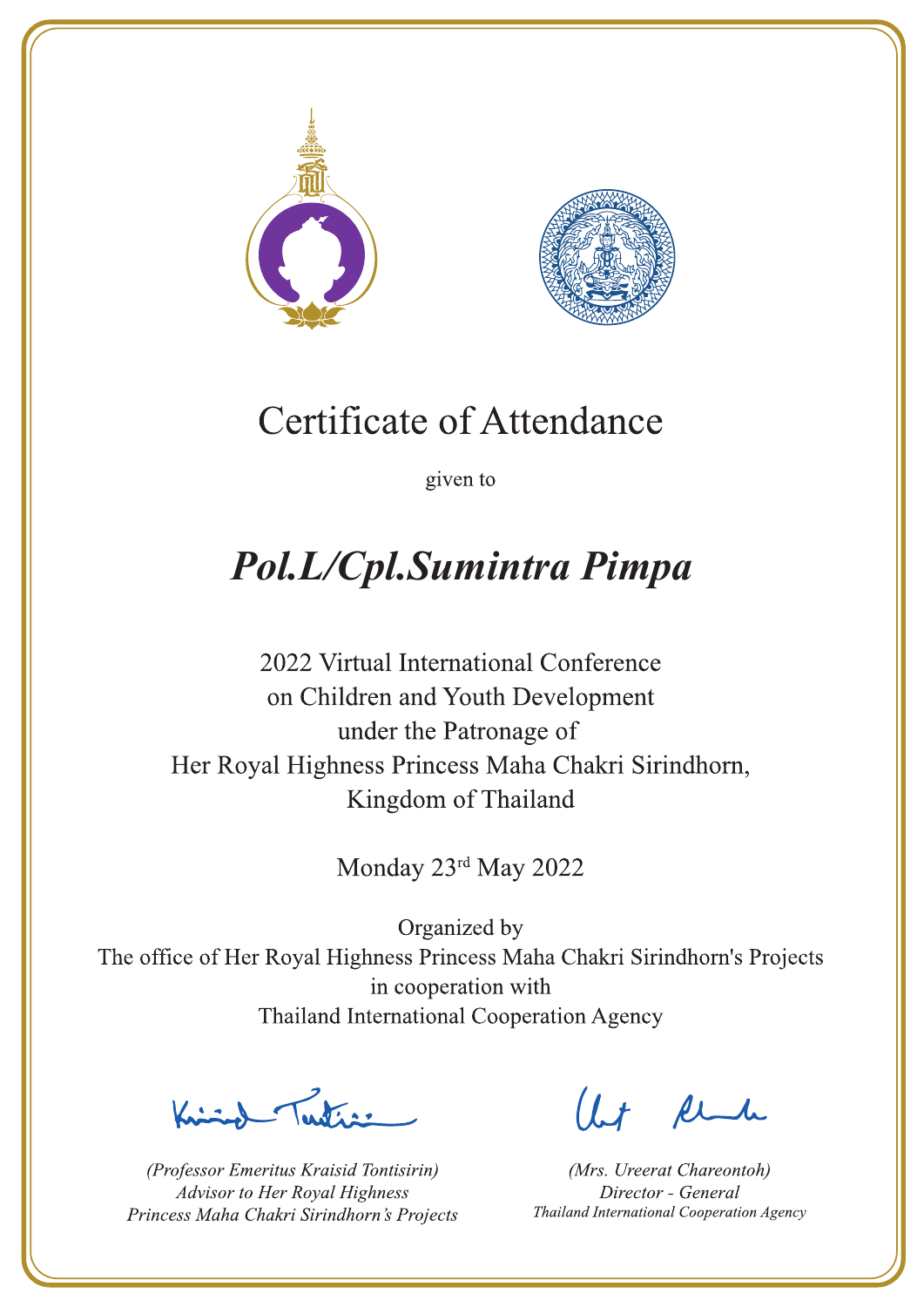# Certificate of Attendance

given to

## *Pol.L/Cpl.Sumintra Pimpa*

2022 Virtual International Conference
on Children and Youth Development
under the Patronage of
Her Royal Highness Princess Maha Chakri Sirindhorn,
Kingdom of Thailand

Monday 23rd May 2022

Organized by
The office of Her Royal Highness Princess Maha Chakri Sirindhorn's Projects
in cooperation with
Thailand International Cooperation Agency

*(Professor Emeritus Kraisid Tontisirin)*
*Advisor to Her Royal Highness*
*Princess Maha Chakri Sirindhorn's Projects*

*(Mrs. Ureerat Chareontoh)*
*Director - General*
*Thailand International Cooperation Agency*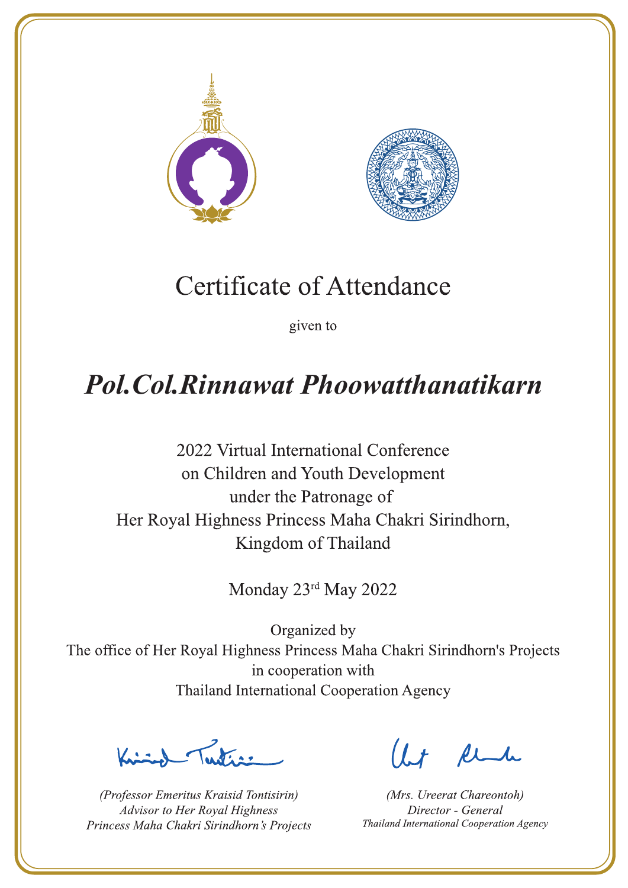# Certificate of Attendance

given to

## *Pol.Col.Rinnawat Phoowatthanatikarn*

2022 Virtual International Conference
on Children and Youth Development
under the Patronage of
Her Royal Highness Princess Maha Chakri Sirindhorn,
Kingdom of Thailand

Monday 23rd May 2022

Organized by
The office of Her Royal Highness Princess Maha Chakri Sirindhorn's Projects
in cooperation with
Thailand International Cooperation Agency

*(Professor Emeritus Kraisid Tontisirin)*
*Advisor to Her Royal Highness*
*Princess Maha Chakri Sirindhorn's Projects*

*(Mrs. Ureerat Chareontoh)*
*Director - General*
*Thailand International Cooperation Agency*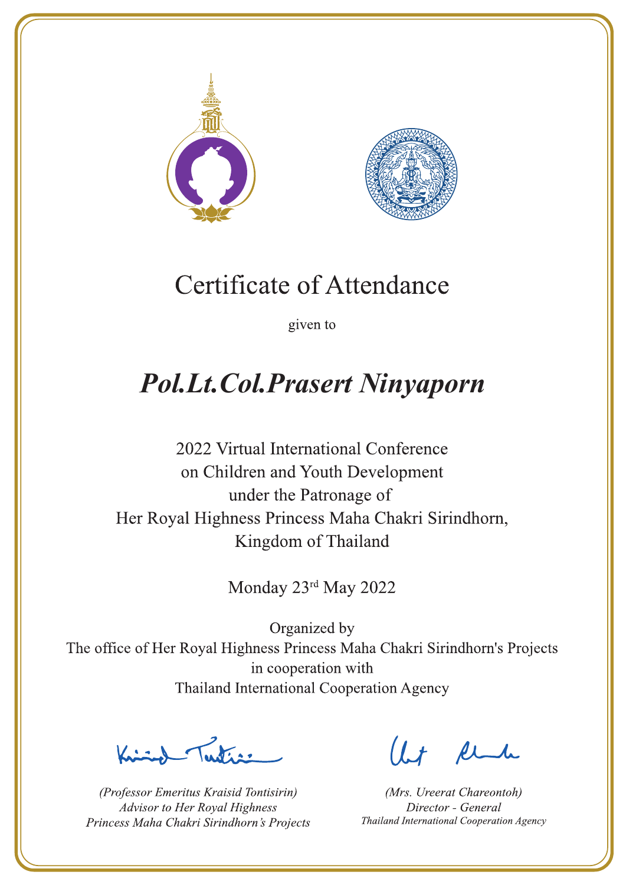# Certificate of Attendance

given to

## *Pol.Lt.Col.Prasert Ninyaporn*

2022 Virtual International Conference
on Children and Youth Development
under the Patronage of
Her Royal Highness Princess Maha Chakri Sirindhorn,
Kingdom of Thailand

Monday 23rd May 2022

Organized by
The office of Her Royal Highness Princess Maha Chakri Sirindhorn's Projects
in cooperation with
Thailand International Cooperation Agency

*(Professor Emeritus Kraisid Tontisirin)*
*Advisor to Her Royal Highness*
*Princess Maha Chakri Sirindhorn's Projects*

*(Mrs. Ureerat Chareontoh)*
*Director - General*
*Thailand International Cooperation Agency*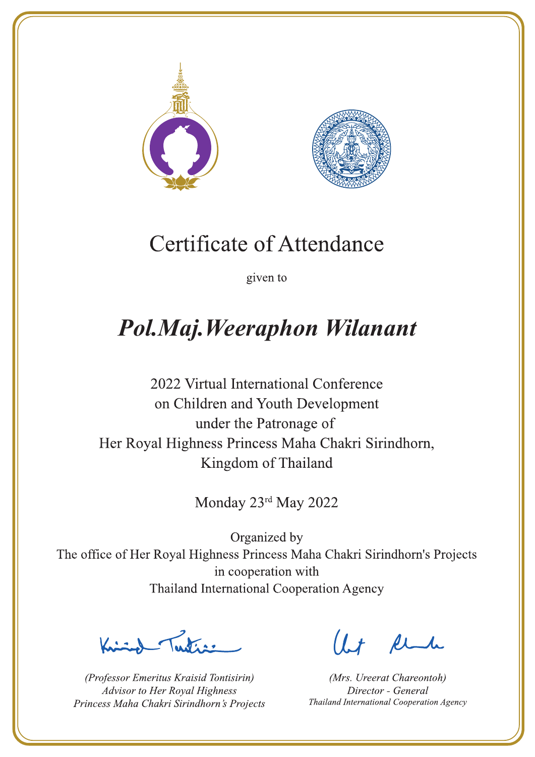# Certificate of Attendance

given to

## *Pol.Maj.Weeraphon Wilanant*

2022 Virtual International Conference
on Children and Youth Development
under the Patronage of
Her Royal Highness Princess Maha Chakri Sirindhorn,
Kingdom of Thailand

Monday 23rd May 2022

Organized by
The office of Her Royal Highness Princess Maha Chakri Sirindhorn's Projects
in cooperation with
Thailand International Cooperation Agency

*(Professor Emeritus Kraisid Tontisirin)*
*Advisor to Her Royal Highness*
*Princess Maha Chakri Sirindhorn's Projects*

*(Mrs. Ureerat Chareontoh)*
*Director - General*
*Thailand International Cooperation Agency*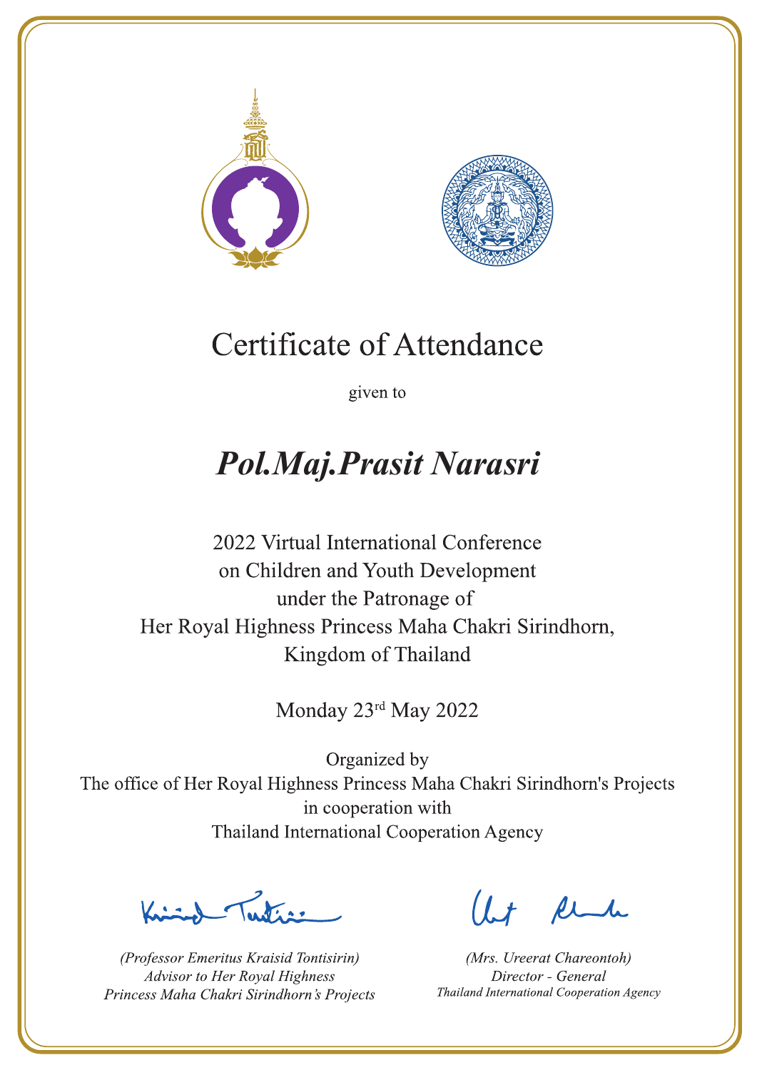# Certificate of Attendance

given to

## *Pol.Maj.Prasit Narasri*

2022 Virtual International Conference
on Children and Youth Development
under the Patronage of
Her Royal Highness Princess Maha Chakri Sirindhorn,
Kingdom of Thailand

Monday 23rd May 2022

Organized by
The office of Her Royal Highness Princess Maha Chakri Sirindhorn's Projects
in cooperation with
Thailand International Cooperation Agency

*(Professor Emeritus Kraisid Tontisirin)*
*Advisor to Her Royal Highness*
*Princess Maha Chakri Sirindhorn's Projects*

*(Mrs. Ureerat Chareontoh)*
*Director - General*
*Thailand International Cooperation Agency*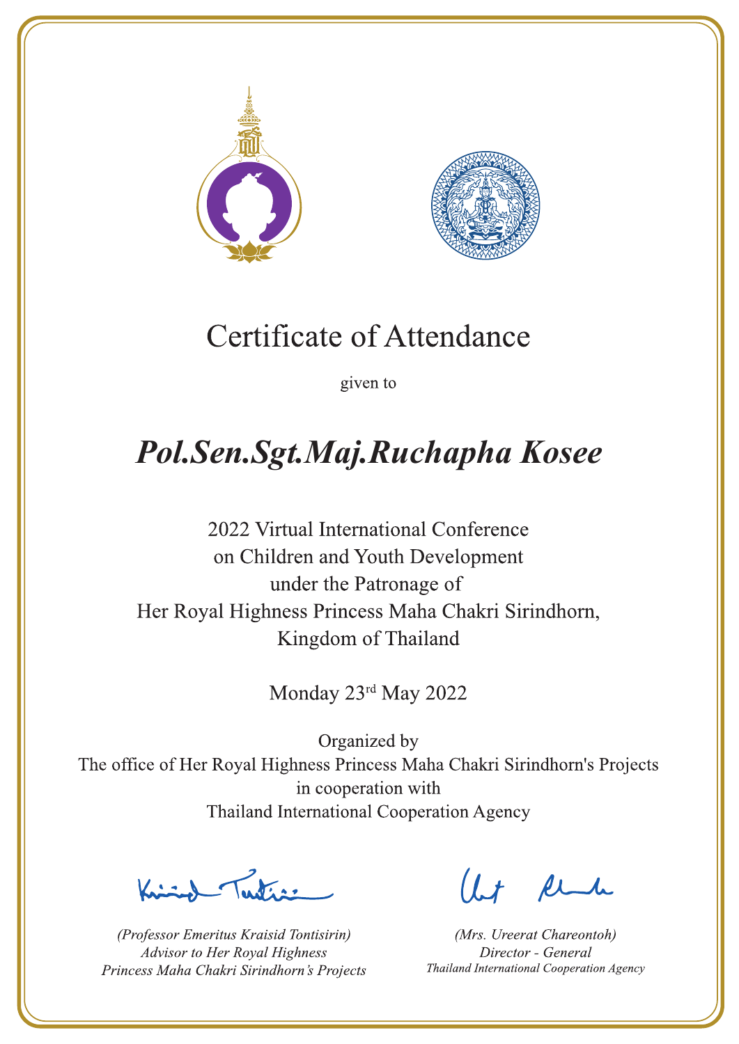# Certificate of Attendance

given to

## *Pol.Sen.Sgt.Maj.Ruchapha Kosee*

2022 Virtual International Conference
on Children and Youth Development
under the Patronage of
Her Royal Highness Princess Maha Chakri Sirindhorn,
Kingdom of Thailand

Monday 23rd May 2022

Organized by
The office of Her Royal Highness Princess Maha Chakri Sirindhorn's Projects
in cooperation with
Thailand International Cooperation Agency

*(Professor Emeritus Kraisid Tontisirin)*
*Advisor to Her Royal Highness*
*Princess Maha Chakri Sirindhorn's Projects*

*(Mrs. Ureerat Chareontoh)*
*Director - General*
*Thailand International Cooperation Agency*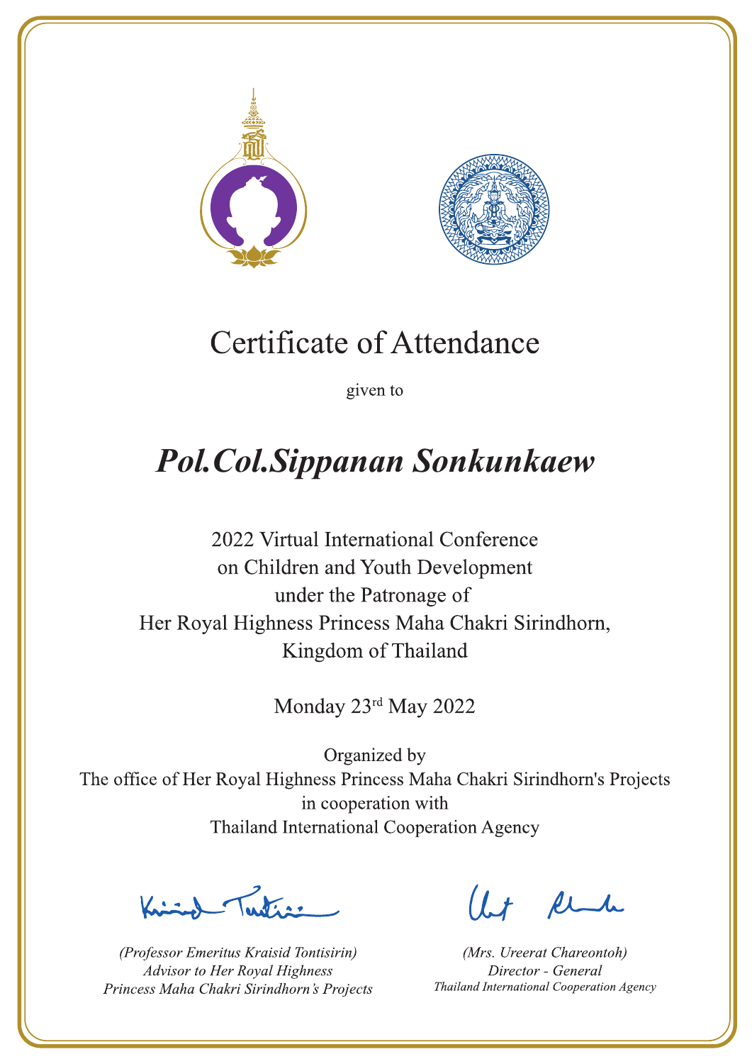# Certificate of Attendance

given to

## *Pol.Col.Sippanan Sonkunkaew*

2022 Virtual International Conference
on Children and Youth Development
under the Patronage of
Her Royal Highness Princess Maha Chakri Sirindhorn,
Kingdom of Thailand

Monday 23rd May 2022

Organized by
The office of Her Royal Highness Princess Maha Chakri Sirindhorn's Projects
in cooperation with
Thailand International Cooperation Agency

*(Professor Emeritus Kraisid Tontisirin)*
*Advisor to Her Royal Highness*
*Princess Maha Chakri Sirindhorn's Projects*

*(Mrs. Ureerat Chareontoh)*
*Director - General*
*Thailand International Cooperation Agency*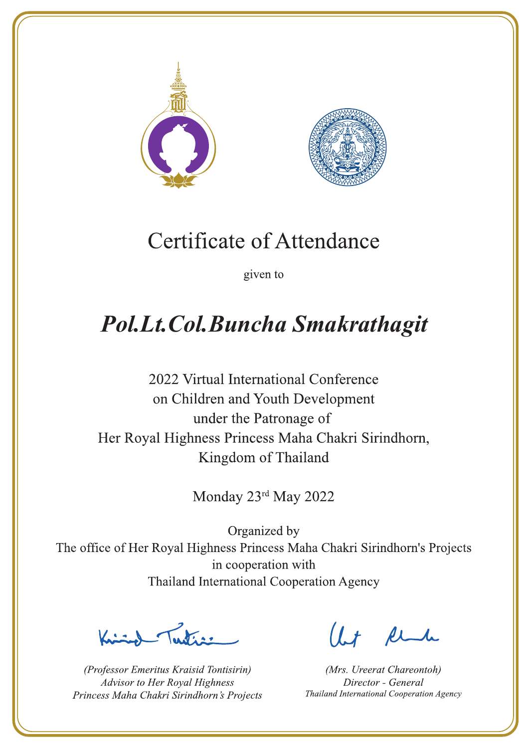# Certificate of Attendance

given to

## *Pol.Lt.Col.Buncha Smakrathagit*

2022 Virtual International Conference
on Children and Youth Development
under the Patronage of
Her Royal Highness Princess Maha Chakri Sirindhorn,
Kingdom of Thailand

Monday 23rd May 2022

Organized by
The office of Her Royal Highness Princess Maha Chakri Sirindhorn's Projects
in cooperation with
Thailand International Cooperation Agency

*(Professor Emeritus Kraisid Tontisirin)*
*Advisor to Her Royal Highness*
*Princess Maha Chakri Sirindhorn's Projects*

*(Mrs. Ureerat Chareontoh)*
*Director - General*
*Thailand International Cooperation Agency*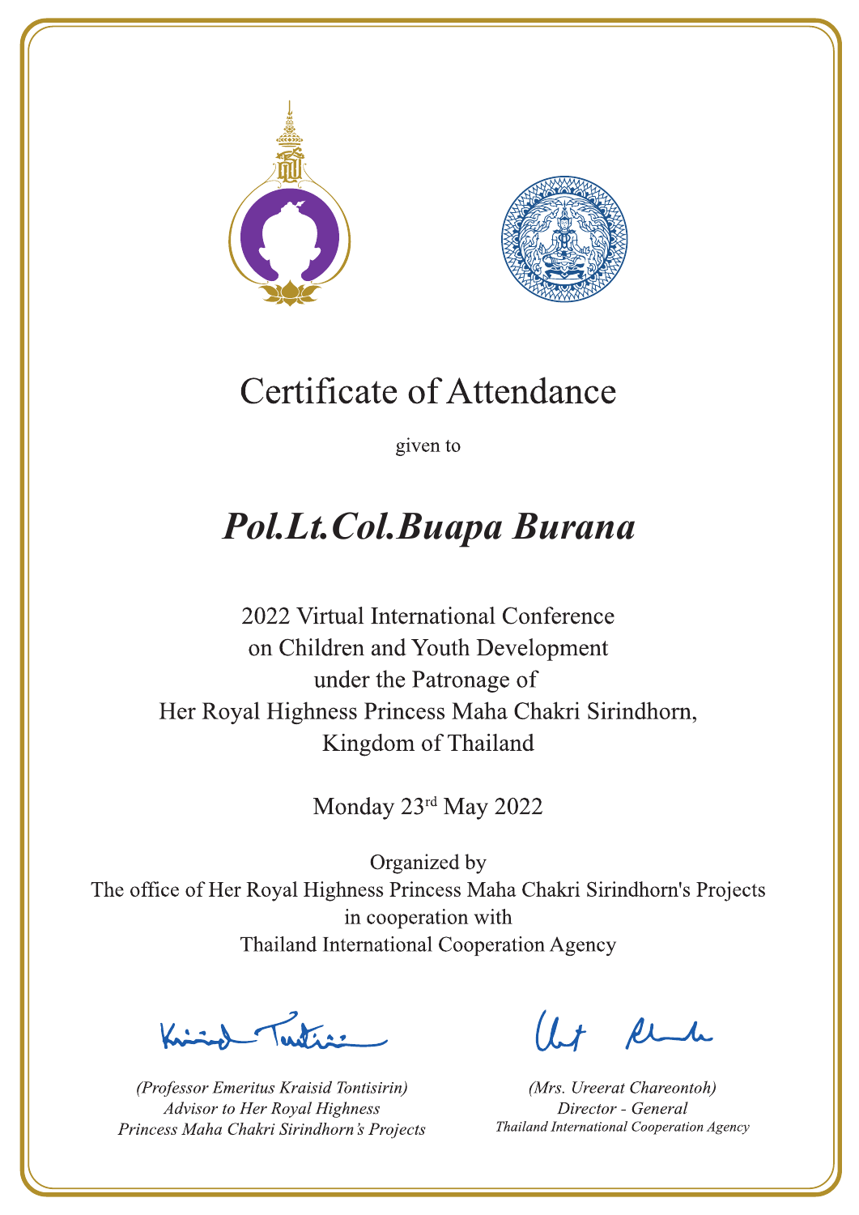# Certificate of Attendance

given to

## *Pol.Lt.Col.Buapa Burana*

2022 Virtual International Conference
on Children and Youth Development
under the Patronage of
Her Royal Highness Princess Maha Chakri Sirindhorn,
Kingdom of Thailand

Monday 23rd May 2022

Organized by
The office of Her Royal Highness Princess Maha Chakri Sirindhorn's Projects
in cooperation with
Thailand International Cooperation Agency

*(Professor Emeritus Kraisid Tontisirin)*
*Advisor to Her Royal Highness*
*Princess Maha Chakri Sirindhorn's Projects*

*(Mrs. Ureerat Chareontoh)*
*Director - General*
*Thailand International Cooperation Agency*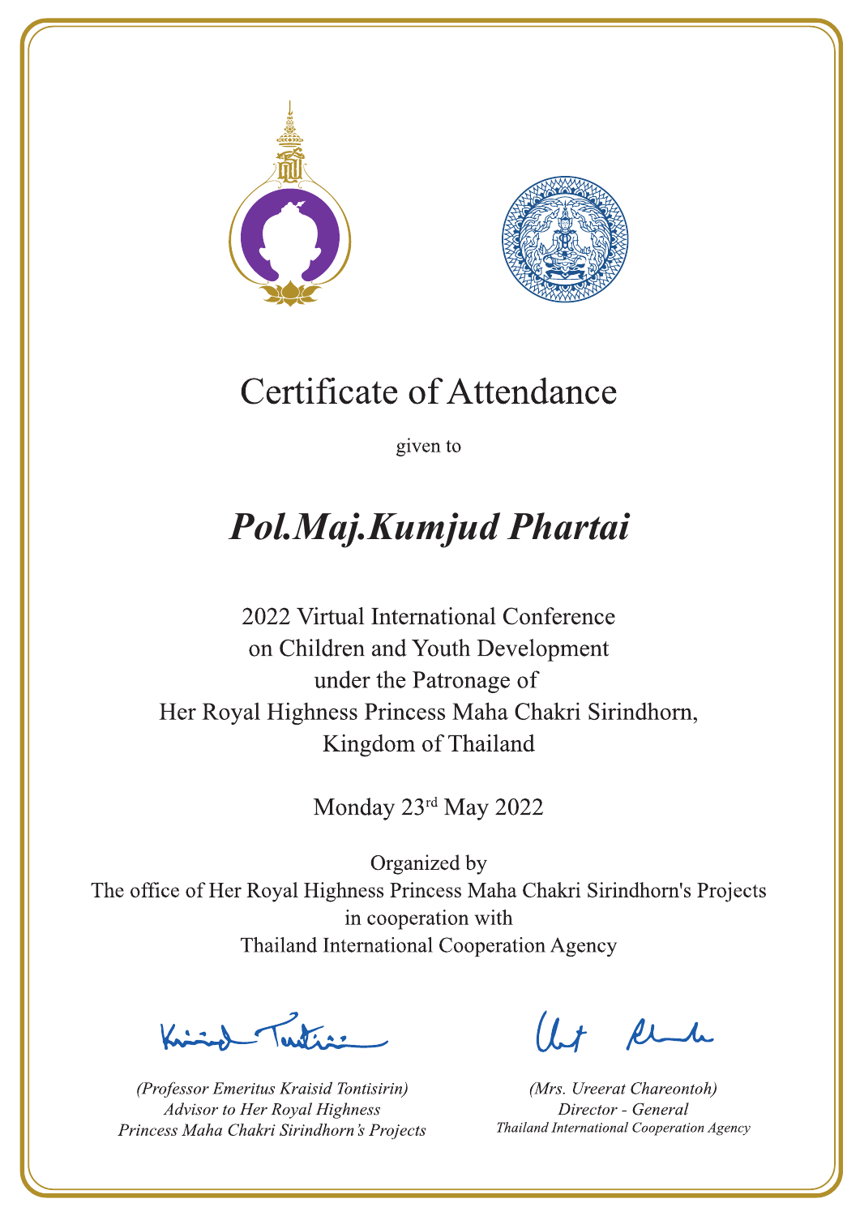# Certificate of Attendance

given to

## *Pol.Maj.Kumjud Phartai*

2022 Virtual International Conference
on Children and Youth Development
under the Patronage of
Her Royal Highness Princess Maha Chakri Sirindhorn,
Kingdom of Thailand

Monday 23rd May 2022

Organized by
The office of Her Royal Highness Princess Maha Chakri Sirindhorn's Projects
in cooperation with
Thailand International Cooperation Agency

*(Professor Emeritus Kraisid Tontisirin)*
*Advisor to Her Royal Highness*
*Princess Maha Chakri Sirindhorn's Projects*

*(Mrs. Ureerat Chareontoh)*
*Director - General*
*Thailand International Cooperation Agency*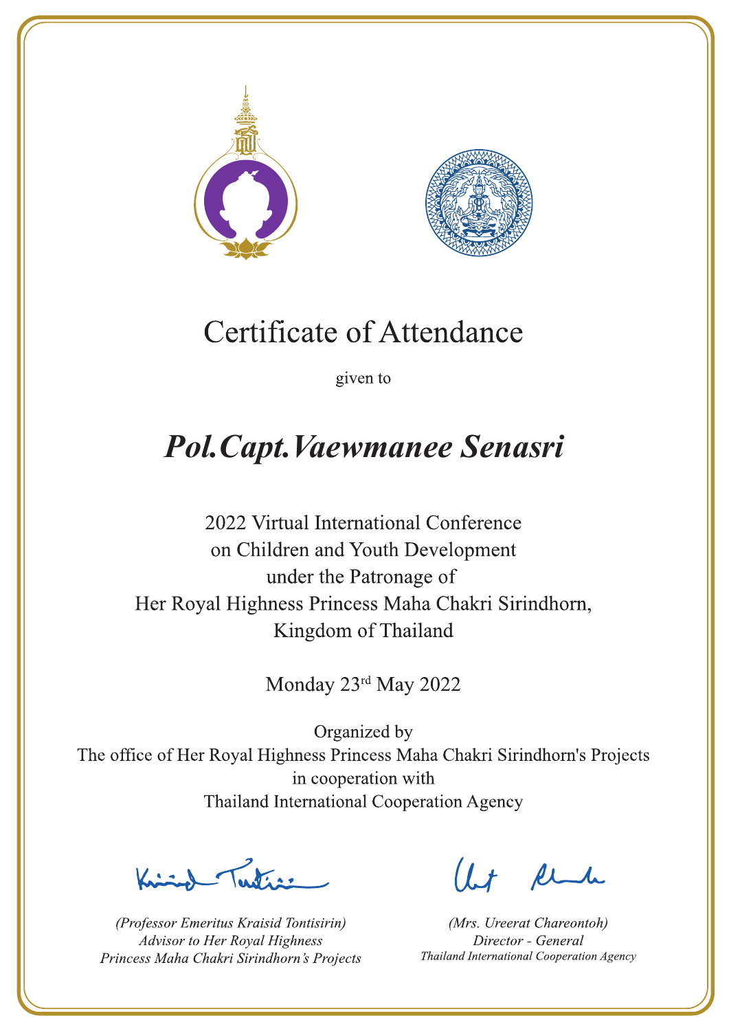# Certificate of Attendance

given to

## *Pol.Capt.Vaewmanee Senasri*

2022 Virtual International Conference
on Children and Youth Development
under the Patronage of
Her Royal Highness Princess Maha Chakri Sirindhorn,
Kingdom of Thailand

Monday 23rd May 2022

Organized by
The office of Her Royal Highness Princess Maha Chakri Sirindhorn's Projects
in cooperation with
Thailand International Cooperation Agency

*(Professor Emeritus Kraisid Tontisirin)*
*Advisor to Her Royal Highness*
*Princess Maha Chakri Sirindhorn's Projects*

*(Mrs. Ureerat Chareontoh)*
*Director - General*
*Thailand International Cooperation Agency*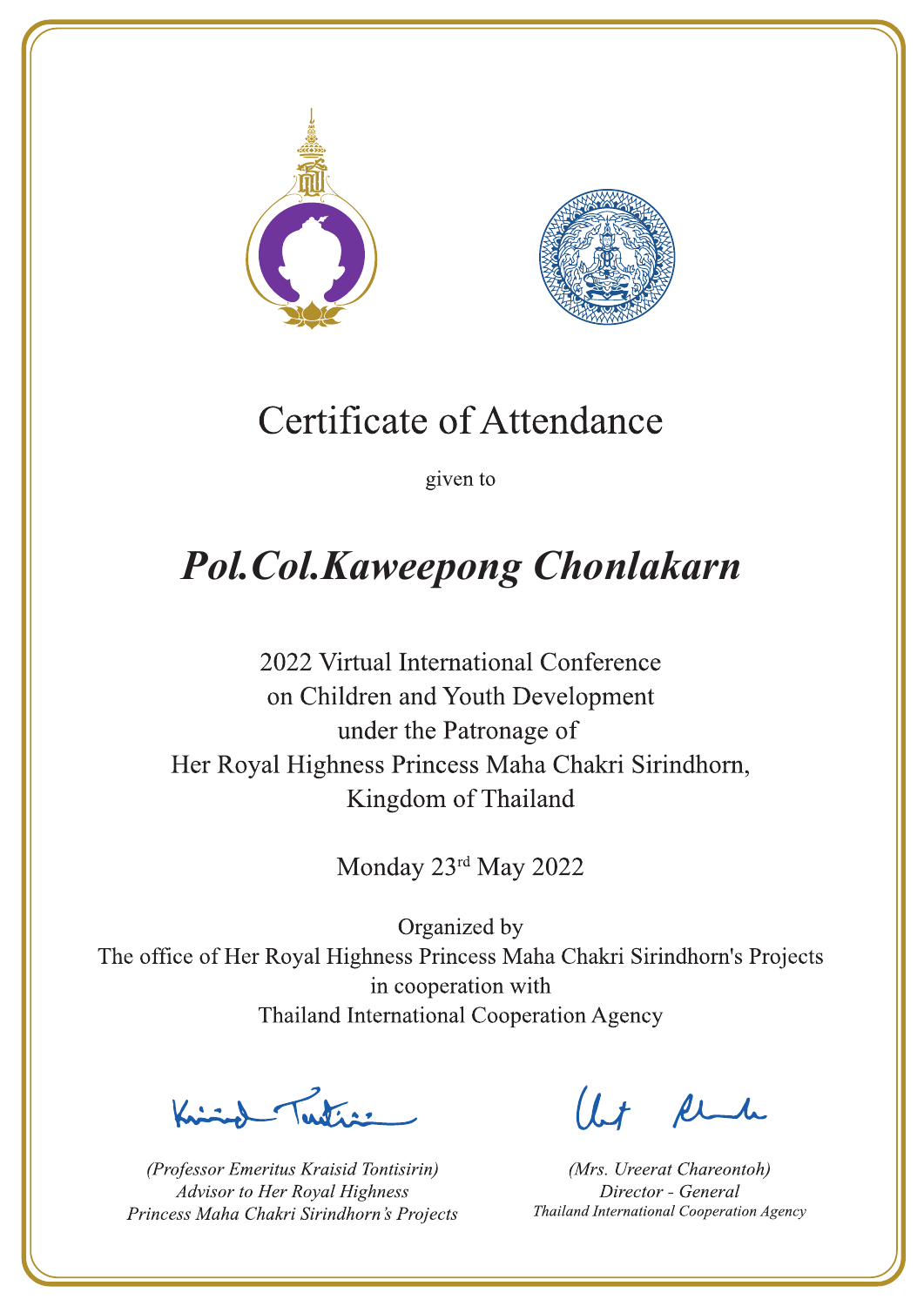# Certificate of Attendance

given to

## *Pol.Col.Kaweepong Chonlakarn*

2022 Virtual International Conference
on Children and Youth Development
under the Patronage of
Her Royal Highness Princess Maha Chakri Sirindhorn,
Kingdom of Thailand

Monday 23rd May 2022

Organized by
The office of Her Royal Highness Princess Maha Chakri Sirindhorn's Projects
in cooperation with
Thailand International Cooperation Agency

*(Professor Emeritus Kraisid Tontisirin)*
*Advisor to Her Royal Highness*
*Princess Maha Chakri Sirindhorn's Projects*

*(Mrs. Ureerat Chareontoh)*
*Director - General*
*Thailand International Cooperation Agency*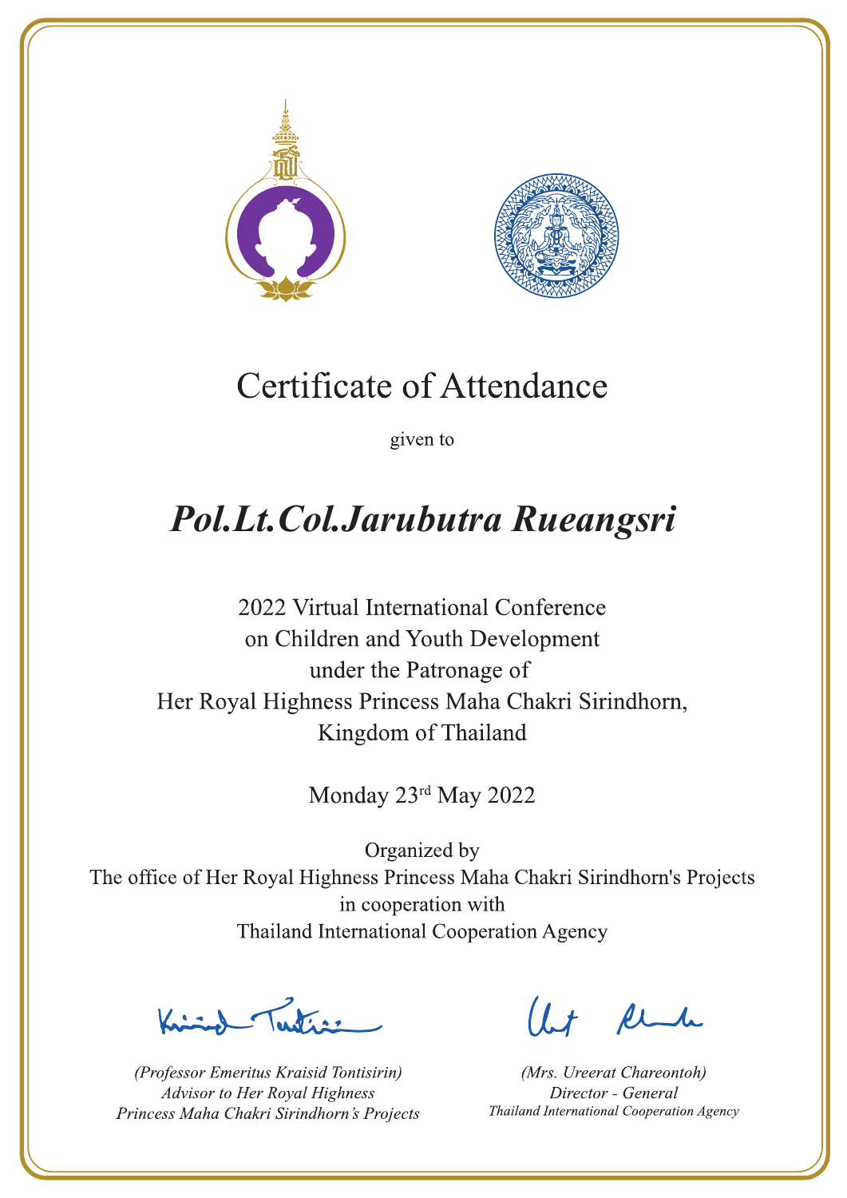# Certificate of Attendance

given to

## *Pol.Lt.Col.Jarubutra Rueangsri*

2022 Virtual International Conference
on Children and Youth Development
under the Patronage of
Her Royal Highness Princess Maha Chakri Sirindhorn,
Kingdom of Thailand

Monday 23rd May 2022

Organized by
The office of Her Royal Highness Princess Maha Chakri Sirindhorn's Projects
in cooperation with
Thailand International Cooperation Agency

*(Professor Emeritus Kraisid Tontisirin)*
*Advisor to Her Royal Highness*
*Princess Maha Chakri Sirindhorn's Projects*

*(Mrs. Ureerat Chareontoh)*
*Director - General*
*Thailand International Cooperation Agency*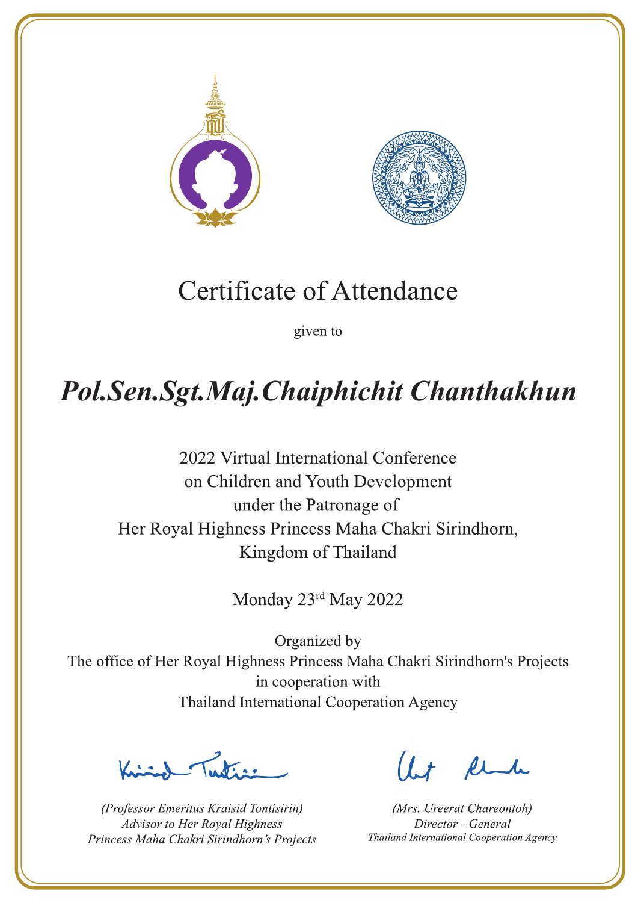# Certificate of Attendance

given to

## *Pol.Sen.Sgt.Maj.Chaiphichit Chanthakhun*

2022 Virtual International Conference
on Children and Youth Development
under the Patronage of
Her Royal Highness Princess Maha Chakri Sirindhorn,
Kingdom of Thailand

Monday 23rd May 2022

Organized by
The office of Her Royal Highness Princess Maha Chakri Sirindhorn's Projects
in cooperation with
Thailand International Cooperation Agency

*(Professor Emeritus Kraisid Tontisirin)*
*Advisor to Her Royal Highness*
*Princess Maha Chakri Sirindhorn's Projects*

*(Mrs. Ureerat Chareontoh)*
*Director - General*
*Thailand International Cooperation Agency*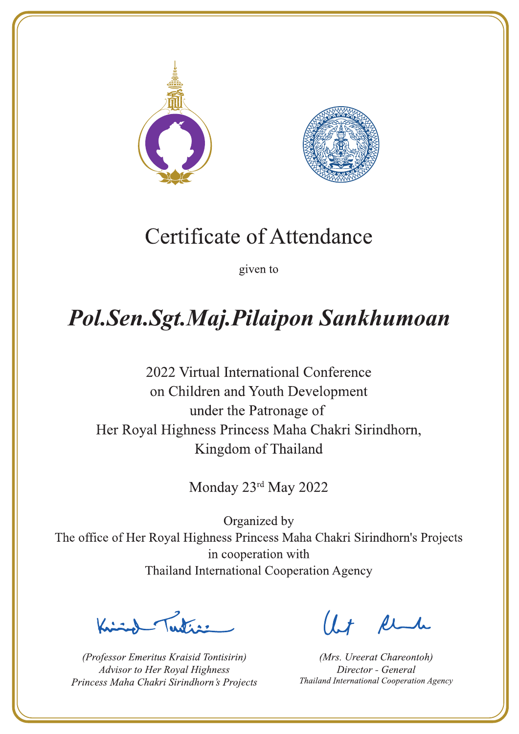# Certificate of Attendance

given to

## *Pol.Sen.Sgt.Maj.Pilaipon Sankhumoan*

2022 Virtual International Conference
on Children and Youth Development
under the Patronage of
Her Royal Highness Princess Maha Chakri Sirindhorn,
Kingdom of Thailand

Monday 23rd May 2022

Organized by
The office of Her Royal Highness Princess Maha Chakri Sirindhorn's Projects
in cooperation with
Thailand International Cooperation Agency

*(Professor Emeritus Kraisid Tontisirin)*
*Advisor to Her Royal Highness*
*Princess Maha Chakri Sirindhorn's Projects*

*(Mrs. Ureerat Chareontoh)*
*Director - General*
*Thailand International Cooperation Agency*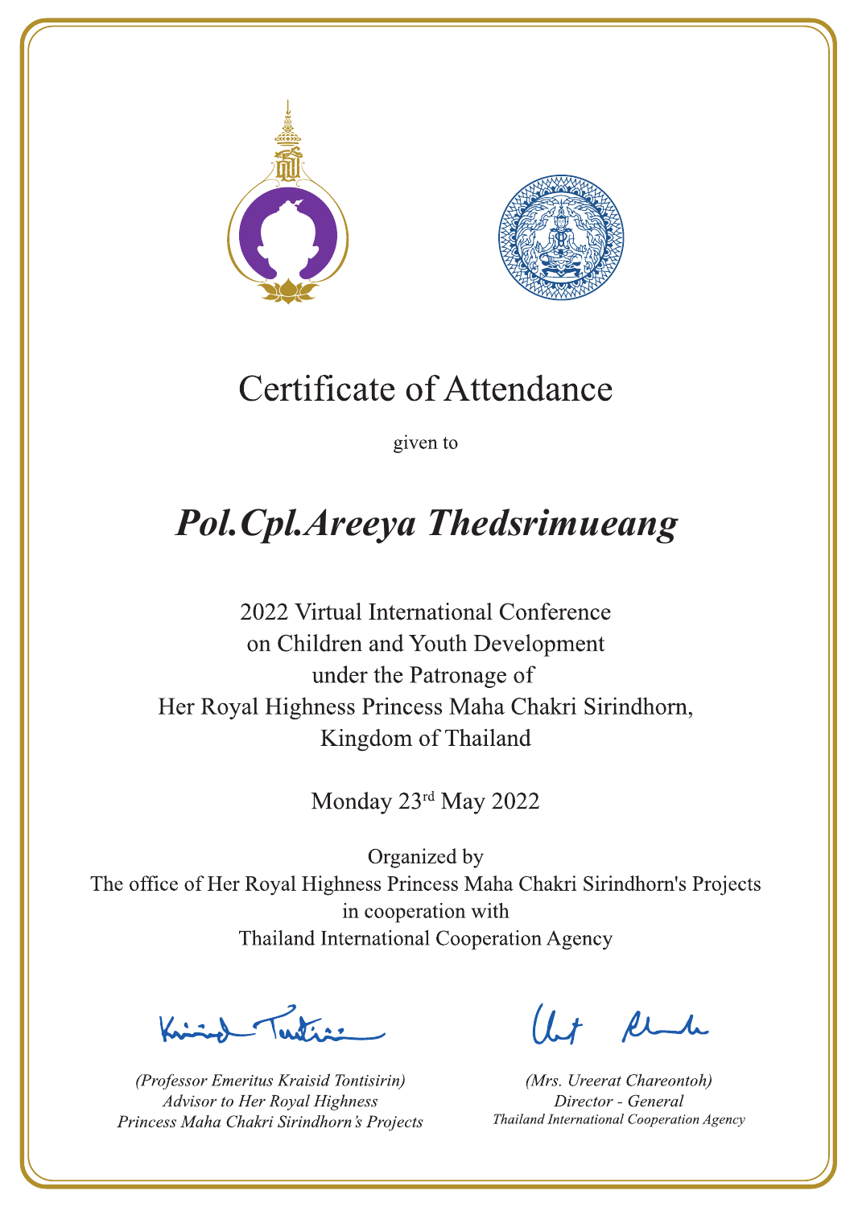# Certificate of Attendance

given to

## *Pol.Cpl.Areeya Thedsrimueang*

2022 Virtual International Conference
on Children and Youth Development
under the Patronage of
Her Royal Highness Princess Maha Chakri Sirindhorn,
Kingdom of Thailand

Monday 23rd May 2022

Organized by
The office of Her Royal Highness Princess Maha Chakri Sirindhorn's Projects
in cooperation with
Thailand International Cooperation Agency

*(Professor Emeritus Kraisid Tontisirin)*
*Advisor to Her Royal Highness*
*Princess Maha Chakri Sirindhorn's Projects*

*(Mrs. Ureerat Chareontoh)*
*Director - General*
*Thailand International Cooperation Agency*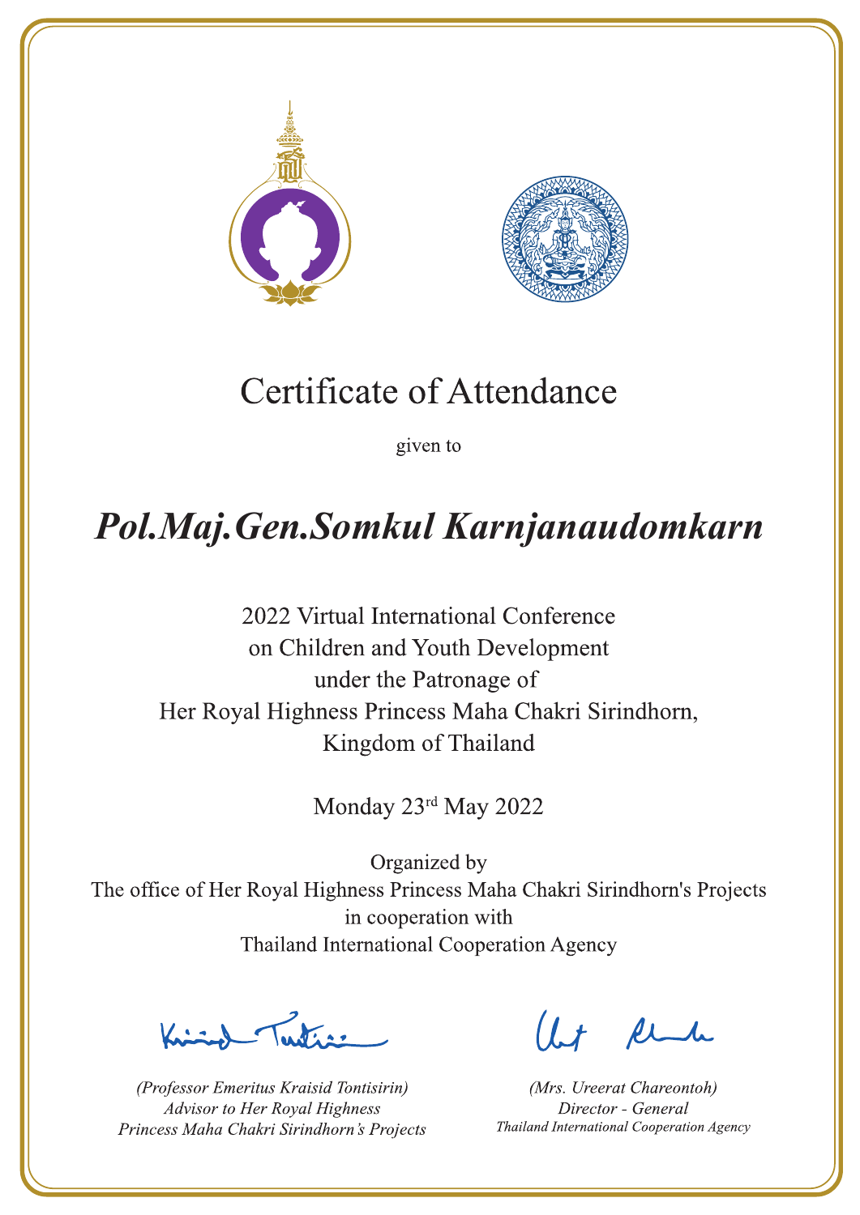# Certificate of Attendance

given to

## *Pol.Maj.Gen.Somkul Karnjanaudomkarn*

2022 Virtual International Conference
on Children and Youth Development
under the Patronage of
Her Royal Highness Princess Maha Chakri Sirindhorn,
Kingdom of Thailand

Monday 23rd May 2022

Organized by
The office of Her Royal Highness Princess Maha Chakri Sirindhorn's Projects
in cooperation with
Thailand International Cooperation Agency

*(Professor Emeritus Kraisid Tontisirin)*
*Advisor to Her Royal Highness*
*Princess Maha Chakri Sirindhorn's Projects*

*(Mrs. Ureerat Chareontoh)*
*Director - General*
*Thailand International Cooperation Agency*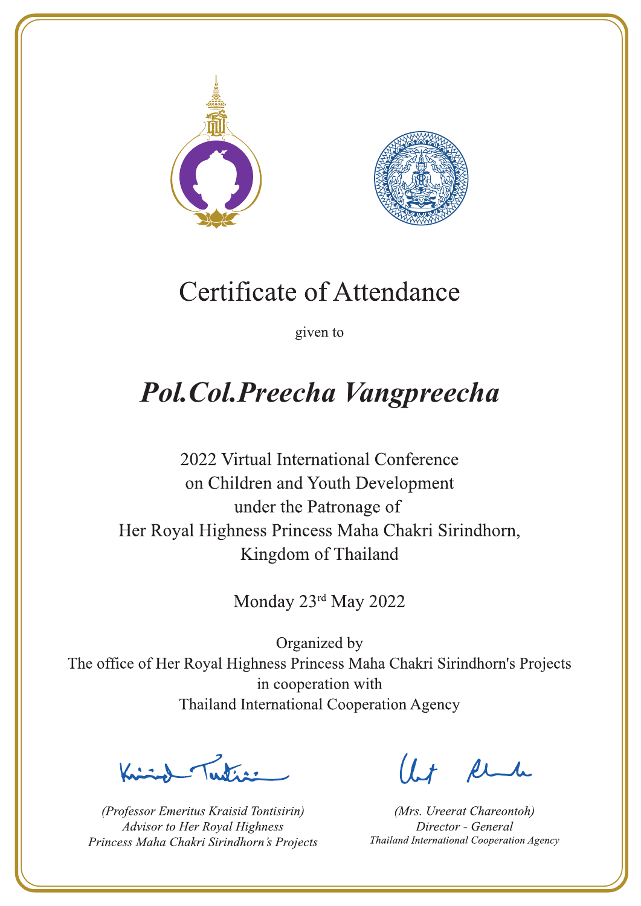# Certificate of Attendance

given to

## *Pol.Col.Preecha Vangpreecha*

2022 Virtual International Conference
on Children and Youth Development
under the Patronage of
Her Royal Highness Princess Maha Chakri Sirindhorn,
Kingdom of Thailand

Monday 23rd May 2022

Organized by
The office of Her Royal Highness Princess Maha Chakri Sirindhorn's Projects
in cooperation with
Thailand International Cooperation Agency

*(Professor Emeritus Kraisid Tontisirin)*
*Advisor to Her Royal Highness*
*Princess Maha Chakri Sirindhorn's Projects*

*(Mrs. Ureerat Chareontoh)*
*Director - General*
*Thailand International Cooperation Agency*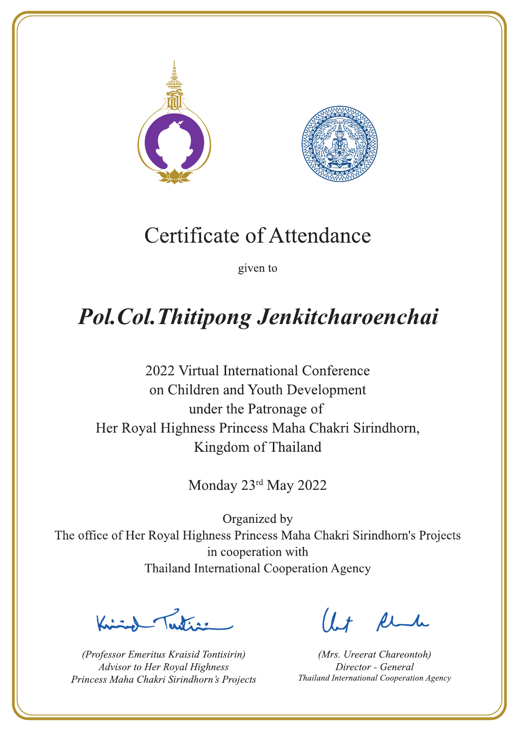# Certificate of Attendance

given to

## *Pol.Col.Thitipong Jenkitcharoenchai*

2022 Virtual International Conference
on Children and Youth Development
under the Patronage of
Her Royal Highness Princess Maha Chakri Sirindhorn,
Kingdom of Thailand

Monday 23rd May 2022

Organized by
The office of Her Royal Highness Princess Maha Chakri Sirindhorn's Projects
in cooperation with
Thailand International Cooperation Agency

*(Professor Emeritus Kraisid Tontisirin)*
*Advisor to Her Royal Highness*
*Princess Maha Chakri Sirindhorn's Projects*

*(Mrs. Ureerat Chareontoh)*
*Director - General*
*Thailand International Cooperation Agency*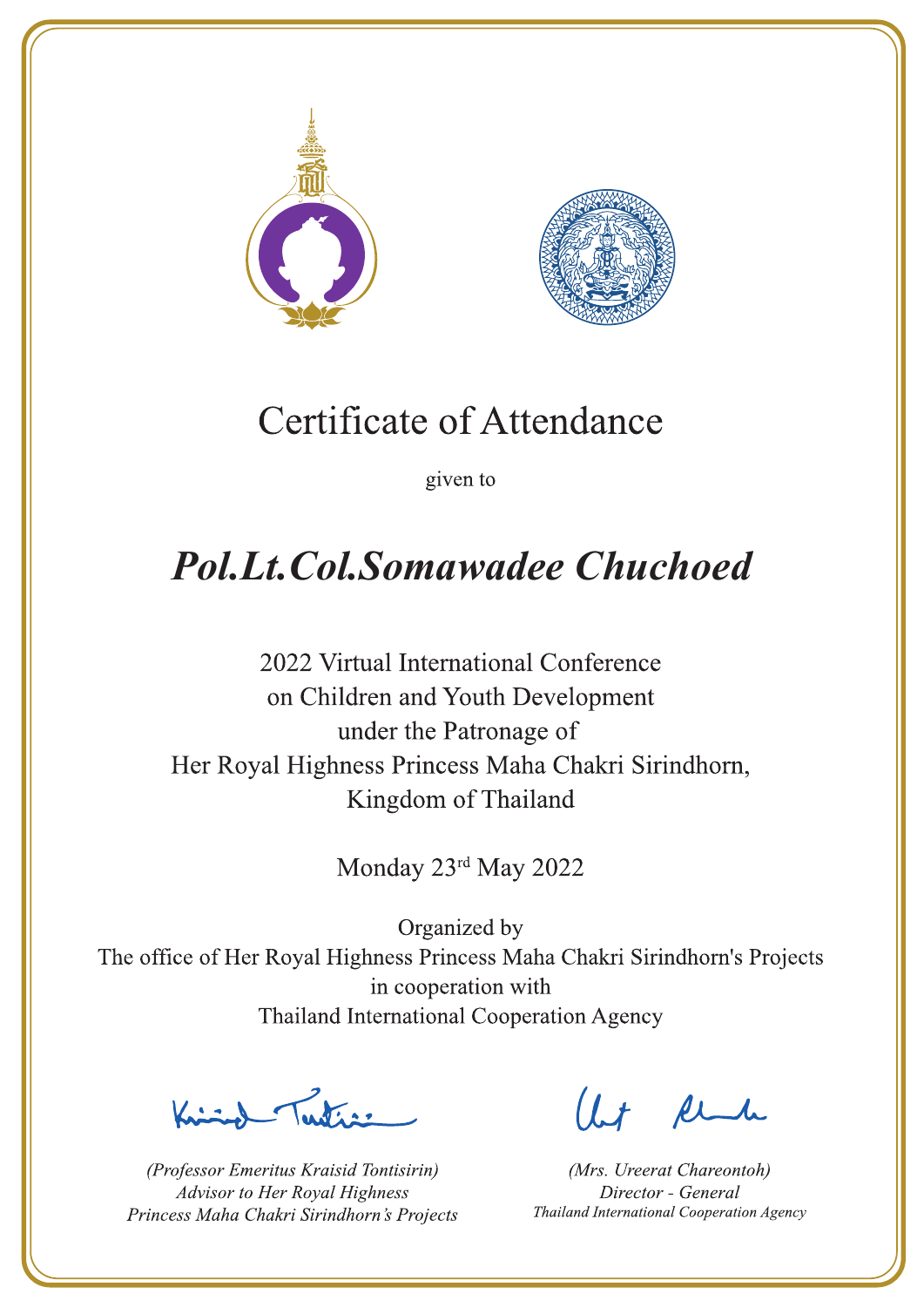# Certificate of Attendance

given to

## ***Pol.Lt.Col.Somawadee Chuchoed***

2022 Virtual International Conference
on Children and Youth Development
under the Patronage of
Her Royal Highness Princess Maha Chakri Sirindhorn,
Kingdom of Thailand

Monday 23rd May 2022

Organized by
The office of Her Royal Highness Princess Maha Chakri Sirindhorn's Projects
in cooperation with
Thailand International Cooperation Agency

*(Professor Emeritus Kraisid Tontisirin)*
*Advisor to Her Royal Highness*
*Princess Maha Chakri Sirindhorn's Projects*

*(Mrs. Ureerat Chareontoh)*
*Director - General*
*Thailand International Cooperation Agency*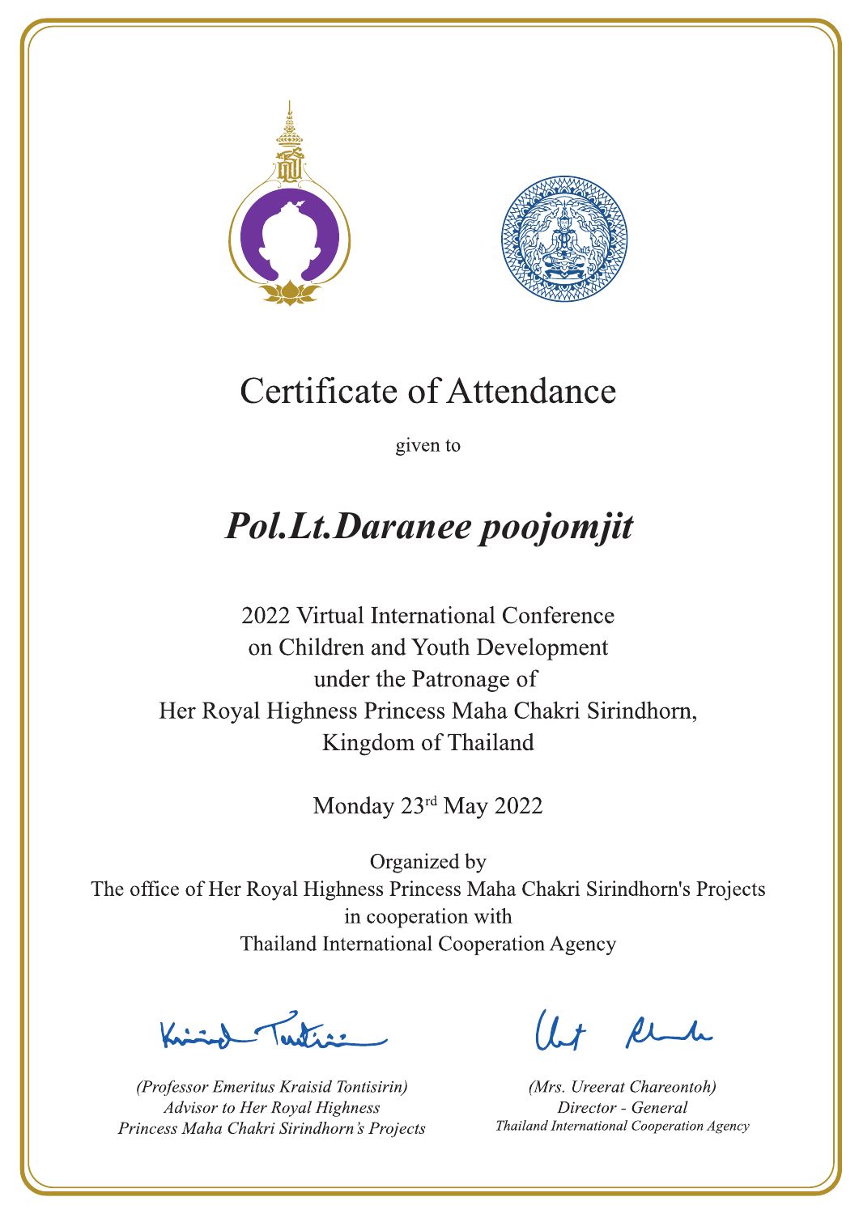# Certificate of Attendance

given to

## *Pol.Lt.Daranee poojomjit*

2022 Virtual International Conference
on Children and Youth Development
under the Patronage of
Her Royal Highness Princess Maha Chakri Sirindhorn,
Kingdom of Thailand

Monday 23rd May 2022

Organized by
The office of Her Royal Highness Princess Maha Chakri Sirindhorn's Projects
in cooperation with
Thailand International Cooperation Agency

*(Professor Emeritus Kraisid Tontisirin)*
*Advisor to Her Royal Highness*
*Princess Maha Chakri Sirindhorn's Projects*

*(Mrs. Ureerat Chareontoh)*
*Director - General*
*Thailand International Cooperation Agency*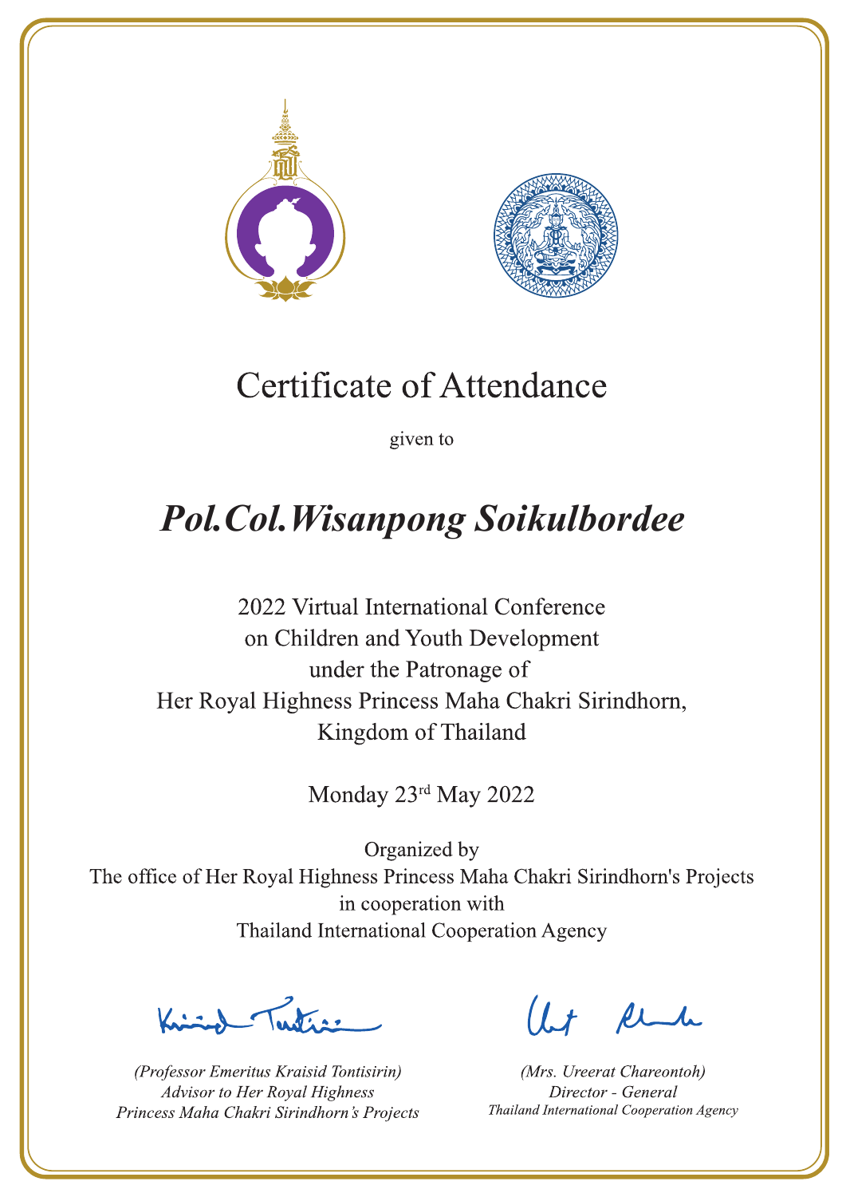# Certificate of Attendance

given to

## *Pol.Col.Wisanpong Soikulbordee*

2022 Virtual International Conference
on Children and Youth Development
under the Patronage of
Her Royal Highness Princess Maha Chakri Sirindhorn,
Kingdom of Thailand

Monday 23rd May 2022

Organized by
The office of Her Royal Highness Princess Maha Chakri Sirindhorn's Projects
in cooperation with
Thailand International Cooperation Agency

*(Professor Emeritus Kraisid Tontisirin)*
*Advisor to Her Royal Highness*
*Princess Maha Chakri Sirindhorn's Projects*

*(Mrs. Ureerat Chareontoh)*
*Director - General*
*Thailand International Cooperation Agency*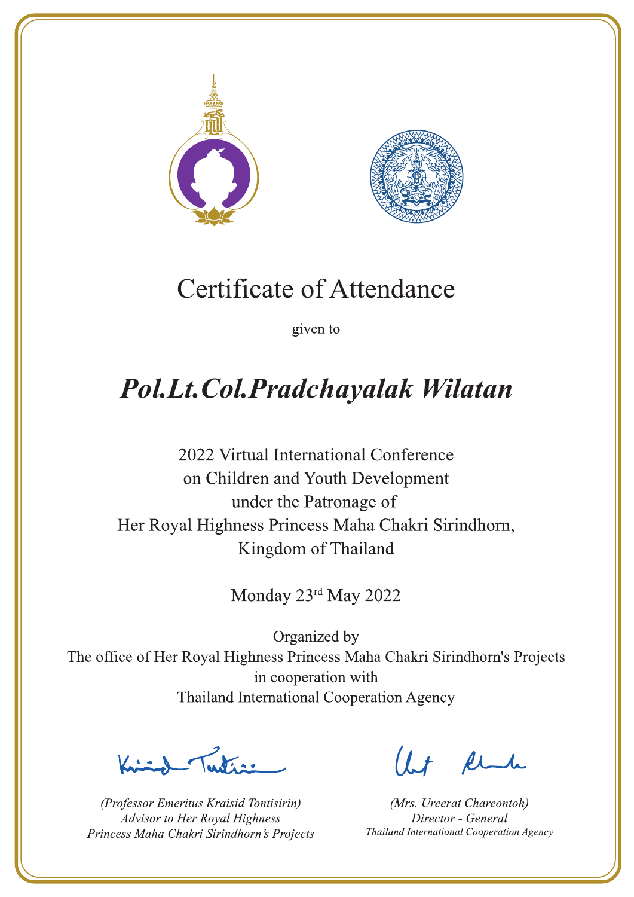# Certificate of Attendance

given to

## *Pol.Lt.Col.Pradchayalak Wilatan*

2022 Virtual International Conference
on Children and Youth Development
under the Patronage of
Her Royal Highness Princess Maha Chakri Sirindhorn,
Kingdom of Thailand

Monday 23rd May 2022

Organized by
The office of Her Royal Highness Princess Maha Chakri Sirindhorn's Projects
in cooperation with
Thailand International Cooperation Agency

*(Professor Emeritus Kraisid Tontisirin)*
*Advisor to Her Royal Highness*
*Princess Maha Chakri Sirindhorn's Projects*

*(Mrs. Ureerat Chareontoh)*
*Director - General*
*Thailand International Cooperation Agency*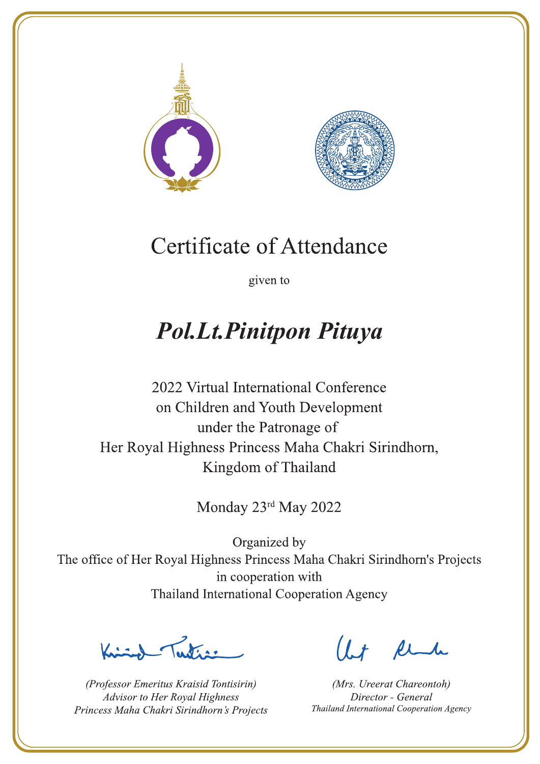# Certificate of Attendance

given to

## *Pol.Lt.Pinitpon Pituya*

2022 Virtual International Conference
on Children and Youth Development
under the Patronage of
Her Royal Highness Princess Maha Chakri Sirindhorn,
Kingdom of Thailand

Monday 23rd May 2022

Organized by
The office of Her Royal Highness Princess Maha Chakri Sirindhorn's Projects
in cooperation with
Thailand International Cooperation Agency

*(Professor Emeritus Kraisid Tontisirin)*
*Advisor to Her Royal Highness*
*Princess Maha Chakri Sirindhorn's Projects*

*(Mrs. Ureerat Chareontoh)*
*Director - General*
*Thailand International Cooperation Agency*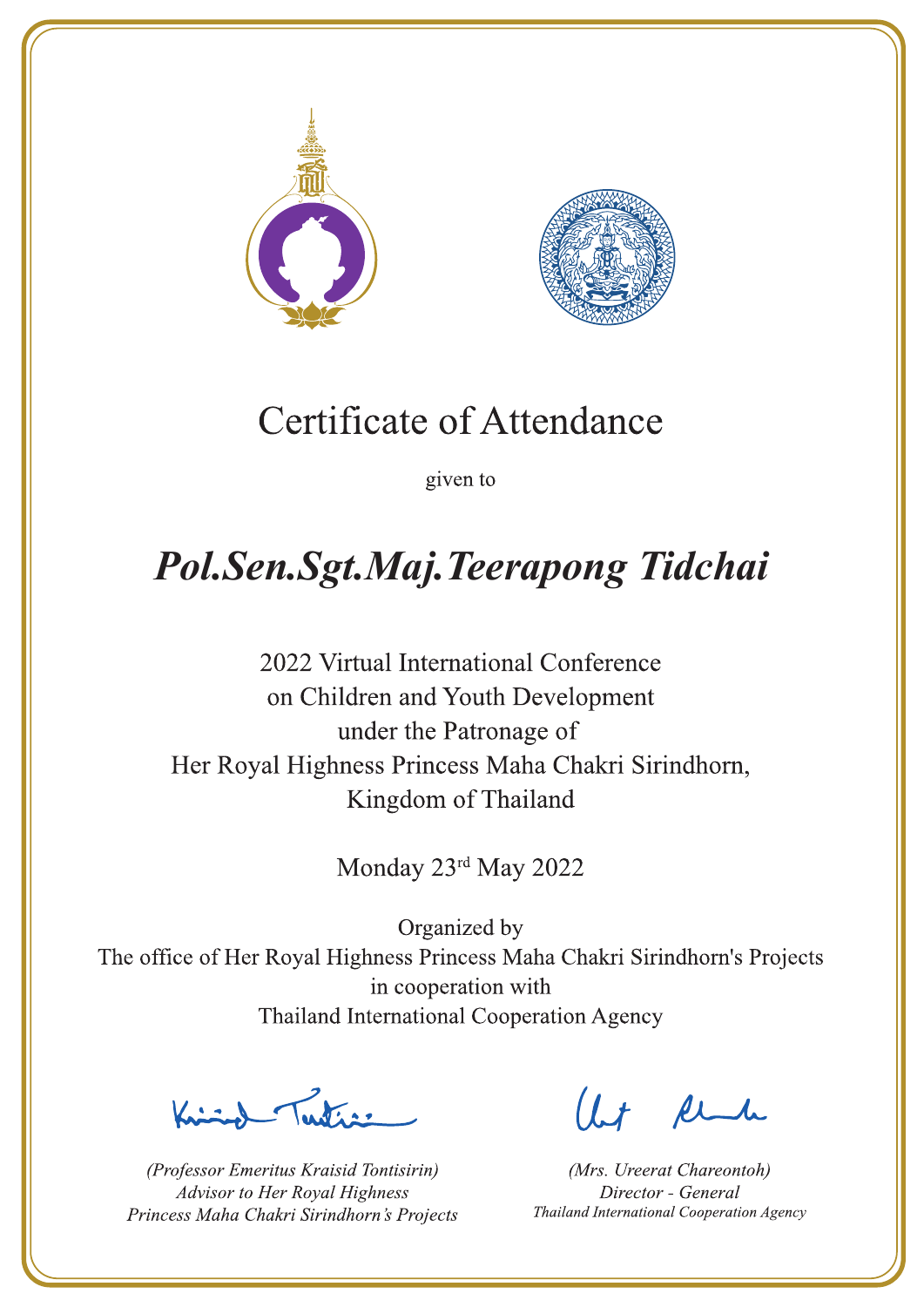# Certificate of Attendance

given to

## *Pol.Sen.Sgt.Maj.Teerapong Tidchai*

2022 Virtual International Conference
on Children and Youth Development
under the Patronage of
Her Royal Highness Princess Maha Chakri Sirindhorn,
Kingdom of Thailand

Monday 23rd May 2022

Organized by
The office of Her Royal Highness Princess Maha Chakri Sirindhorn's Projects
in cooperation with
Thailand International Cooperation Agency

*(Professor Emeritus Kraisid Tontisirin)*
*Advisor to Her Royal Highness*
*Princess Maha Chakri Sirindhorn's Projects*

*(Mrs. Ureerat Chareontoh)*
*Director - General*
*Thailand International Cooperation Agency*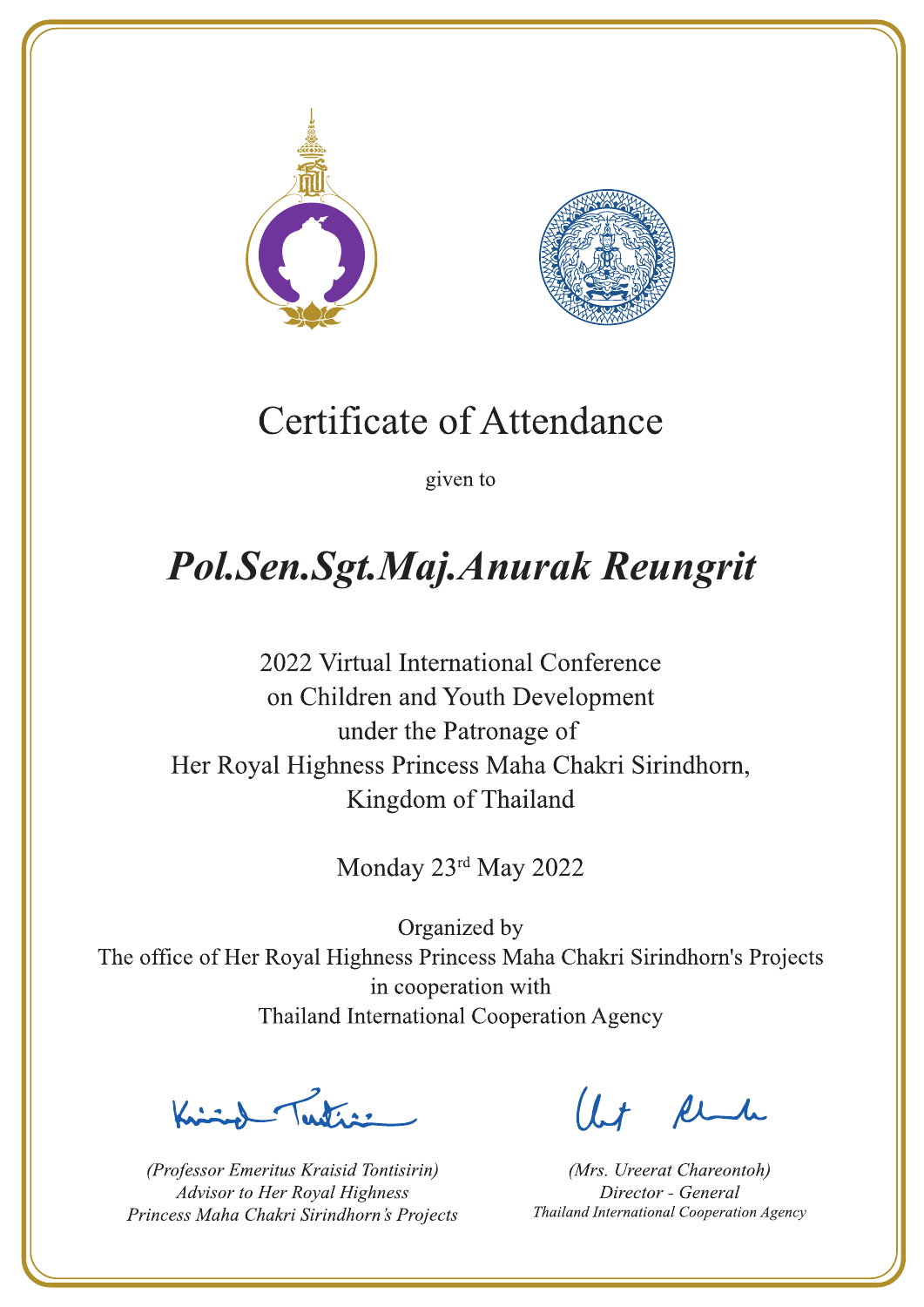# Certificate of Attendance

given to

## *Pol.Sen.Sgt.Maj.Anurak Reungrit*

2022 Virtual International Conference
on Children and Youth Development
under the Patronage of
Her Royal Highness Princess Maha Chakri Sirindhorn,
Kingdom of Thailand

Monday 23rd May 2022

Organized by
The office of Her Royal Highness Princess Maha Chakri Sirindhorn's Projects
in cooperation with
Thailand International Cooperation Agency

*(Professor Emeritus Kraisid Tontisirin)*
*Advisor to Her Royal Highness*
*Princess Maha Chakri Sirindhorn's Projects*

*(Mrs. Ureerat Chareontoh)*
*Director - General*
*Thailand International Cooperation Agency*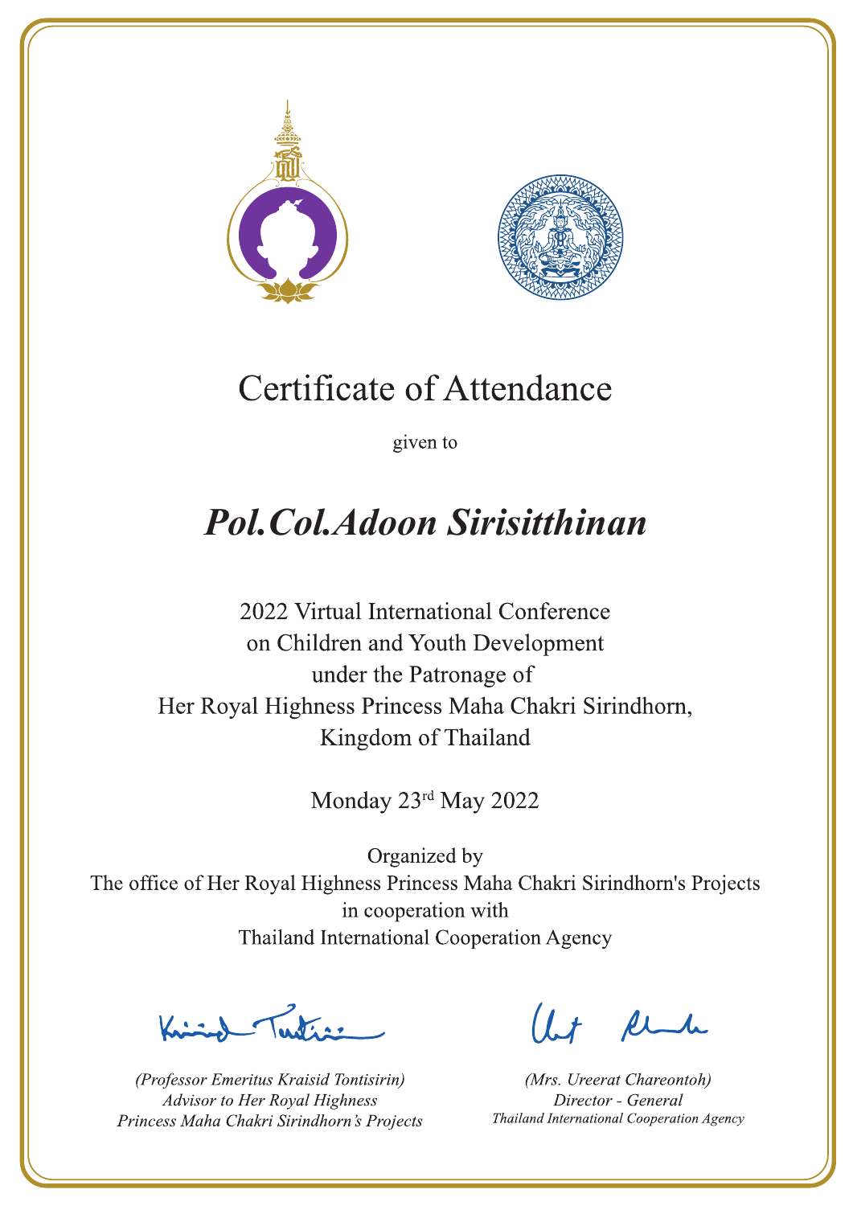# Certificate of Attendance

given to

## ***Pol.Col.Adoon Sirisitthinan***

2022 Virtual International Conference
on Children and Youth Development
under the Patronage of
Her Royal Highness Princess Maha Chakri Sirindhorn,
Kingdom of Thailand

Monday 23rd May 2022

Organized by
The office of Her Royal Highness Princess Maha Chakri Sirindhorn's Projects
in cooperation with
Thailand International Cooperation Agency

*(Professor Emeritus Kraisid Tontisirin)*
*Advisor to Her Royal Highness*
*Princess Maha Chakri Sirindhorn's Projects*

*(Mrs. Ureerat Chareontoh)*
*Director - General*
*Thailand International Cooperation Agency*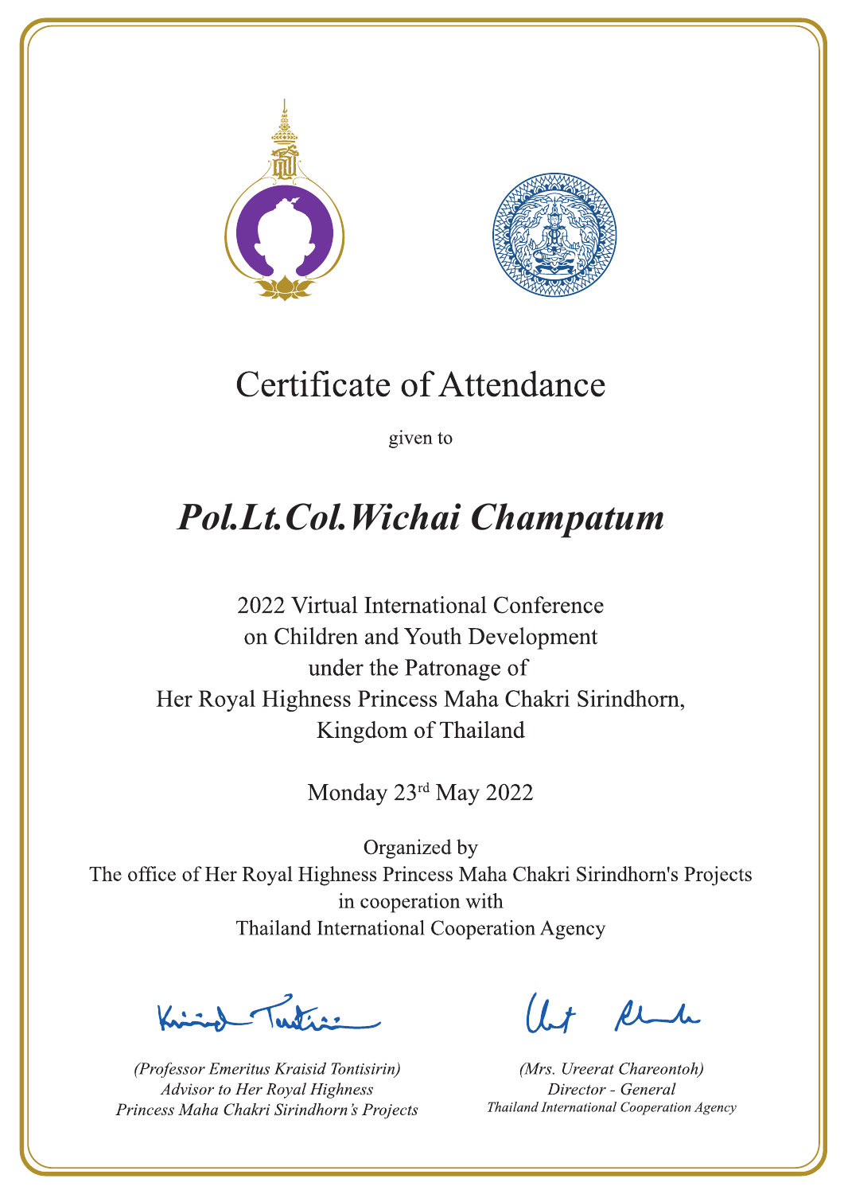# Certificate of Attendance

given to

## *Pol.Lt.Col.Wichai Champatum*

2022 Virtual International Conference
on Children and Youth Development
under the Patronage of
Her Royal Highness Princess Maha Chakri Sirindhorn,
Kingdom of Thailand

Monday 23rd May 2022

Organized by
The office of Her Royal Highness Princess Maha Chakri Sirindhorn's Projects
in cooperation with
Thailand International Cooperation Agency

*(Professor Emeritus Kraisid Tontisirin)*
*Advisor to Her Royal Highness*
*Princess Maha Chakri Sirindhorn's Projects*

*(Mrs. Ureerat Chareontoh)*
*Director - General*
*Thailand International Cooperation Agency*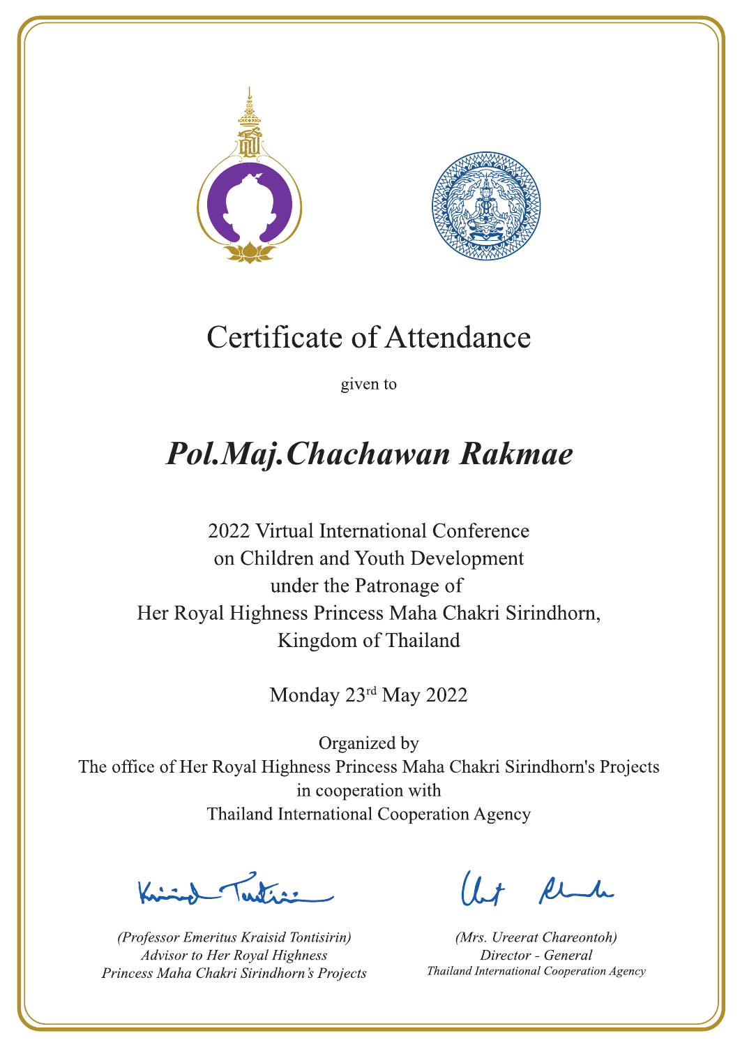# Certificate of Attendance

given to

## *Pol.Maj.Chachawan Rakmae*

2022 Virtual International Conference
on Children and Youth Development
under the Patronage of
Her Royal Highness Princess Maha Chakri Sirindhorn,
Kingdom of Thailand

Monday 23rd May 2022

Organized by
The office of Her Royal Highness Princess Maha Chakri Sirindhorn's Projects
in cooperation with
Thailand International Cooperation Agency

*(Professor Emeritus Kraisid Tontisirin)*
*Advisor to Her Royal Highness*
*Princess Maha Chakri Sirindhorn's Projects*

*(Mrs. Ureerat Chareontoh)*
*Director - General*
*Thailand International Cooperation Agency*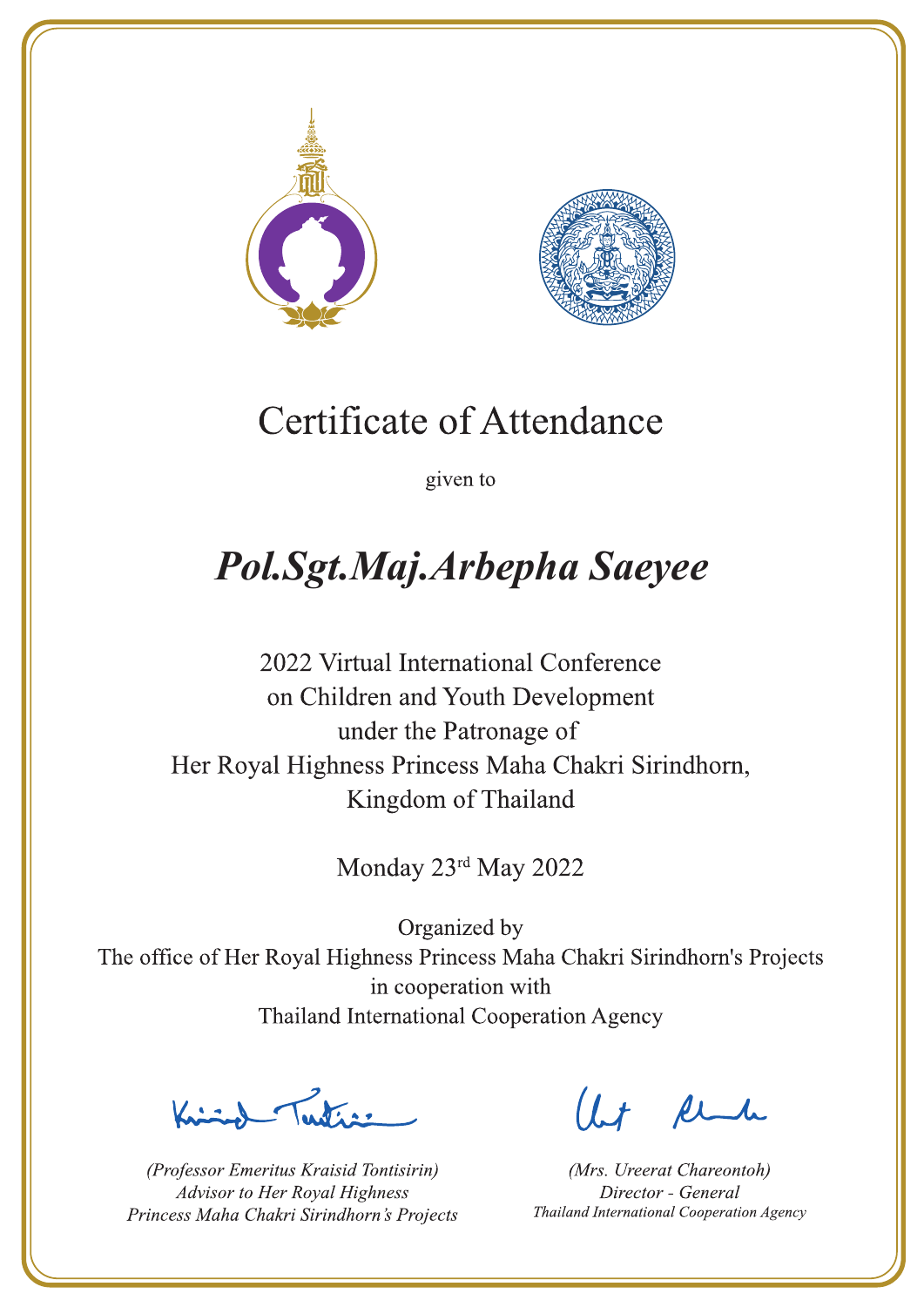# Certificate of Attendance

given to

## *Pol.Sgt.Maj.Arbepha Saeyee*

2022 Virtual International Conference
on Children and Youth Development
under the Patronage of
Her Royal Highness Princess Maha Chakri Sirindhorn,
Kingdom of Thailand

Monday 23rd May 2022

Organized by
The office of Her Royal Highness Princess Maha Chakri Sirindhorn's Projects
in cooperation with
Thailand International Cooperation Agency

*(Professor Emeritus Kraisid Tontisirin)*
*Advisor to Her Royal Highness*
*Princess Maha Chakri Sirindhorn's Projects*

*(Mrs. Ureerat Chareontoh)*
*Director - General*
*Thailand International Cooperation Agency*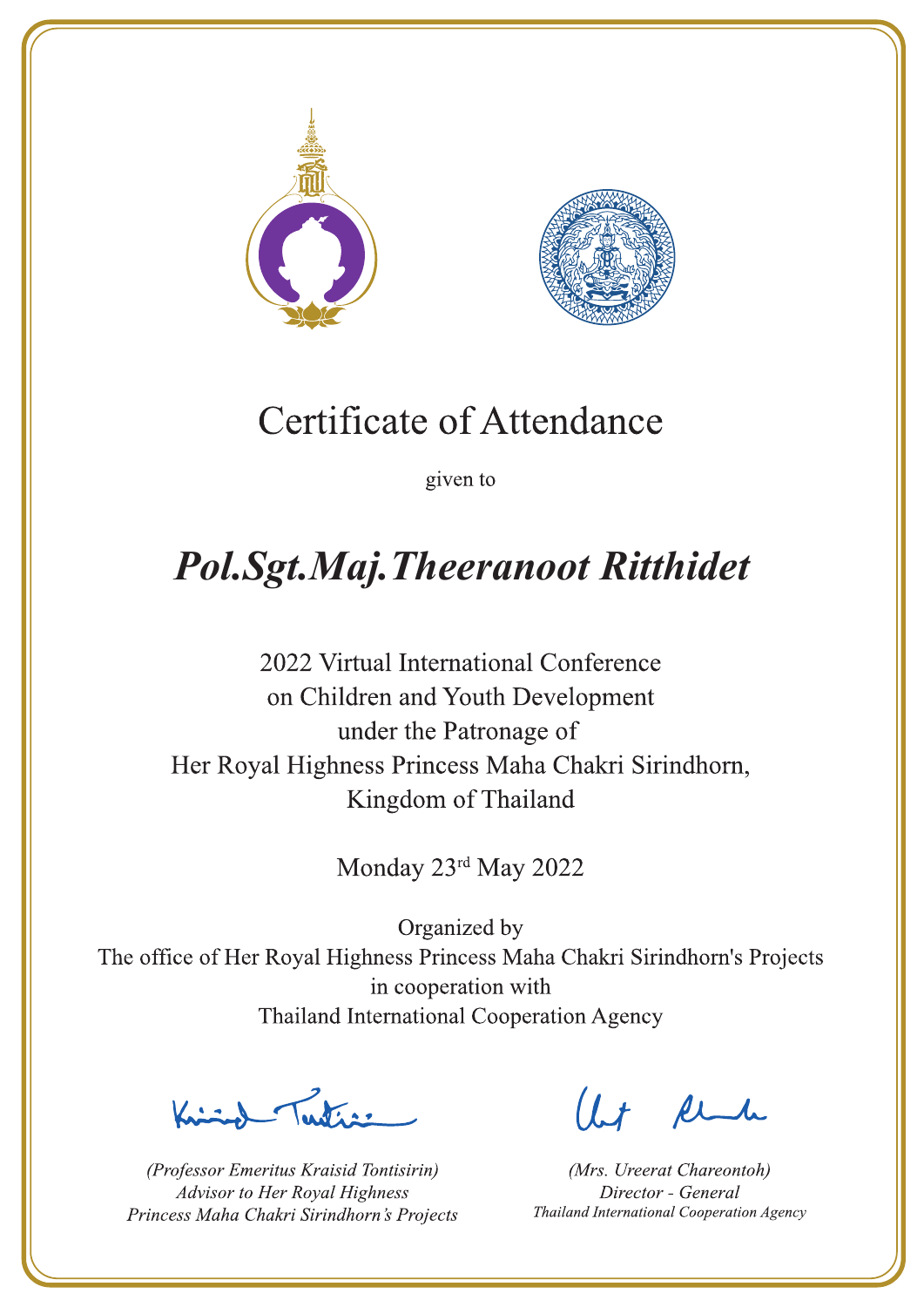# Certificate of Attendance

given to

## ***Pol.Sgt.Maj.Theeranoot Ritthidet***

2022 Virtual International Conference
on Children and Youth Development
under the Patronage of
Her Royal Highness Princess Maha Chakri Sirindhorn,
Kingdom of Thailand

Monday 23rd May 2022

Organized by
The office of Her Royal Highness Princess Maha Chakri Sirindhorn's Projects
in cooperation with
Thailand International Cooperation Agency

*(Professor Emeritus Kraisid Tontisirin)*
*Advisor to Her Royal Highness*
*Princess Maha Chakri Sirindhorn's Projects*

*(Mrs. Ureerat Chareontoh)*
*Director - General*
*Thailand International Cooperation Agency*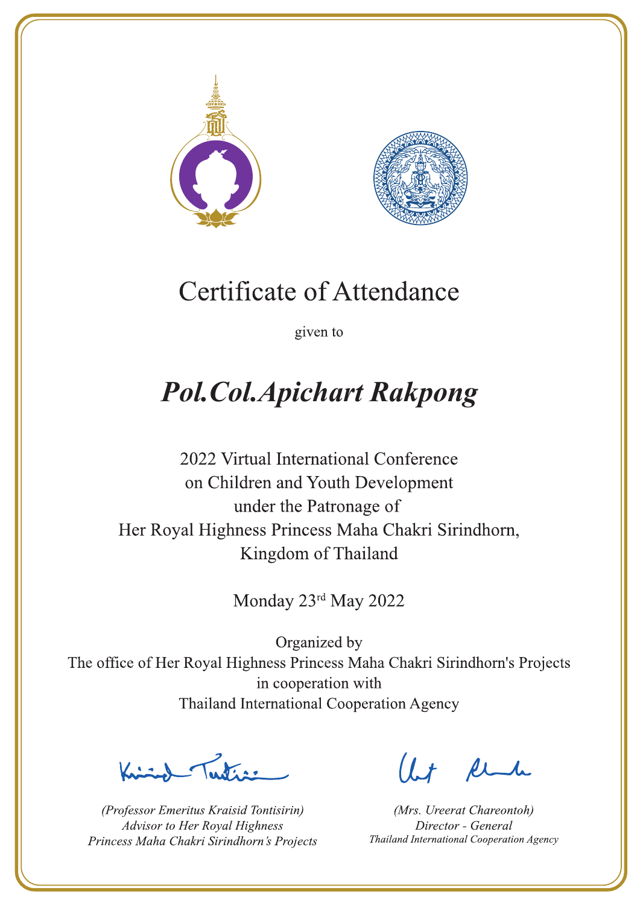# Certificate of Attendance

given to

## *Pol.Col.Apichart Rakpong*

2022 Virtual International Conference
on Children and Youth Development
under the Patronage of
Her Royal Highness Princess Maha Chakri Sirindhorn,
Kingdom of Thailand

Monday 23rd May 2022

Organized by
The office of Her Royal Highness Princess Maha Chakri Sirindhorn's Projects
in cooperation with
Thailand International Cooperation Agency

*(Professor Emeritus Kraisid Tontisirin)*
*Advisor to Her Royal Highness*
*Princess Maha Chakri Sirindhorn's Projects*

*(Mrs. Ureerat Chareontoh)*
*Director - General*
*Thailand International Cooperation Agency*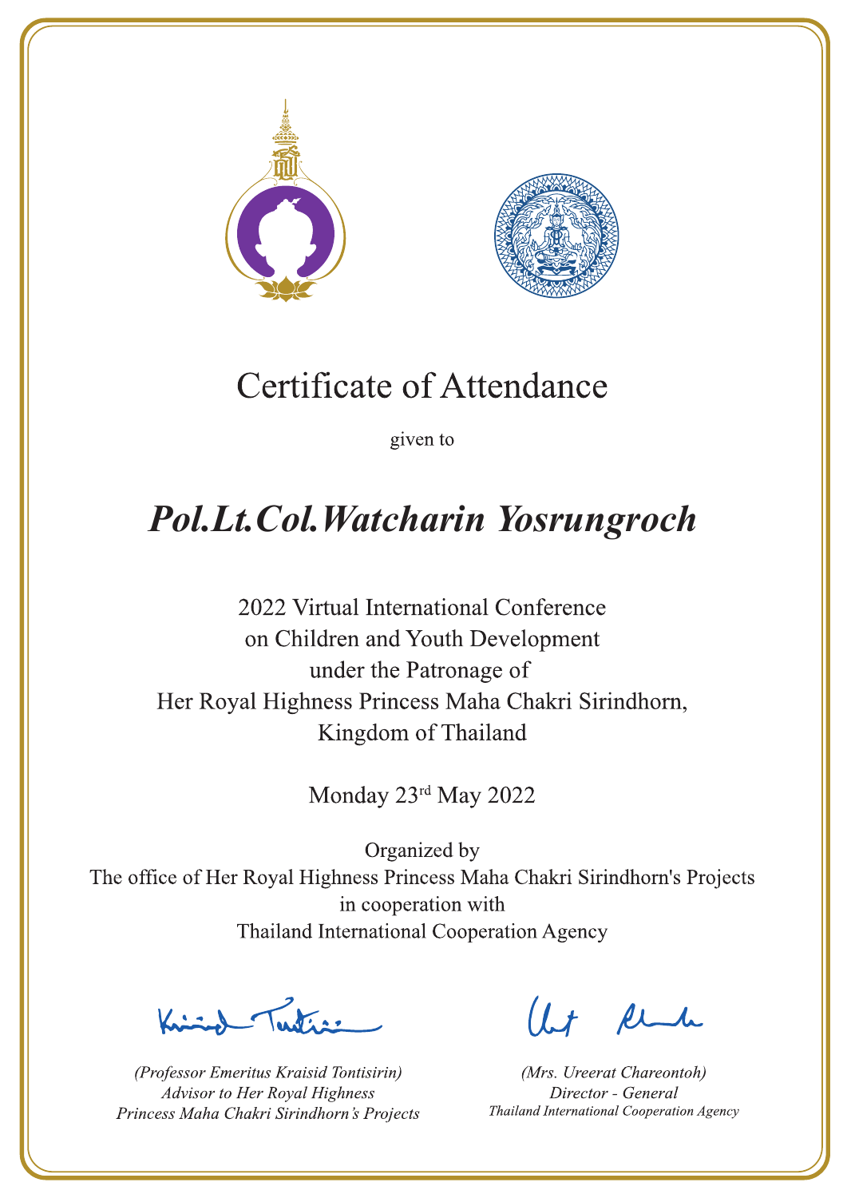# Certificate of Attendance

given to

## *Pol.Lt.Col.Watcharin Yosrungroch*

2022 Virtual International Conference
on Children and Youth Development
under the Patronage of
Her Royal Highness Princess Maha Chakri Sirindhorn,
Kingdom of Thailand

Monday 23rd May 2022

Organized by
The office of Her Royal Highness Princess Maha Chakri Sirindhorn's Projects
in cooperation with
Thailand International Cooperation Agency

*(Professor Emeritus Kraisid Tontisirin)*
*Advisor to Her Royal Highness*
*Princess Maha Chakri Sirindhorn's Projects*

*(Mrs. Ureerat Chareontoh)*
*Director - General*
*Thailand International Cooperation Agency*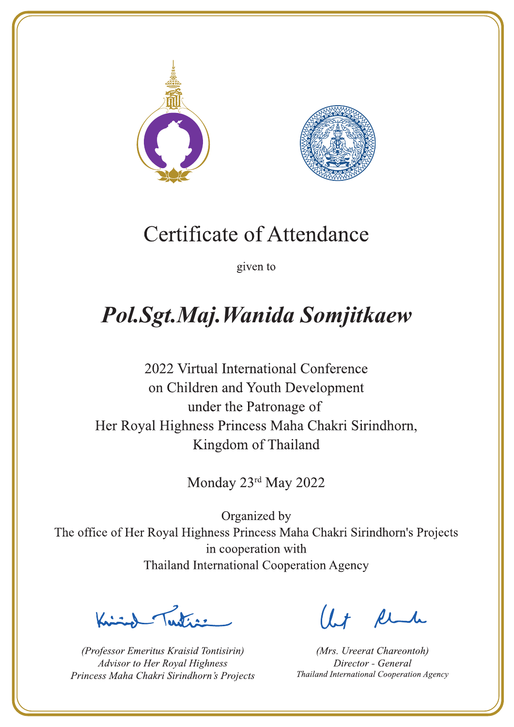# Certificate of Attendance

given to

## *Pol.Sgt.Maj.Wanida Somjitkaew*

2022 Virtual International Conference
on Children and Youth Development
under the Patronage of
Her Royal Highness Princess Maha Chakri Sirindhorn,
Kingdom of Thailand

Monday 23rd May 2022

Organized by
The office of Her Royal Highness Princess Maha Chakri Sirindhorn's Projects
in cooperation with
Thailand International Cooperation Agency

*(Professor Emeritus Kraisid Tontisirin)*
*Advisor to Her Royal Highness*
*Princess Maha Chakri Sirindhorn's Projects*

*(Mrs. Ureerat Chareontoh)*
*Director - General*
*Thailand International Cooperation Agency*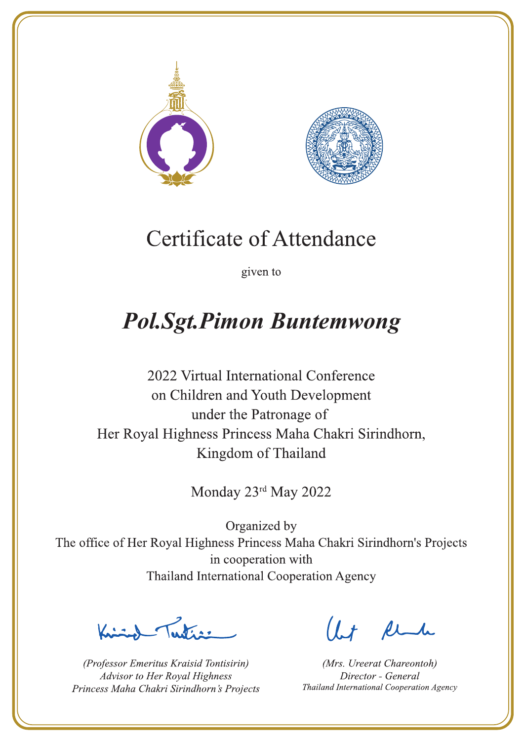# Certificate of Attendance

given to

## *Pol.Sgt.Pimon Buntemwong*

2022 Virtual International Conference
on Children and Youth Development
under the Patronage of
Her Royal Highness Princess Maha Chakri Sirindhorn,
Kingdom of Thailand

Monday 23rd May 2022

Organized by
The office of Her Royal Highness Princess Maha Chakri Sirindhorn's Projects
in cooperation with
Thailand International Cooperation Agency

*(Professor Emeritus Kraisid Tontisirin)*
*Advisor to Her Royal Highness*
*Princess Maha Chakri Sirindhorn's Projects*

*(Mrs. Ureerat Chareontoh)*
*Director - General*
*Thailand International Cooperation Agency*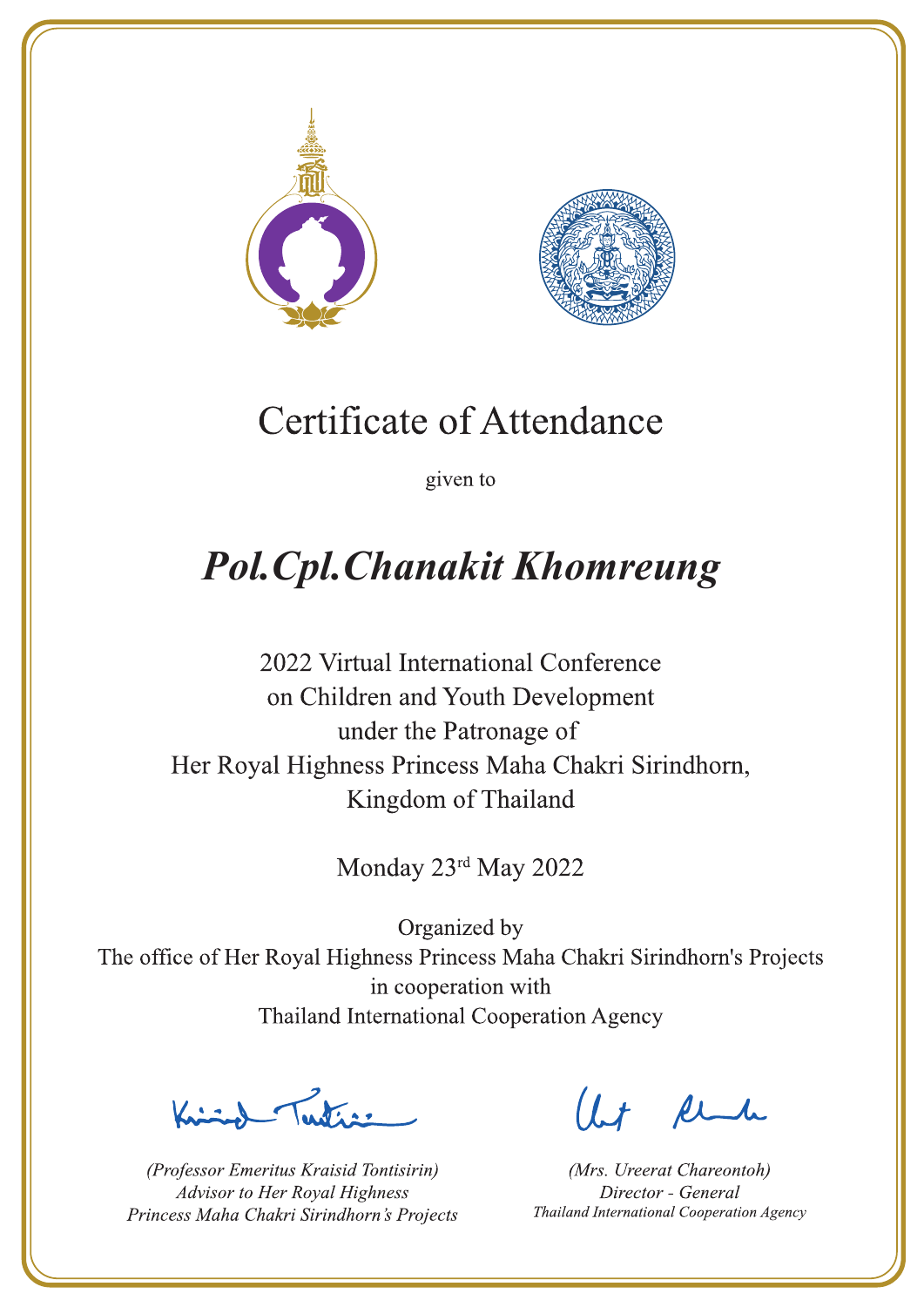# Certificate of Attendance

given to

## *Pol.Cpl.Chanakit Khomreung*

2022 Virtual International Conference
on Children and Youth Development
under the Patronage of
Her Royal Highness Princess Maha Chakri Sirindhorn,
Kingdom of Thailand

Monday 23rd May 2022

Organized by
The office of Her Royal Highness Princess Maha Chakri Sirindhorn's Projects
in cooperation with
Thailand International Cooperation Agency

*(Professor Emeritus Kraisid Tontisirin)*
*Advisor to Her Royal Highness*
*Princess Maha Chakri Sirindhorn's Projects*

*(Mrs. Ureerat Chareontoh)*
*Director - General*
*Thailand International Cooperation Agency*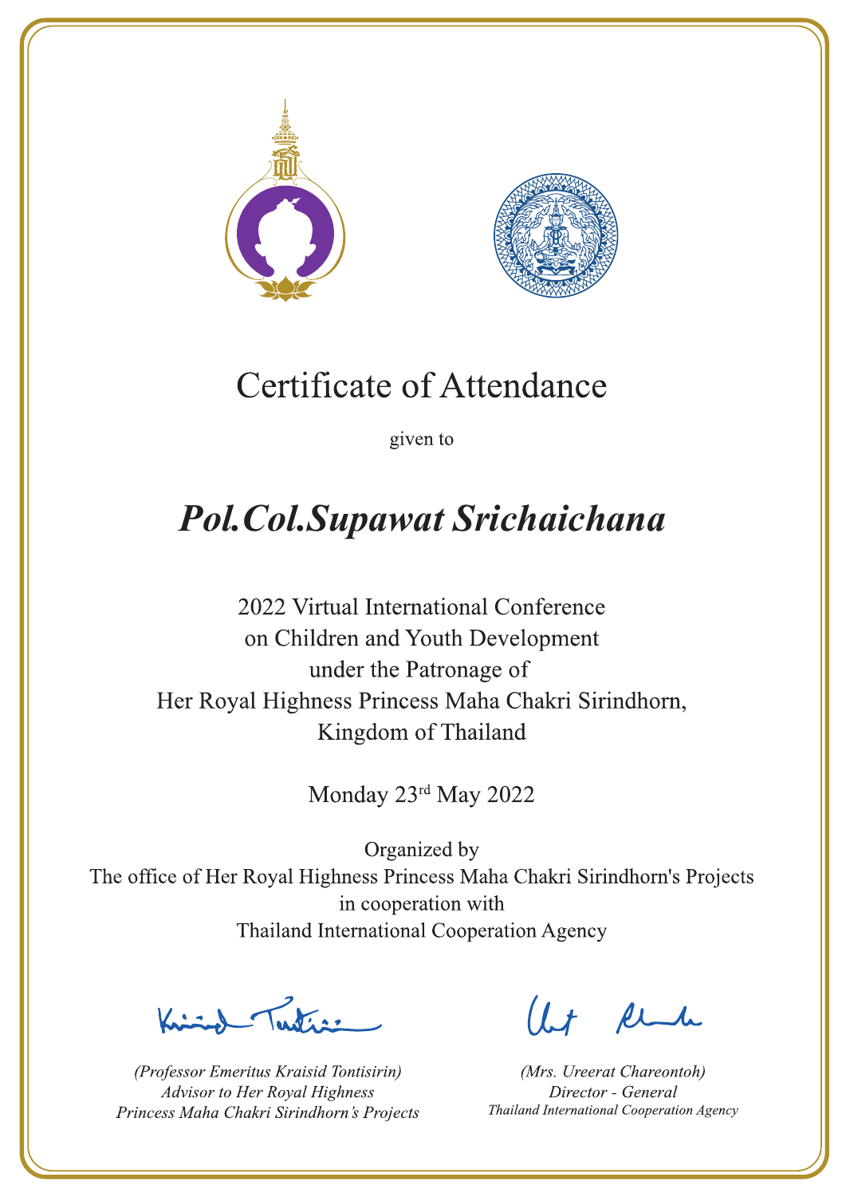# Certificate of Attendance

given to

## *Pol.Col.Supawat Srichaichana*

2022 Virtual International Conference
on Children and Youth Development
under the Patronage of
Her Royal Highness Princess Maha Chakri Sirindhorn,
Kingdom of Thailand

Monday 23rd May 2022

Organized by
The office of Her Royal Highness Princess Maha Chakri Sirindhorn's Projects
in cooperation with
Thailand International Cooperation Agency

*(Professor Emeritus Kraisid Tontisirin)*
*Advisor to Her Royal Highness*
*Princess Maha Chakri Sirindhorn's Projects*

*(Mrs. Ureerat Chareontoh)*
*Director - General*
*Thailand International Cooperation Agency*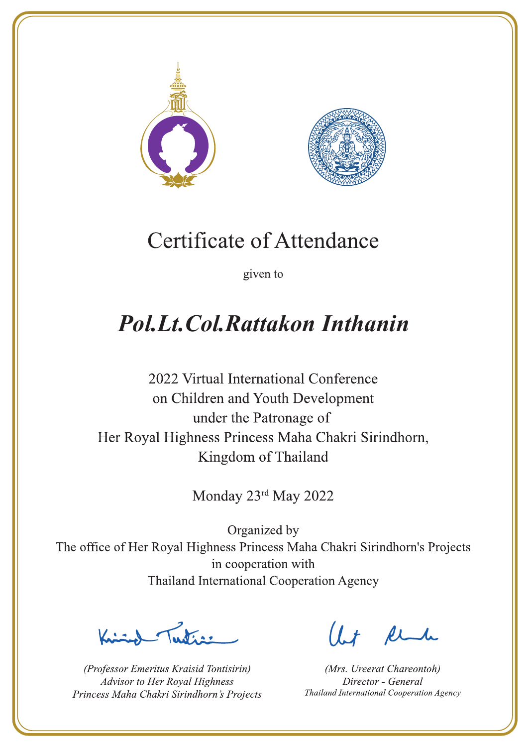# Certificate of Attendance

given to

## *Pol.Lt.Col.Rattakon Inthanin*

2022 Virtual International Conference
on Children and Youth Development
under the Patronage of
Her Royal Highness Princess Maha Chakri Sirindhorn,
Kingdom of Thailand

Monday 23rd May 2022

Organized by
The office of Her Royal Highness Princess Maha Chakri Sirindhorn's Projects
in cooperation with
Thailand International Cooperation Agency

*(Professor Emeritus Kraisid Tontisirin)*
*Advisor to Her Royal Highness*
*Princess Maha Chakri Sirindhorn's Projects*

*(Mrs. Ureerat Chareontoh)*
*Director - General*
*Thailand International Cooperation Agency*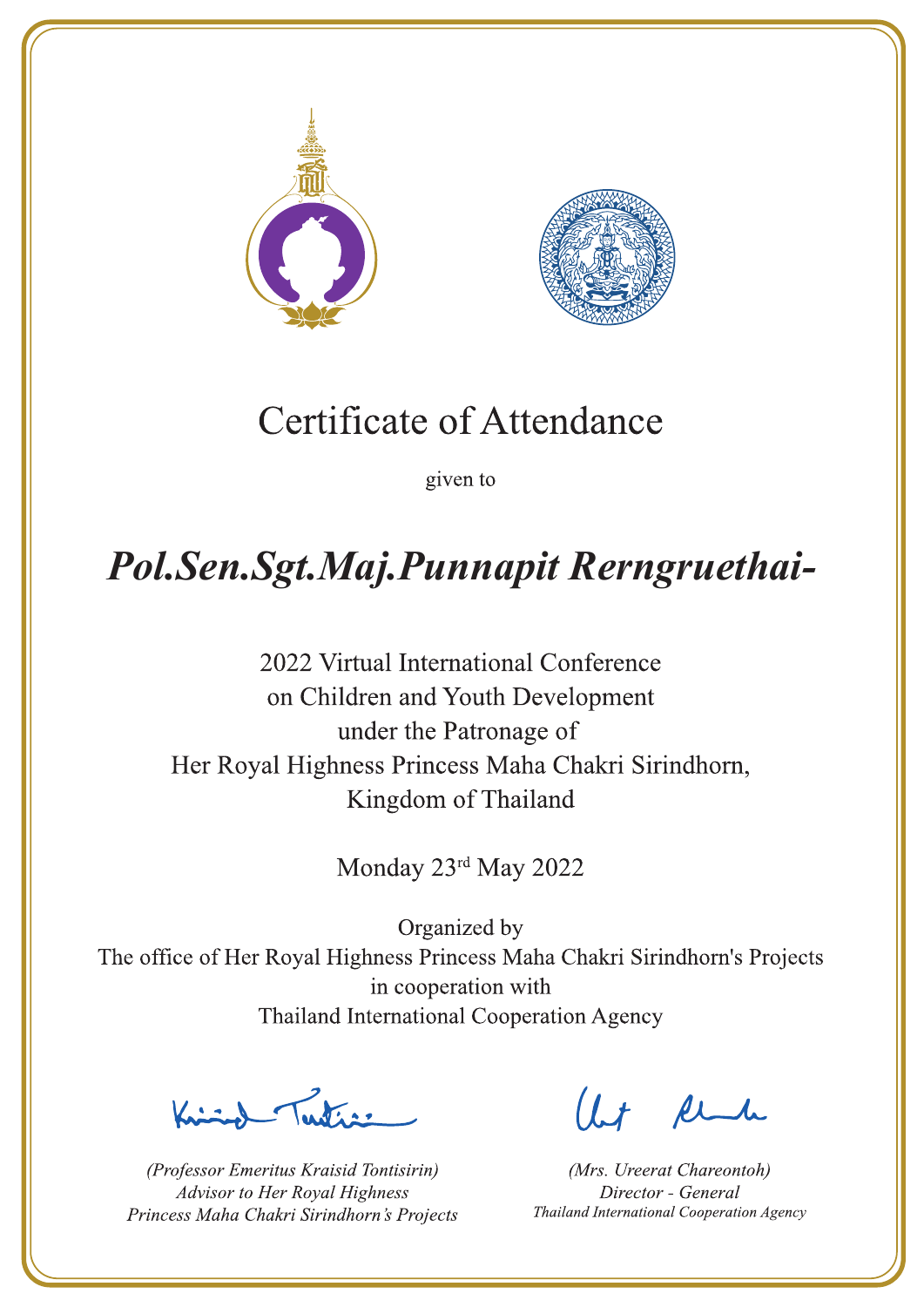# Certificate of Attendance

given to

## *Pol.Sen.Sgt.Maj.Punnapit Rerngruethai-*

2022 Virtual International Conference
on Children and Youth Development
under the Patronage of
Her Royal Highness Princess Maha Chakri Sirindhorn,
Kingdom of Thailand

Monday 23rd May 2022

Organized by
The office of Her Royal Highness Princess Maha Chakri Sirindhorn's Projects
in cooperation with
Thailand International Cooperation Agency

*(Professor Emeritus Kraisid Tontisirin)*
*Advisor to Her Royal Highness*
*Princess Maha Chakri Sirindhorn's Projects*

*(Mrs. Ureerat Chareontoh)*
*Director - General*
*Thailand International Cooperation Agency*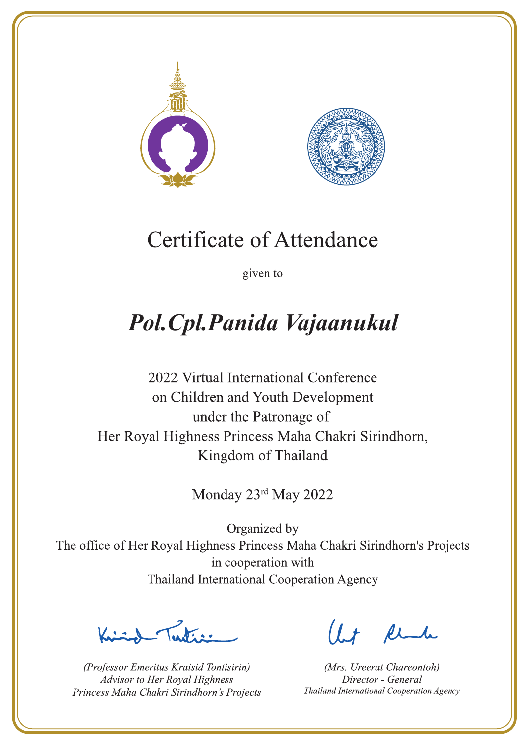# Certificate of Attendance

given to

## *Pol.Cpl.Panida Vajaanukul*

2022 Virtual International Conference
on Children and Youth Development
under the Patronage of
Her Royal Highness Princess Maha Chakri Sirindhorn,
Kingdom of Thailand

Monday 23rd May 2022

Organized by
The office of Her Royal Highness Princess Maha Chakri Sirindhorn's Projects
in cooperation with
Thailand International Cooperation Agency

*(Professor Emeritus Kraisid Tontisirin)*
*Advisor to Her Royal Highness*
*Princess Maha Chakri Sirindhorn's Projects*

*(Mrs. Ureerat Chareontoh)*
*Director - General*
*Thailand International Cooperation Agency*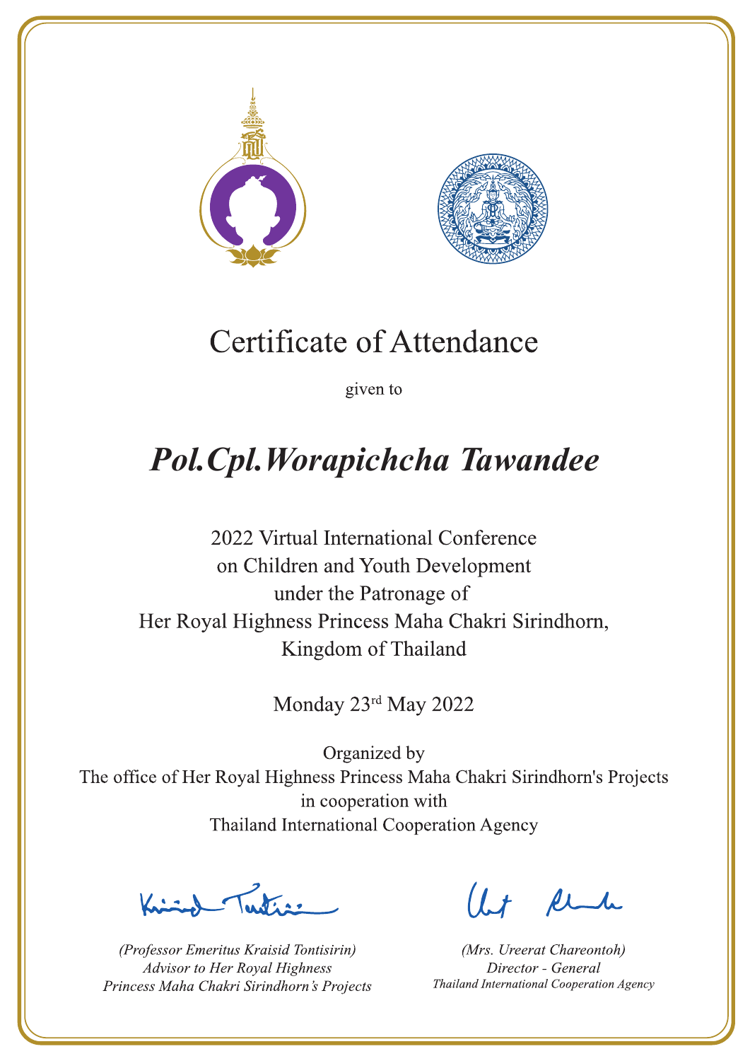# Certificate of Attendance

given to

## *Pol.Cpl.Worapichcha Tawandee*

2022 Virtual International Conference
on Children and Youth Development
under the Patronage of
Her Royal Highness Princess Maha Chakri Sirindhorn,
Kingdom of Thailand

Monday 23rd May 2022

Organized by
The office of Her Royal Highness Princess Maha Chakri Sirindhorn's Projects
in cooperation with
Thailand International Cooperation Agency

*(Professor Emeritus Kraisid Tontisirin)*
*Advisor to Her Royal Highness*
*Princess Maha Chakri Sirindhorn's Projects*

*(Mrs. Ureerat Chareontoh)*
*Director - General*
*Thailand International Cooperation Agency*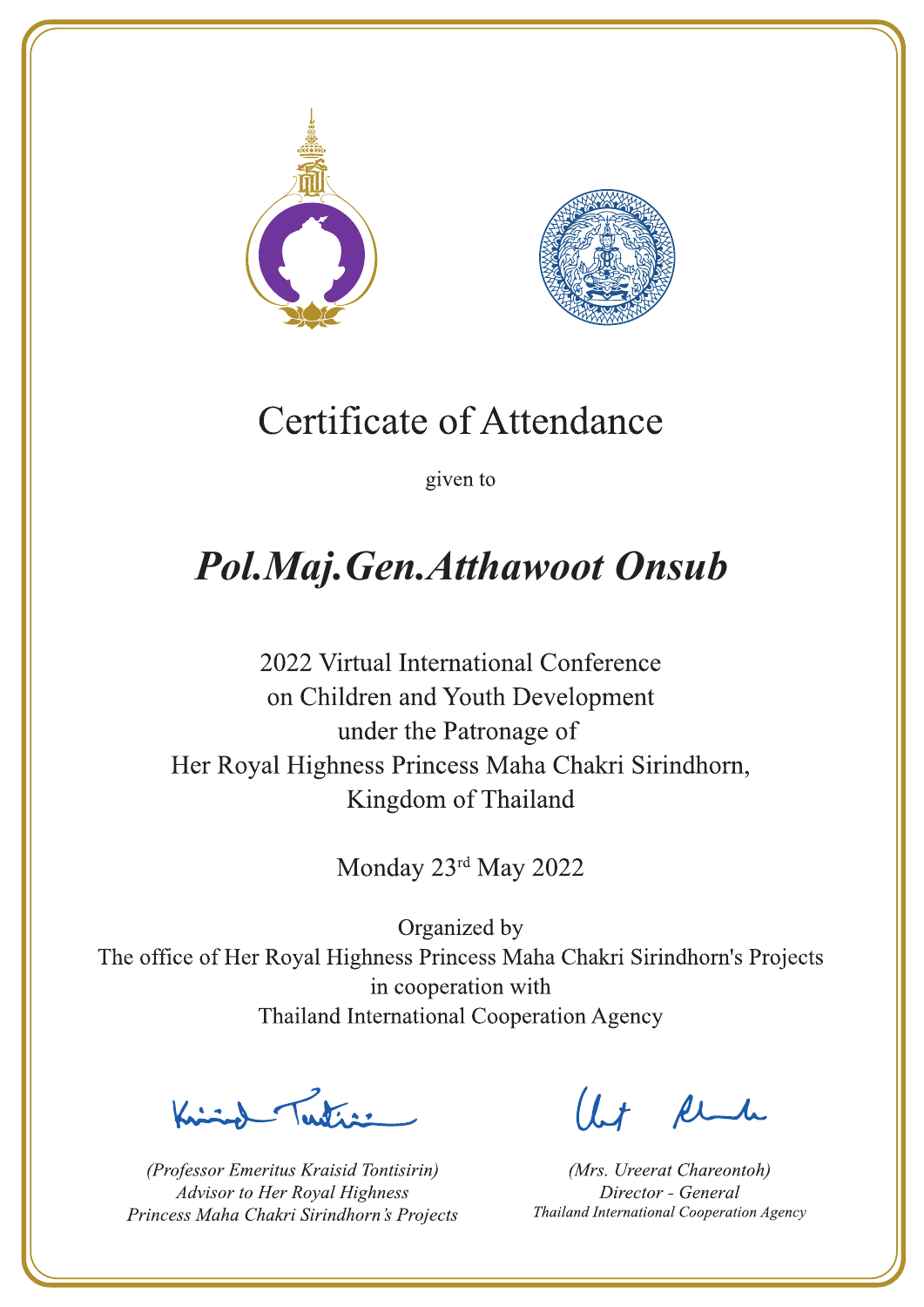# Certificate of Attendance

given to

## *Pol.Maj.Gen.Atthawoot Onsub*

2022 Virtual International Conference
on Children and Youth Development
under the Patronage of
Her Royal Highness Princess Maha Chakri Sirindhorn,
Kingdom of Thailand

Monday 23rd May 2022

Organized by
The office of Her Royal Highness Princess Maha Chakri Sirindhorn's Projects
in cooperation with
Thailand International Cooperation Agency

*(Professor Emeritus Kraisid Tontisirin)*
*Advisor to Her Royal Highness*
*Princess Maha Chakri Sirindhorn's Projects*

*(Mrs. Ureerat Chareontoh)*
*Director - General*
*Thailand International Cooperation Agency*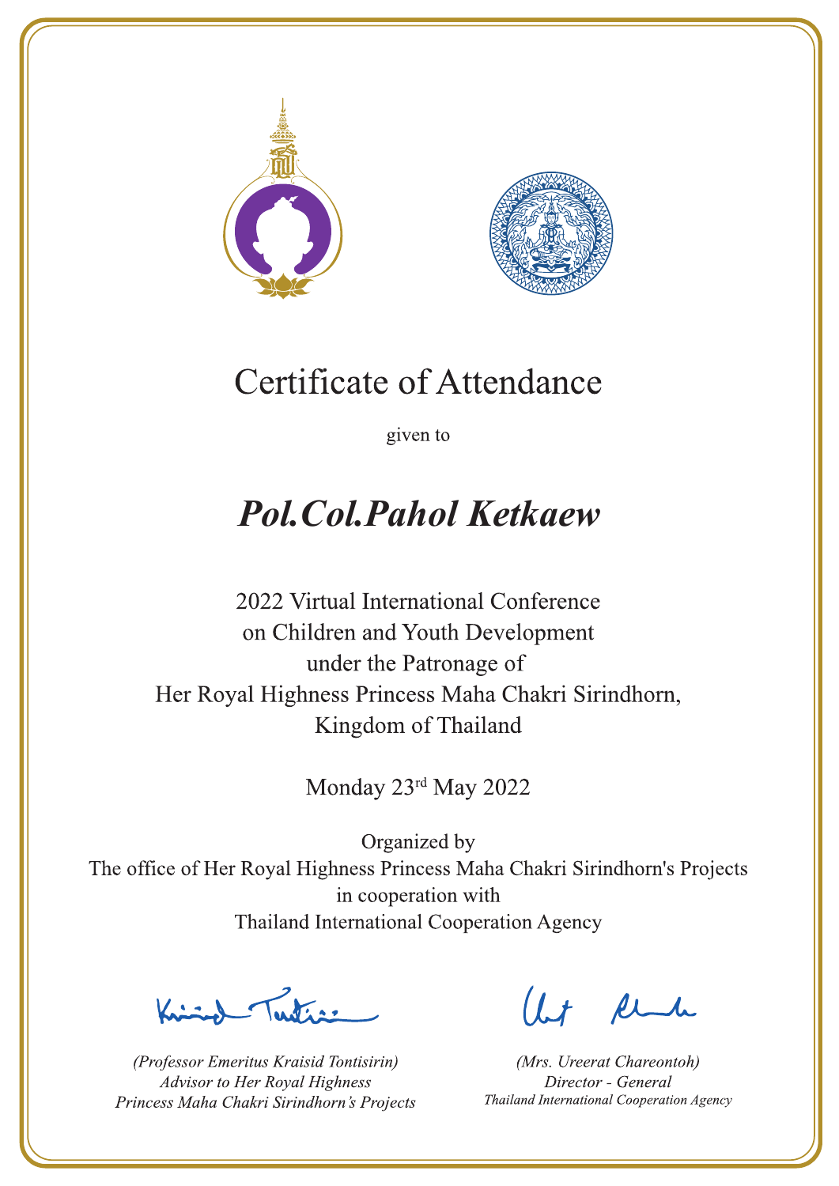# Certificate of Attendance

given to

## *Pol.Col.Pahol Ketkaew*

2022 Virtual International Conference
on Children and Youth Development
under the Patronage of
Her Royal Highness Princess Maha Chakri Sirindhorn,
Kingdom of Thailand

Monday 23rd May 2022

Organized by
The office of Her Royal Highness Princess Maha Chakri Sirindhorn's Projects
in cooperation with
Thailand International Cooperation Agency

*(Professor Emeritus Kraisid Tontisirin)*
*Advisor to Her Royal Highness*
*Princess Maha Chakri Sirindhorn's Projects*

*(Mrs. Ureerat Chareontoh)*
*Director - General*
*Thailand International Cooperation Agency*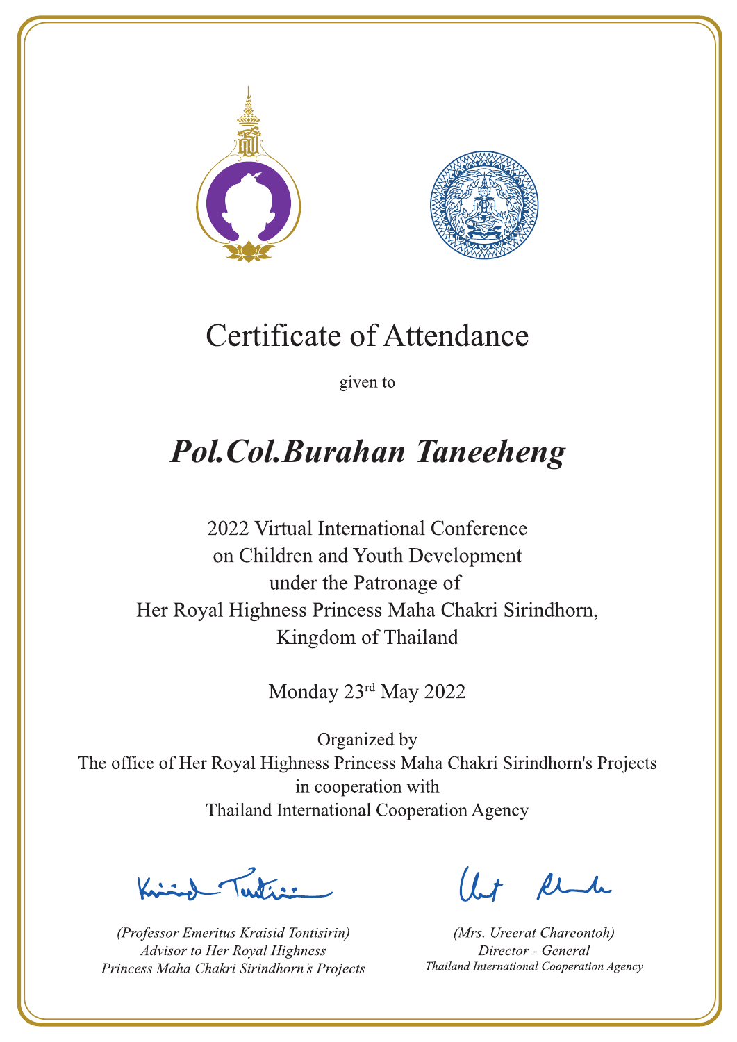# Certificate of Attendance

given to

## *Pol.Col.Burahan Taneeheng*

2022 Virtual International Conference
on Children and Youth Development
under the Patronage of
Her Royal Highness Princess Maha Chakri Sirindhorn,
Kingdom of Thailand

Monday 23rd May 2022

Organized by
The office of Her Royal Highness Princess Maha Chakri Sirindhorn's Projects
in cooperation with
Thailand International Cooperation Agency

*(Professor Emeritus Kraisid Tontisirin)*
*Advisor to Her Royal Highness*
*Princess Maha Chakri Sirindhorn's Projects*

*(Mrs. Ureerat Chareontoh)*
*Director - General*
*Thailand International Cooperation Agency*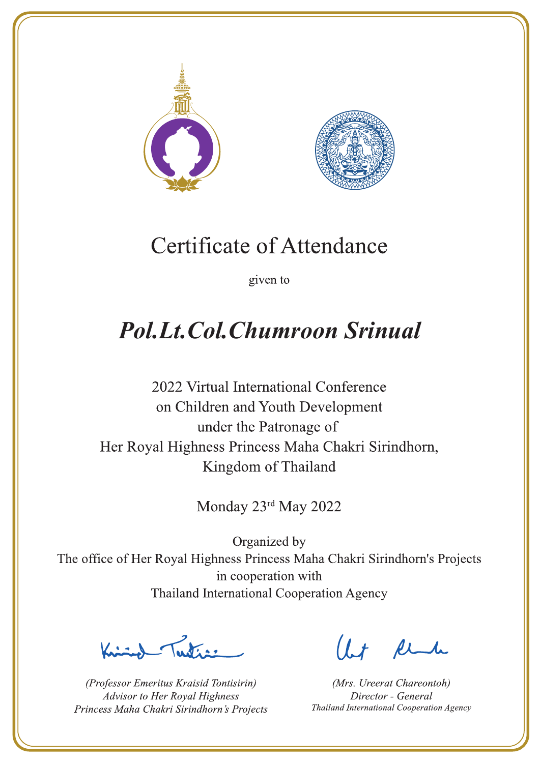# Certificate of Attendance

given to

## *Pol.Lt.Col.Chumroon Srinual*

2022 Virtual International Conference
on Children and Youth Development
under the Patronage of
Her Royal Highness Princess Maha Chakri Sirindhorn,
Kingdom of Thailand

Monday 23rd May 2022

Organized by
The office of Her Royal Highness Princess Maha Chakri Sirindhorn's Projects
in cooperation with
Thailand International Cooperation Agency

*(Professor Emeritus Kraisid Tontisirin)*
*Advisor to Her Royal Highness*
*Princess Maha Chakri Sirindhorn's Projects*

*(Mrs. Ureerat Chareontoh)*
*Director - General*
*Thailand International Cooperation Agency*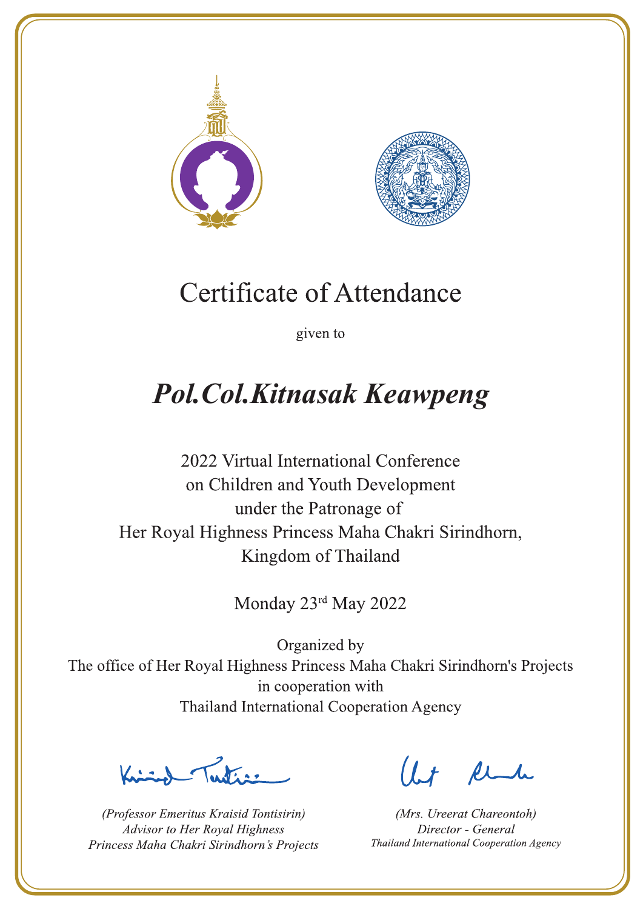# Certificate of Attendance

given to

## ***Pol.Col.Kitnasak Keawpeng***

2022 Virtual International Conference
on Children and Youth Development
under the Patronage of
Her Royal Highness Princess Maha Chakri Sirindhorn,
Kingdom of Thailand

Monday 23rd May 2022

Organized by
The office of Her Royal Highness Princess Maha Chakri Sirindhorn's Projects
in cooperation with
Thailand International Cooperation Agency

*(Professor Emeritus Kraisid Tontisirin)*
*Advisor to Her Royal Highness*
*Princess Maha Chakri Sirindhorn's Projects*

*(Mrs. Ureerat Chareontoh)*
*Director - General*
*Thailand International Cooperation Agency*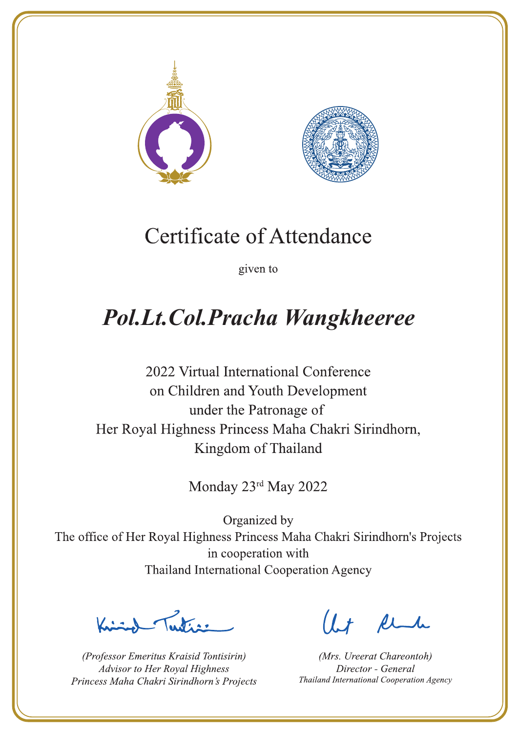# Certificate of Attendance

given to

## *Pol.Lt.Col.Pracha Wangkheeree*

2022 Virtual International Conference
on Children and Youth Development
under the Patronage of
Her Royal Highness Princess Maha Chakri Sirindhorn,
Kingdom of Thailand

Monday 23rd May 2022

Organized by
The office of Her Royal Highness Princess Maha Chakri Sirindhorn's Projects
in cooperation with
Thailand International Cooperation Agency

*(Professor Emeritus Kraisid Tontisirin)*
*Advisor to Her Royal Highness*
*Princess Maha Chakri Sirindhorn's Projects*

*(Mrs. Ureerat Chareontoh)*
*Director - General*
*Thailand International Cooperation Agency*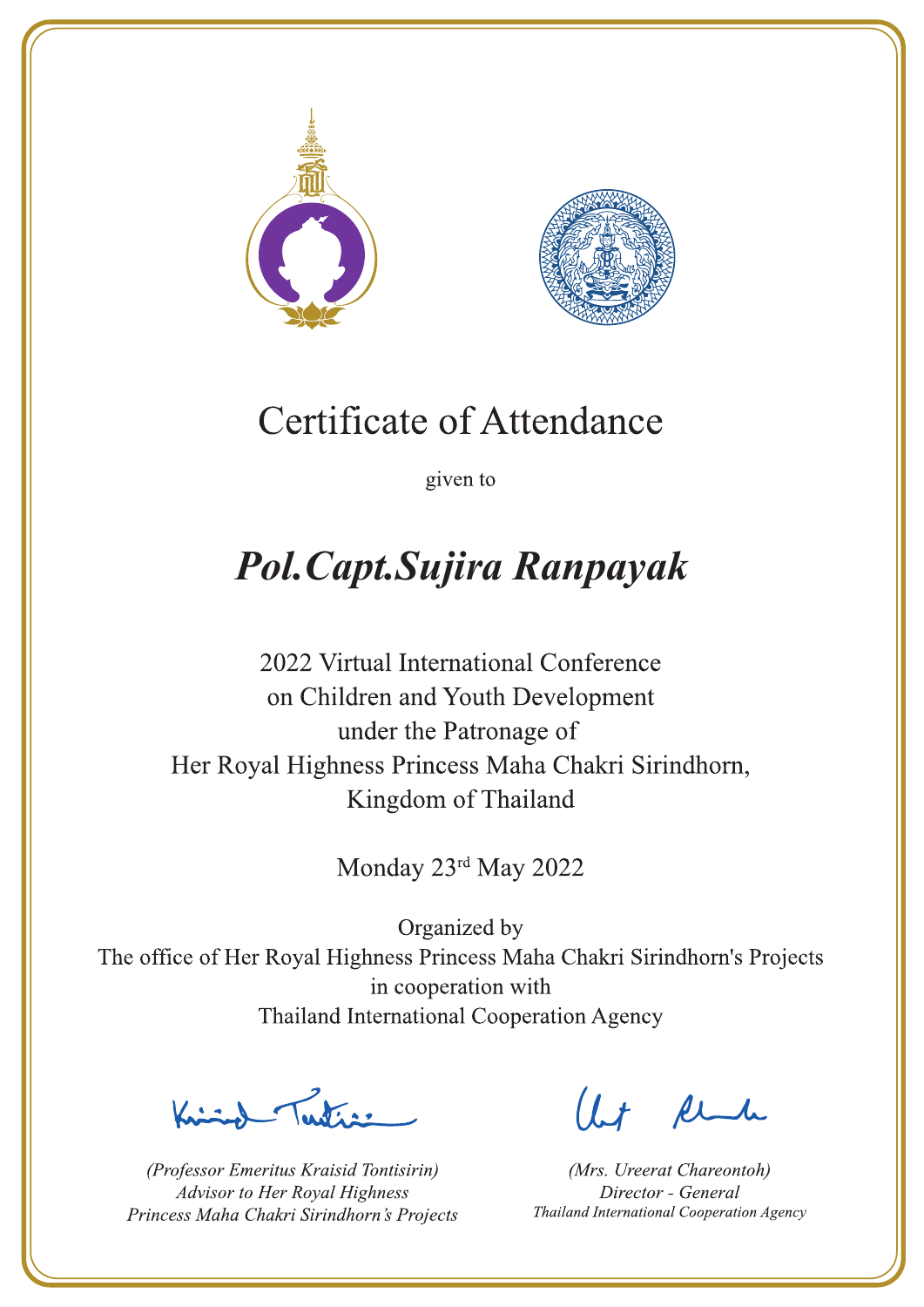# Certificate of Attendance

given to

## *Pol.Capt.Sujira Ranpayak*

2022 Virtual International Conference
on Children and Youth Development
under the Patronage of
Her Royal Highness Princess Maha Chakri Sirindhorn,
Kingdom of Thailand

Monday 23rd May 2022

Organized by
The office of Her Royal Highness Princess Maha Chakri Sirindhorn's Projects
in cooperation with
Thailand International Cooperation Agency

*(Professor Emeritus Kraisid Tontisirin)*
*Advisor to Her Royal Highness*
*Princess Maha Chakri Sirindhorn's Projects*

*(Mrs. Ureerat Chareontoh)*
*Director - General*
*Thailand International Cooperation Agency*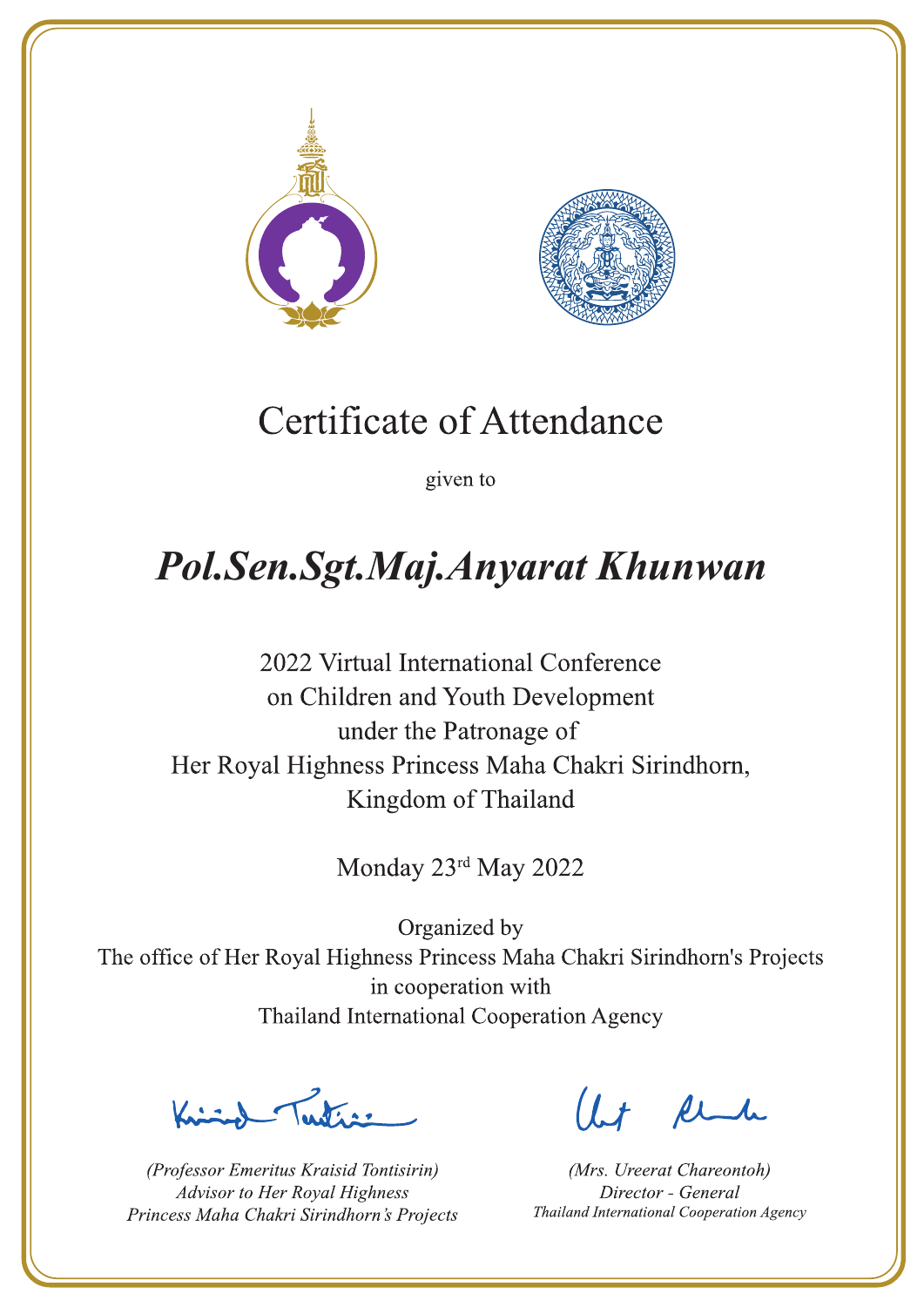# Certificate of Attendance

given to

## ***Pol.Sen.Sgt.Maj.Anyarat Khunwan***

2022 Virtual International Conference
on Children and Youth Development
under the Patronage of
Her Royal Highness Princess Maha Chakri Sirindhorn,
Kingdom of Thailand

Monday 23rd May 2022

Organized by
The office of Her Royal Highness Princess Maha Chakri Sirindhorn's Projects
in cooperation with
Thailand International Cooperation Agency

*(Professor Emeritus Kraisid Tontisirin)*
*Advisor to Her Royal Highness*
*Princess Maha Chakri Sirindhorn's Projects*

*(Mrs. Ureerat Chareontoh)*
*Director - General*
*Thailand International Cooperation Agency*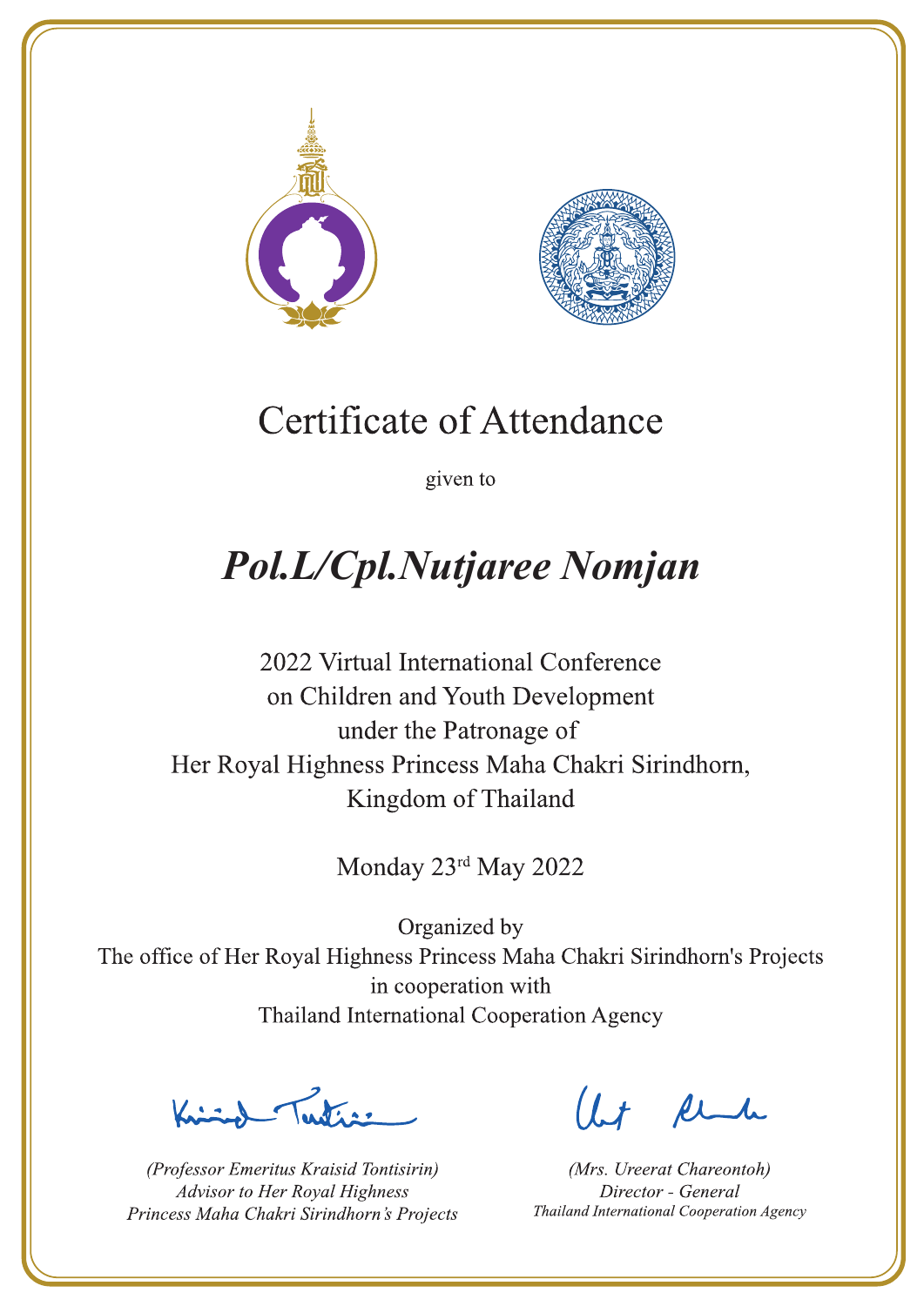# Certificate of Attendance

given to

## *Pol.L/Cpl.Nutjaree Nomjan*

2022 Virtual International Conference
on Children and Youth Development
under the Patronage of
Her Royal Highness Princess Maha Chakri Sirindhorn,
Kingdom of Thailand

Monday 23rd May 2022

Organized by
The office of Her Royal Highness Princess Maha Chakri Sirindhorn's Projects
in cooperation with
Thailand International Cooperation Agency

*(Professor Emeritus Kraisid Tontisirin)*
*Advisor to Her Royal Highness*
*Princess Maha Chakri Sirindhorn's Projects*

*(Mrs. Ureerat Chareontoh)*
*Director - General*
*Thailand International Cooperation Agency*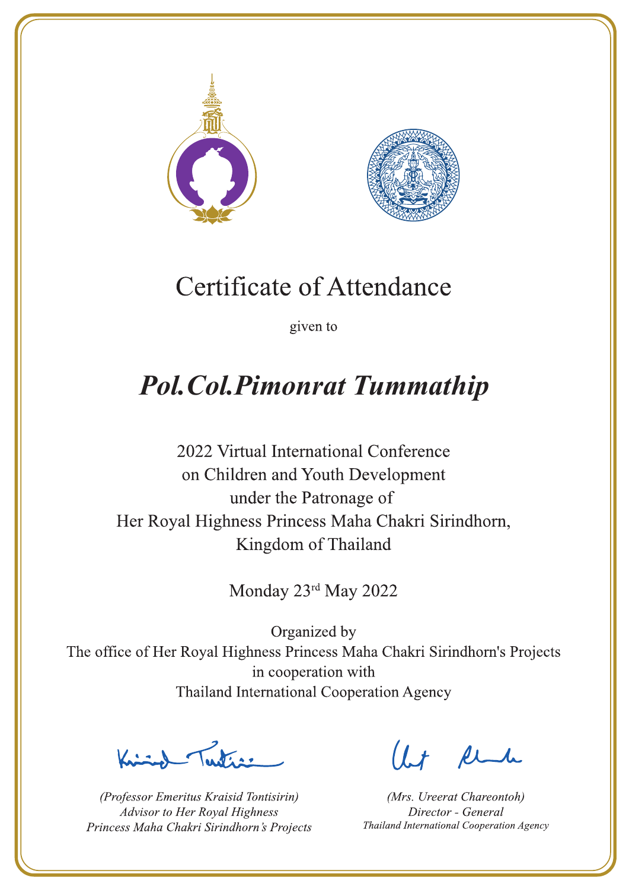# Certificate of Attendance

given to

## *Pol.Col.Pimonrat Tummathip*

2022 Virtual International Conference
on Children and Youth Development
under the Patronage of
Her Royal Highness Princess Maha Chakri Sirindhorn,
Kingdom of Thailand

Monday 23rd May 2022

Organized by
The office of Her Royal Highness Princess Maha Chakri Sirindhorn's Projects
in cooperation with
Thailand International Cooperation Agency

*(Professor Emeritus Kraisid Tontisirin)*
*Advisor to Her Royal Highness*
*Princess Maha Chakri Sirindhorn's Projects*

*(Mrs. Ureerat Chareontoh)*
*Director - General*
*Thailand International Cooperation Agency*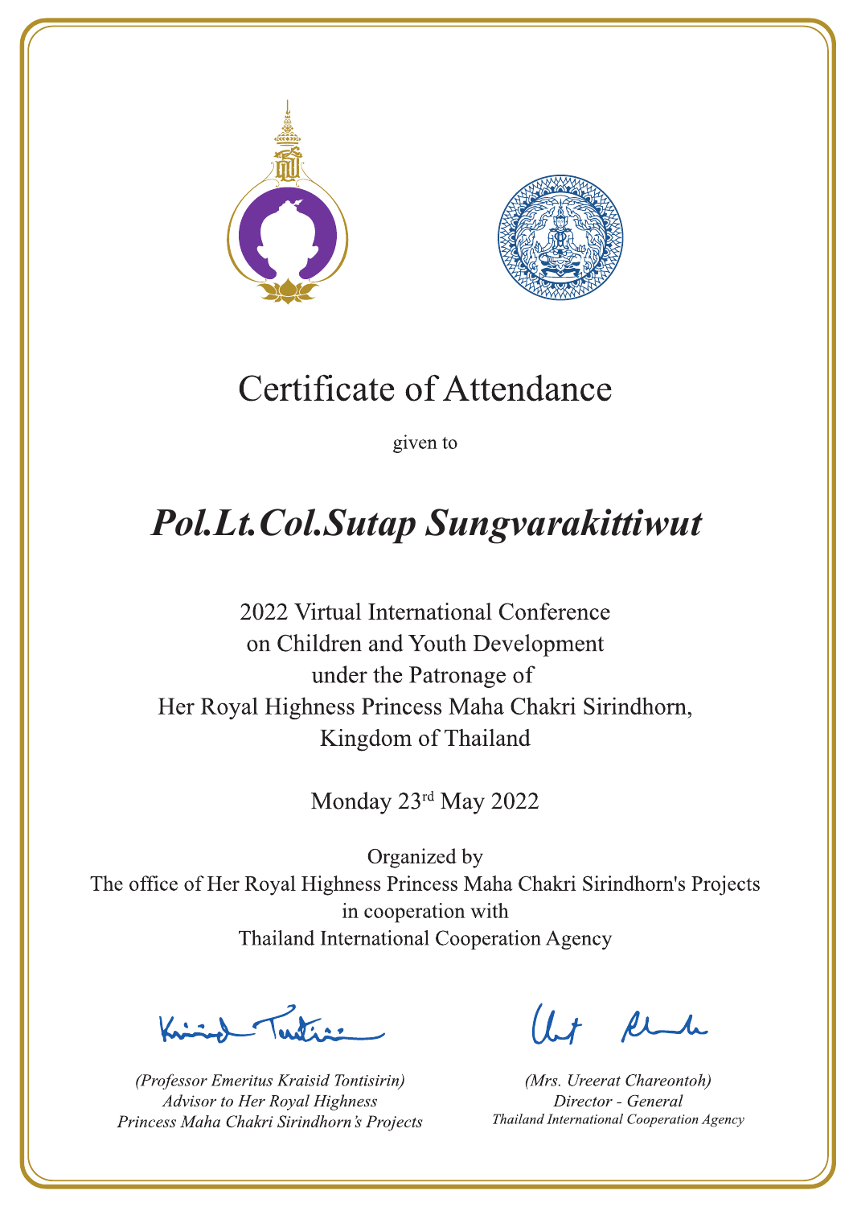# Certificate of Attendance

given to

## *Pol.Lt.Col.Sutap Sungvarakittiwut*

2022 Virtual International Conference
on Children and Youth Development
under the Patronage of
Her Royal Highness Princess Maha Chakri Sirindhorn,
Kingdom of Thailand

Monday 23rd May 2022

Organized by
The office of Her Royal Highness Princess Maha Chakri Sirindhorn's Projects
in cooperation with
Thailand International Cooperation Agency

*(Professor Emeritus Kraisid Tontisirin)*
*Advisor to Her Royal Highness*
*Princess Maha Chakri Sirindhorn's Projects*

*(Mrs. Ureerat Chareontoh)*
*Director - General*
*Thailand International Cooperation Agency*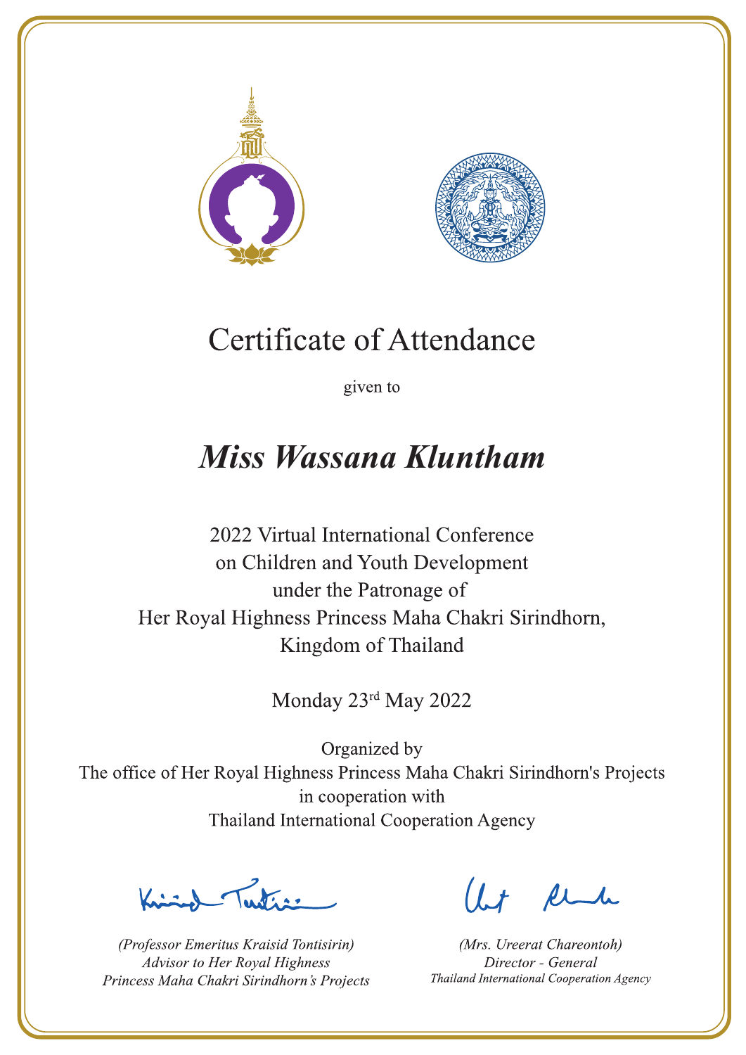# Certificate of Attendance

given to

***Miss Wassana Kluntham***

2022 Virtual International Conference
on Children and Youth Development
under the Patronage of
Her Royal Highness Princess Maha Chakri Sirindhorn,
Kingdom of Thailand

Monday 23rd May 2022

Organized by
The office of Her Royal Highness Princess Maha Chakri Sirindhorn's Projects
in cooperation with
Thailand International Cooperation Agency

*(Professor Emeritus Kraisid Tontisirin)*
*Advisor to Her Royal Highness*
*Princess Maha Chakri Sirindhorn's Projects*

*(Mrs. Ureerat Chareontoh)*
*Director - General*
*Thailand International Cooperation Agency*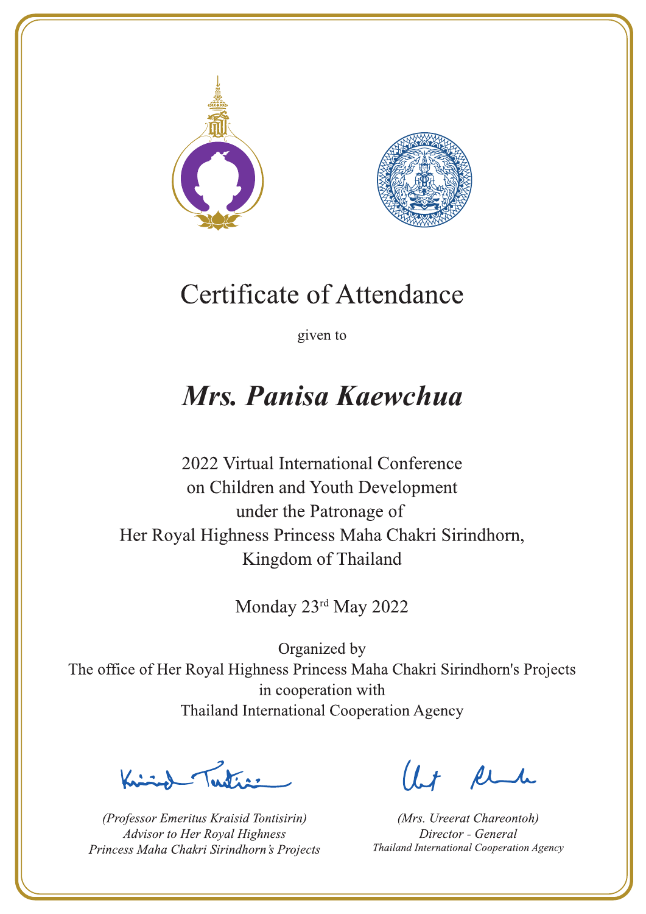# Certificate of Attendance

given to

## ***Mrs. Panisa Kaewchua***

2022 Virtual International Conference
on Children and Youth Development
under the Patronage of
Her Royal Highness Princess Maha Chakri Sirindhorn,
Kingdom of Thailand

Monday 23rd May 2022

Organized by
The office of Her Royal Highness Princess Maha Chakri Sirindhorn's Projects
in cooperation with
Thailand International Cooperation Agency

*(Professor Emeritus Kraisid Tontisirin)*
*Advisor to Her Royal Highness*
*Princess Maha Chakri Sirindhorn's Projects*

*(Mrs. Ureerat Chareontoh)*
*Director - General*
*Thailand International Cooperation Agency*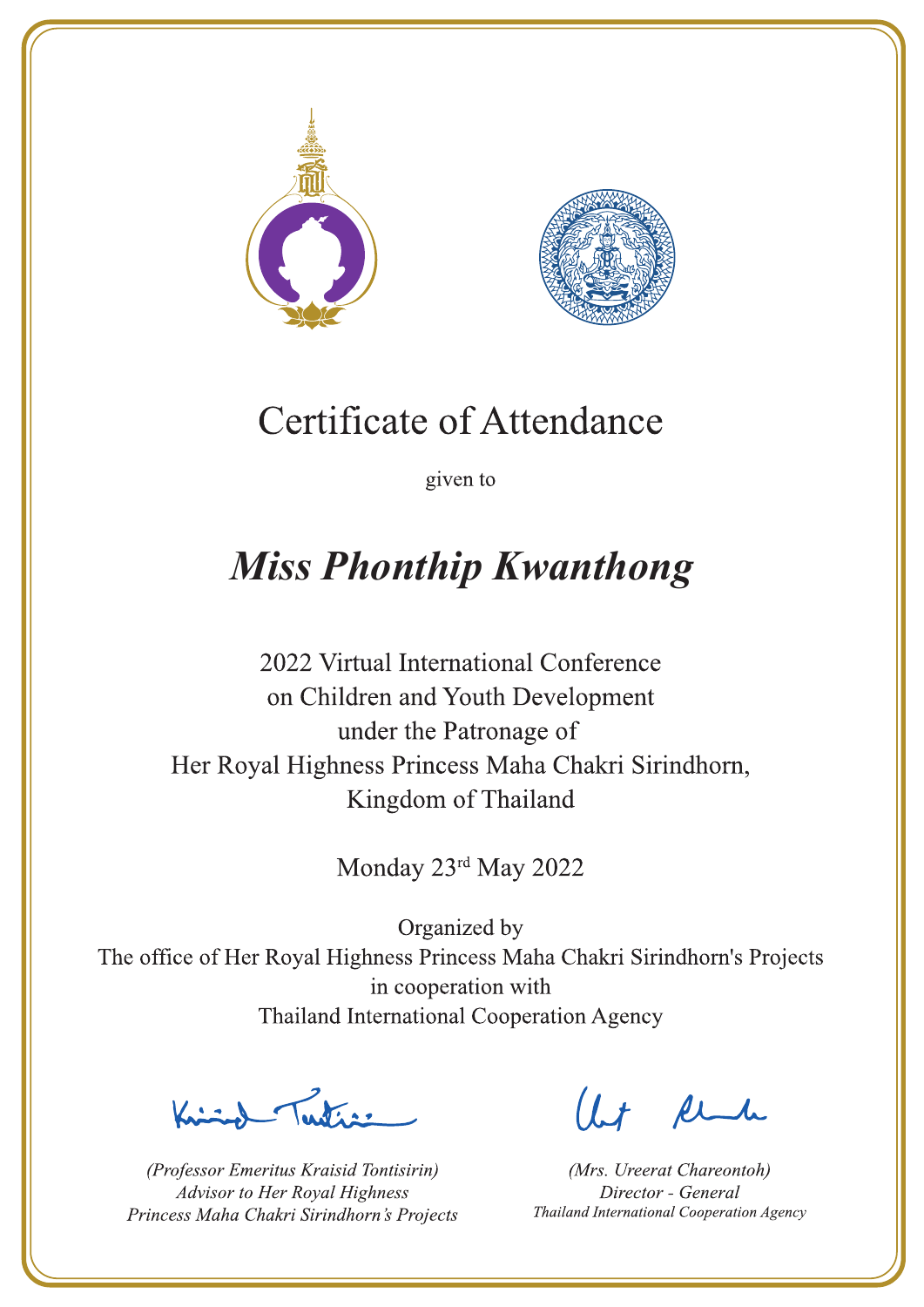# Certificate of Attendance

given to

## *Miss Phonthip Kwanthong*

2022 Virtual International Conference
on Children and Youth Development
under the Patronage of
Her Royal Highness Princess Maha Chakri Sirindhorn,
Kingdom of Thailand

Monday 23rd May 2022

Organized by
The office of Her Royal Highness Princess Maha Chakri Sirindhorn's Projects
in cooperation with
Thailand International Cooperation Agency

*(Professor Emeritus Kraisid Tontisirin)*
*Advisor to Her Royal Highness*
*Princess Maha Chakri Sirindhorn's Projects*

*(Mrs. Ureerat Chareontoh)*
*Director - General*
*Thailand International Cooperation Agency*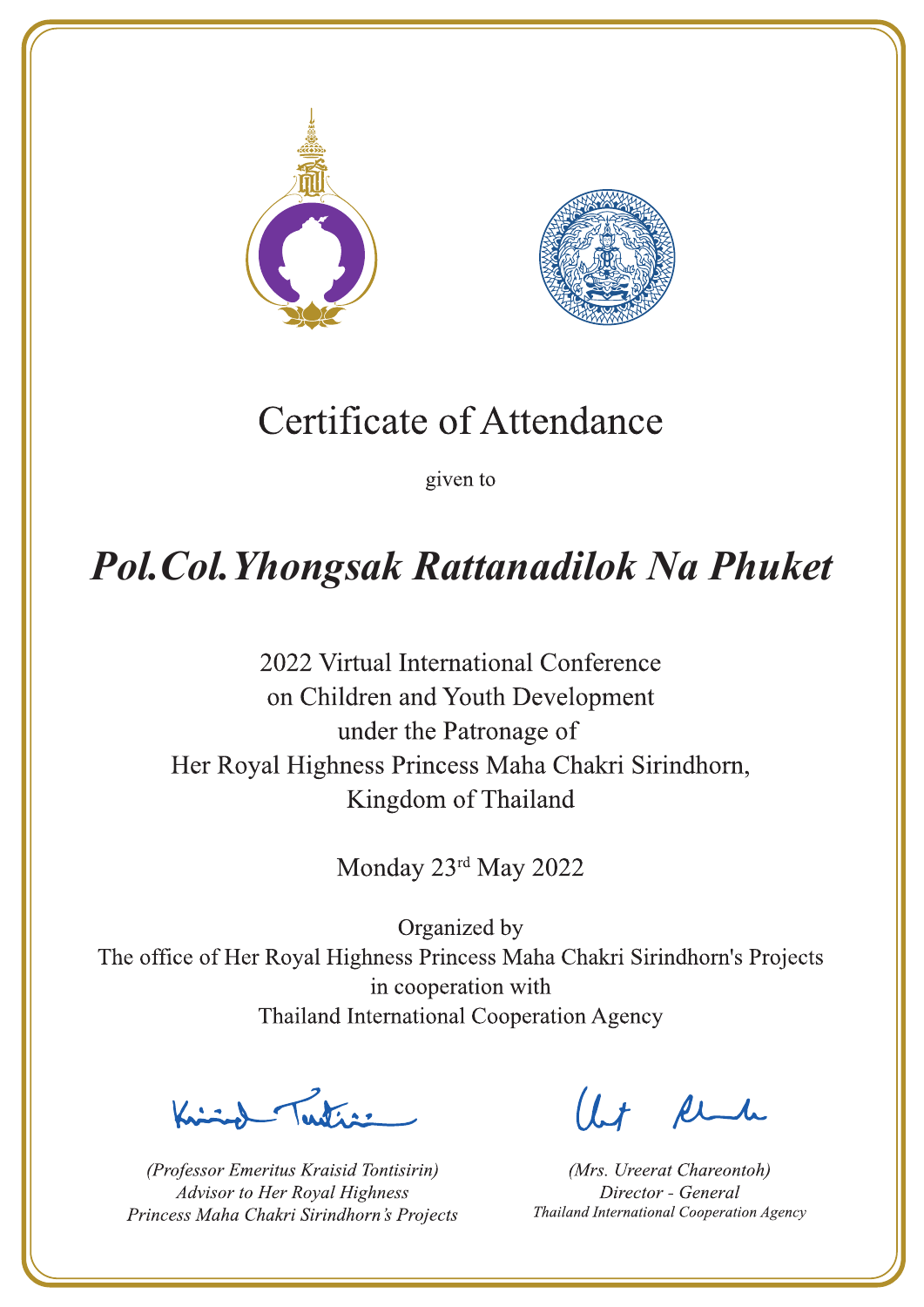# Certificate of Attendance

given to

## *Pol.Col.Yhongsak Rattanadilok Na Phuket*

2022 Virtual International Conference
on Children and Youth Development
under the Patronage of
Her Royal Highness Princess Maha Chakri Sirindhorn,
Kingdom of Thailand

Monday 23rd May 2022

Organized by
The office of Her Royal Highness Princess Maha Chakri Sirindhorn's Projects
in cooperation with
Thailand International Cooperation Agency

*(Professor Emeritus Kraisid Tontisirin)*
*Advisor to Her Royal Highness*
*Princess Maha Chakri Sirindhorn's Projects*

*(Mrs. Ureerat Chareontoh)*
*Director - General*
*Thailand International Cooperation Agency*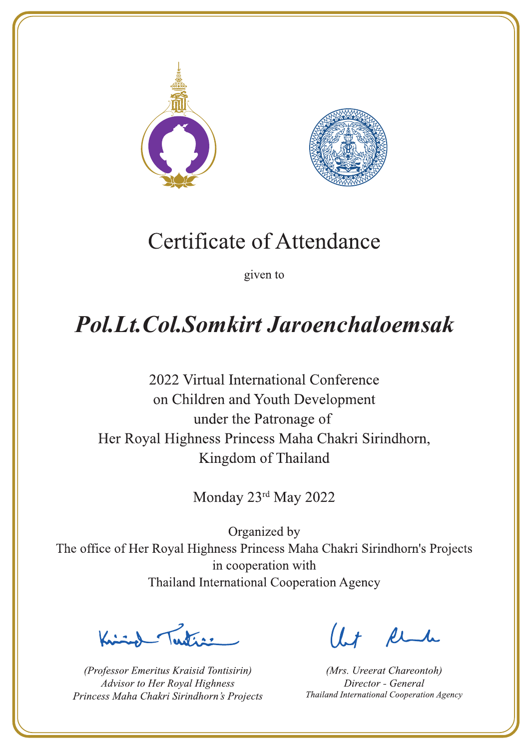# Certificate of Attendance

given to

## *Pol.Lt.Col.Somkirt Jaroenchaloemsak*

2022 Virtual International Conference
on Children and Youth Development
under the Patronage of
Her Royal Highness Princess Maha Chakri Sirindhorn,
Kingdom of Thailand

Monday 23rd May 2022

Organized by
The office of Her Royal Highness Princess Maha Chakri Sirindhorn's Projects
in cooperation with
Thailand International Cooperation Agency

*(Professor Emeritus Kraisid Tontisirin)*
*Advisor to Her Royal Highness*
*Princess Maha Chakri Sirindhorn's Projects*

*(Mrs. Ureerat Chareontoh)*
*Director - General*
*Thailand International Cooperation Agency*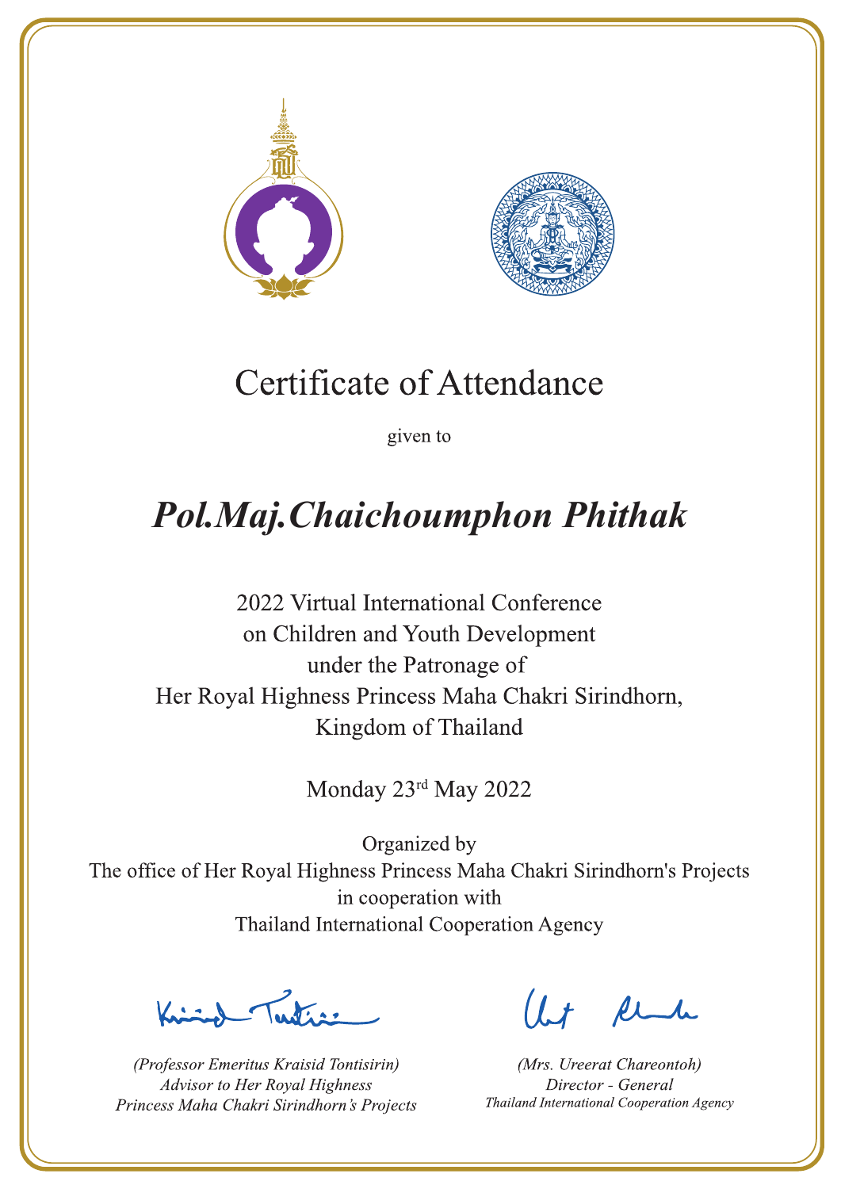# Certificate of Attendance

given to

## *Pol.Maj.Chaichoumphon Phithak*

2022 Virtual International Conference
on Children and Youth Development
under the Patronage of
Her Royal Highness Princess Maha Chakri Sirindhorn,
Kingdom of Thailand

Monday 23rd May 2022

Organized by
The office of Her Royal Highness Princess Maha Chakri Sirindhorn's Projects
in cooperation with
Thailand International Cooperation Agency

*(Professor Emeritus Kraisid Tontisirin)*
*Advisor to Her Royal Highness*
*Princess Maha Chakri Sirindhorn's Projects*

*(Mrs. Ureerat Chareontoh)*
*Director - General*
*Thailand International Cooperation Agency*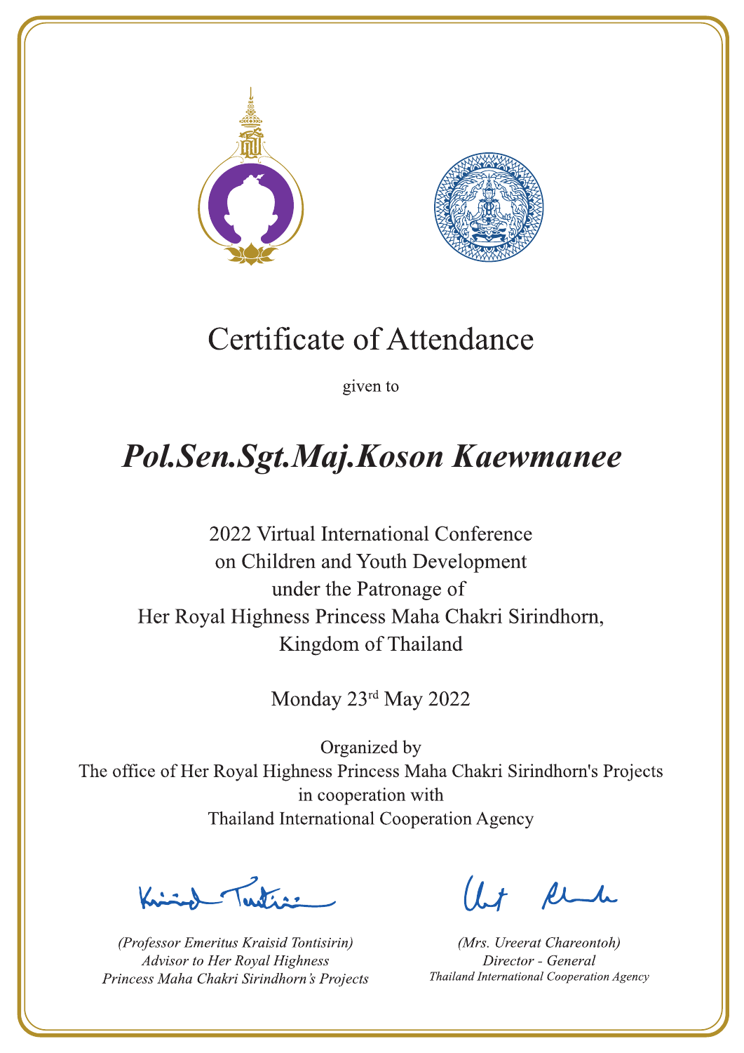# Certificate of Attendance

given to

## *Pol.Sen.Sgt.Maj.Koson Kaewmanee*

2022 Virtual International Conference
on Children and Youth Development
under the Patronage of
Her Royal Highness Princess Maha Chakri Sirindhorn,
Kingdom of Thailand

Monday 23rd May 2022

Organized by
The office of Her Royal Highness Princess Maha Chakri Sirindhorn's Projects
in cooperation with
Thailand International Cooperation Agency

*(Professor Emeritus Kraisid Tontisirin)*
*Advisor to Her Royal Highness*
*Princess Maha Chakri Sirindhorn's Projects*

*(Mrs. Ureerat Chareontoh)*
*Director - General*
*Thailand International Cooperation Agency*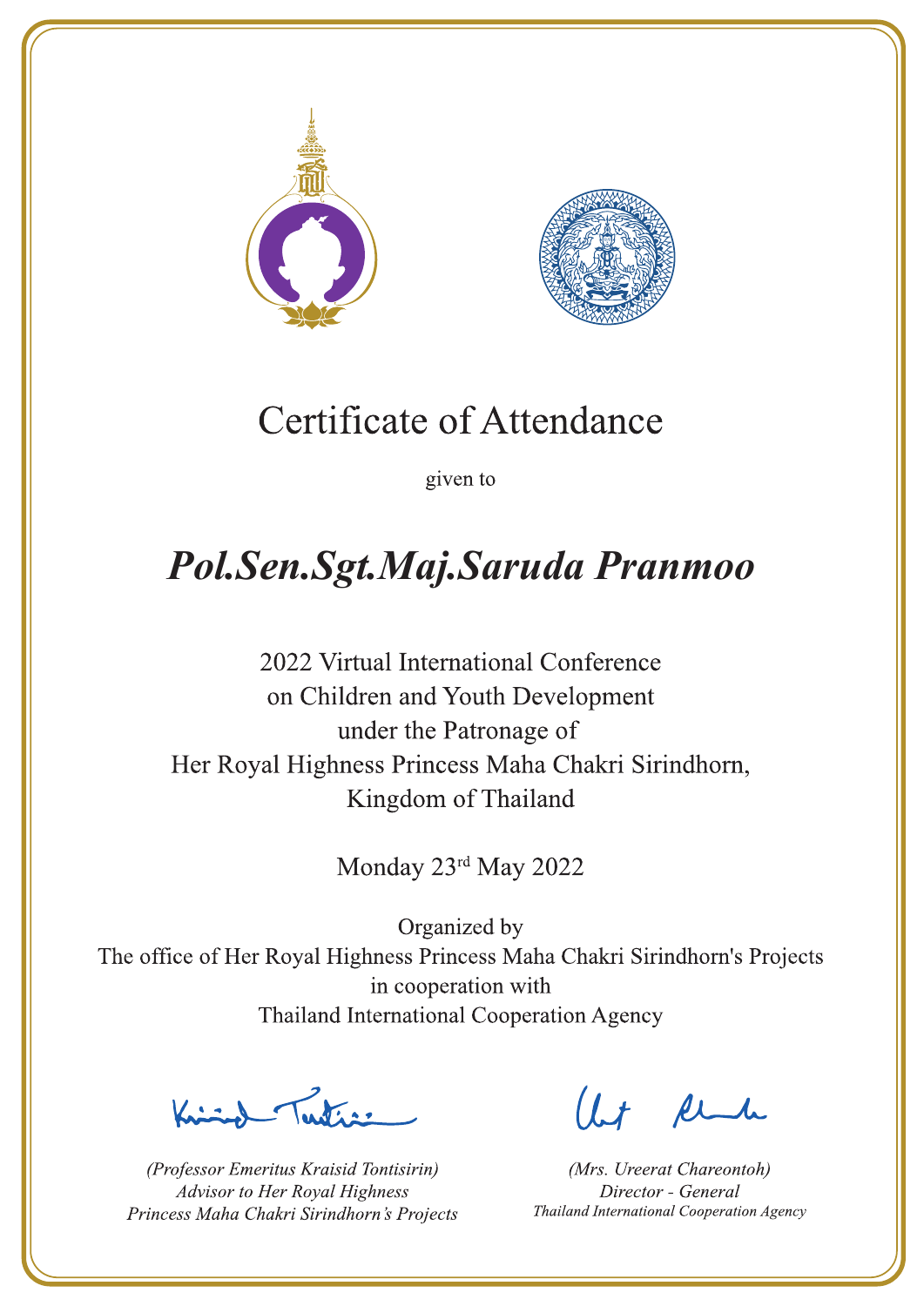# Certificate of Attendance

given to

## *Pol.Sen.Sgt.Maj.Saruda Pranmoo*

2022 Virtual International Conference
on Children and Youth Development
under the Patronage of
Her Royal Highness Princess Maha Chakri Sirindhorn,
Kingdom of Thailand

Monday 23rd May 2022

Organized by
The office of Her Royal Highness Princess Maha Chakri Sirindhorn's Projects
in cooperation with
Thailand International Cooperation Agency

*(Professor Emeritus Kraisid Tontisirin)*
*Advisor to Her Royal Highness*
*Princess Maha Chakri Sirindhorn's Projects*

*(Mrs. Ureerat Chareontoh)*
*Director - General*
*Thailand International Cooperation Agency*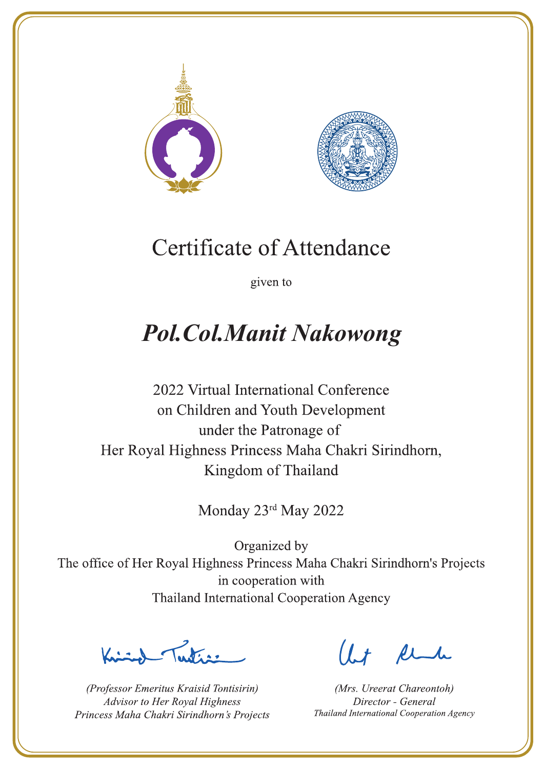# Certificate of Attendance

given to

## *Pol.Col.Manit Nakowong*

2022 Virtual International Conference
on Children and Youth Development
under the Patronage of
Her Royal Highness Princess Maha Chakri Sirindhorn,
Kingdom of Thailand

Monday 23rd May 2022

Organized by
The office of Her Royal Highness Princess Maha Chakri Sirindhorn's Projects
in cooperation with
Thailand International Cooperation Agency

*(Professor Emeritus Kraisid Tontisirin)*
*Advisor to Her Royal Highness*
*Princess Maha Chakri Sirindhorn's Projects*

*(Mrs. Ureerat Chareontoh)*
*Director - General*
*Thailand International Cooperation Agency*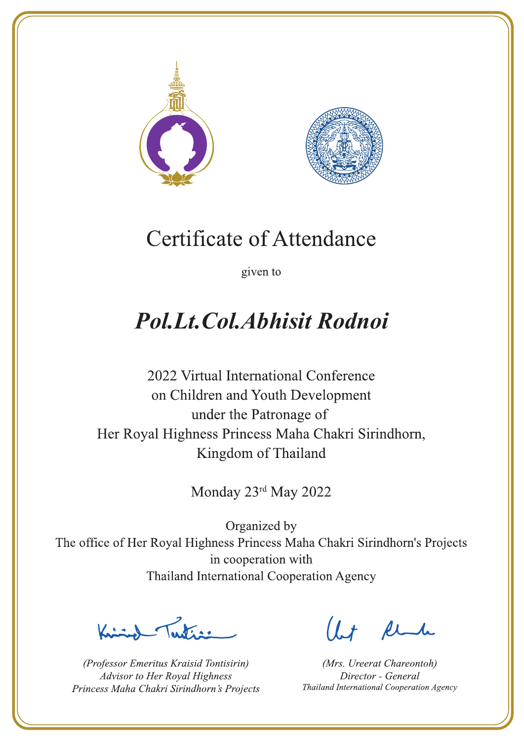# Certificate of Attendance

given to

## *Pol.Lt.Col.Abhisit Rodnoi*

2022 Virtual International Conference
on Children and Youth Development
under the Patronage of
Her Royal Highness Princess Maha Chakri Sirindhorn,
Kingdom of Thailand

Monday 23rd May 2022

Organized by
The office of Her Royal Highness Princess Maha Chakri Sirindhorn's Projects
in cooperation with
Thailand International Cooperation Agency

*(Professor Emeritus Kraisid Tontisirin)*
*Advisor to Her Royal Highness*
*Princess Maha Chakri Sirindhorn's Projects*

*(Mrs. Ureerat Chareontoh)*
*Director - General*
*Thailand International Cooperation Agency*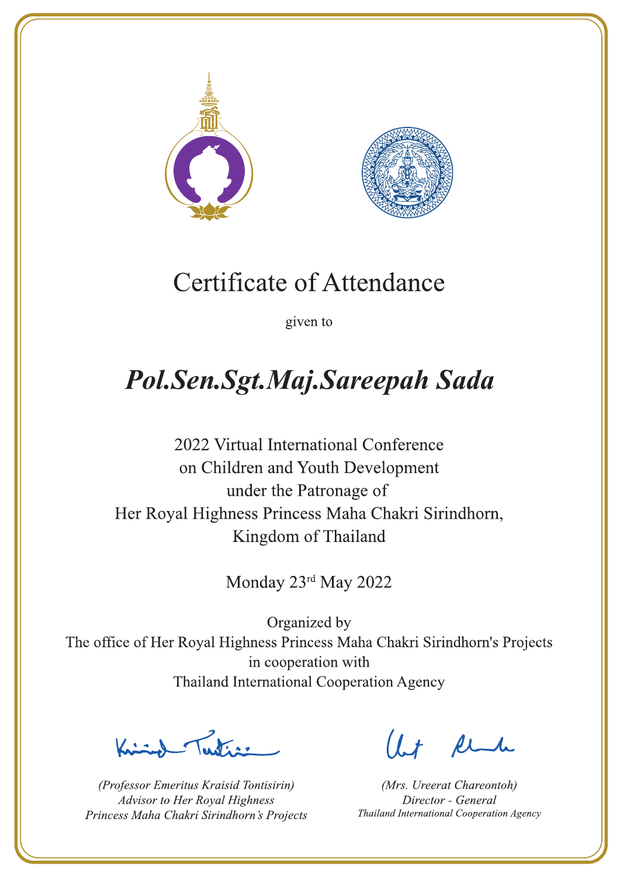# Certificate of Attendance

given to

## *Pol.Sen.Sgt.Maj.Sareepah Sada*

2022 Virtual International Conference
on Children and Youth Development
under the Patronage of
Her Royal Highness Princess Maha Chakri Sirindhorn,
Kingdom of Thailand

Monday 23rd May 2022

Organized by
The office of Her Royal Highness Princess Maha Chakri Sirindhorn's Projects
in cooperation with
Thailand International Cooperation Agency

*(Professor Emeritus Kraisid Tontisirin)*
*Advisor to Her Royal Highness*
*Princess Maha Chakri Sirindhorn's Projects*

*(Mrs. Ureerat Chareontoh)*
*Director - General*
*Thailand International Cooperation Agency*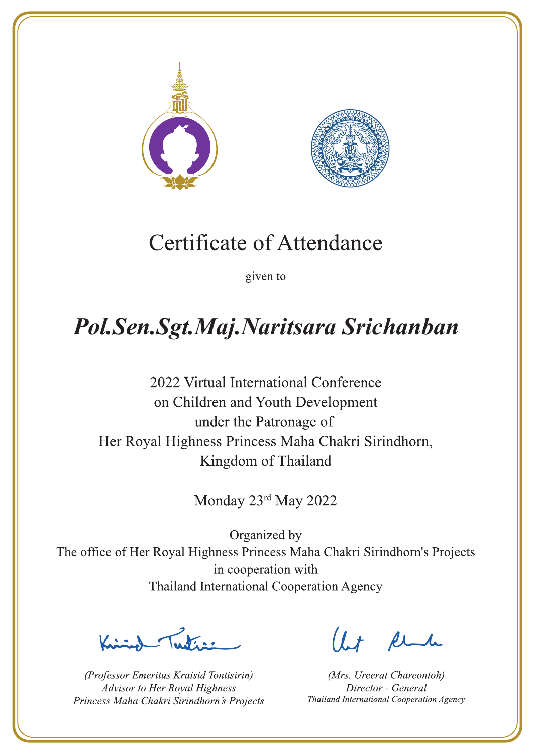# Certificate of Attendance

given to

## *Pol.Sen.Sgt.Maj.Naritsara Srichanban*

2022 Virtual International Conference
on Children and Youth Development
under the Patronage of
Her Royal Highness Princess Maha Chakri Sirindhorn,
Kingdom of Thailand

Monday 23rd May 2022

Organized by
The office of Her Royal Highness Princess Maha Chakri Sirindhorn's Projects
in cooperation with
Thailand International Cooperation Agency

*(Professor Emeritus Kraisid Tontisirin)*
*Advisor to Her Royal Highness*
*Princess Maha Chakri Sirindhorn's Projects*

*(Mrs. Ureerat Chareontoh)*
*Director - General*
*Thailand International Cooperation Agency*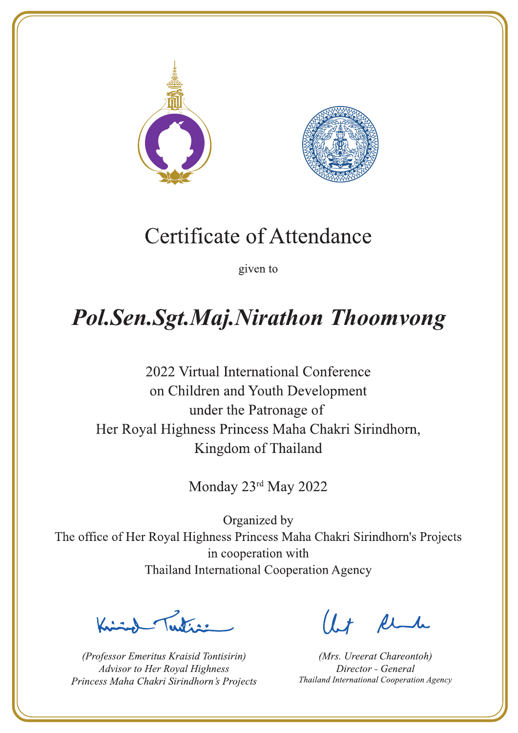# Certificate of Attendance

given to

## ***Pol.Sen.Sgt.Maj.Nirathon Thoomvong***

2022 Virtual International Conference
on Children and Youth Development
under the Patronage of
Her Royal Highness Princess Maha Chakri Sirindhorn,
Kingdom of Thailand

Monday 23rd May 2022

Organized by
The office of Her Royal Highness Princess Maha Chakri Sirindhorn's Projects
in cooperation with
Thailand International Cooperation Agency

*(Professor Emeritus Kraisid Tontisirin)*
*Advisor to Her Royal Highness*
*Princess Maha Chakri Sirindhorn's Projects*

*(Mrs. Ureerat Chareontoh)*
*Director - General*
*Thailand International Cooperation Agency*